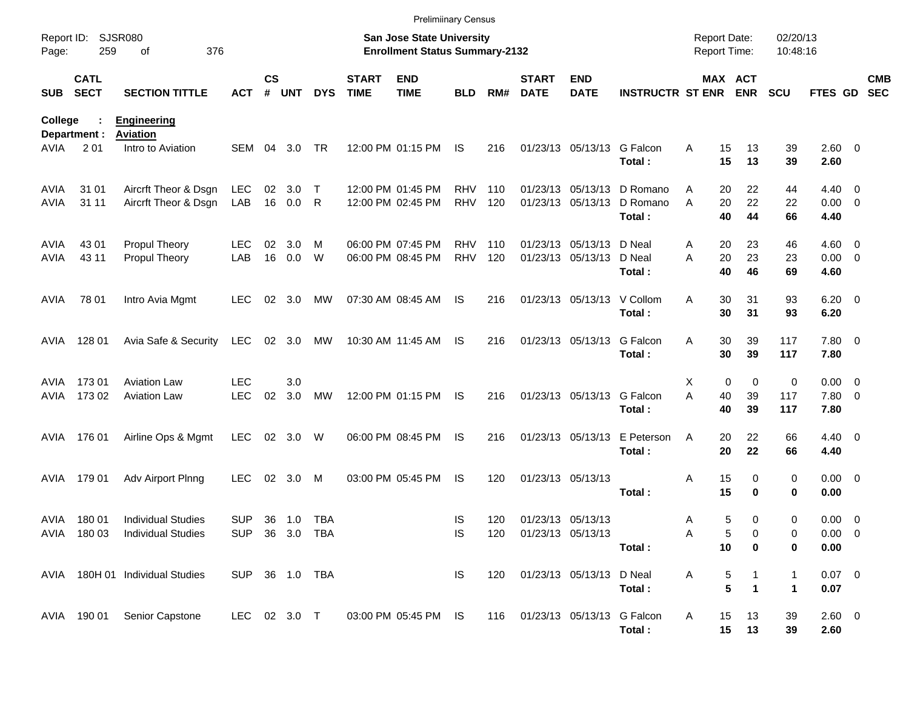Preliminary Census

Report ID: SJSR080
Page: 259 of 376

**San Jose State University**
**Enrollment Status Summary-2132**

Report Date: 02/20/13
Report Time: 10:48:16

College : **Engineering**
Department : **Aviation**

| SUB | CATL SECT | SECTION TITTLE | ACT | CS # | UNT | DYS | START TIME | END TIME | BLD | RM# | START DATE | END DATE | INSTRUCTR | ST | MAX ENR | ACT ENR | SCU | FTES | GD | CMB SEC |
|---|---|---|---|---|---|---|---|---|---|---|---|---|---|---|---|---|---|---|---|---|
| AVIA | 2 01 | Intro to Aviation | SEM | 04 | 3.0 | TR | 12:00 PM | 01:15 PM | IS | 216 | 01/23/13 | 05/13/13 | G Falcon | A | 15 | 13 | 39 | 2.60 | 0 | |
| | | | | | | | | | | | | | **Total :** | | **15** | **13** | **39** | **2.60** | | |
| AVIA | 31 01 | Aircrft Theor & Dsgn | LEC | 02 | 3.0 | T | 12:00 PM | 01:45 PM | RHV | 110 | 01/23/13 | 05/13/13 | D Romano | A | 20 | 22 | 44 | 4.40 | 0 | |
| AVIA | 31 11 | Aircrft Theor & Dsgn | LAB | 16 | 0.0 | R | 12:00 PM | 02:45 PM | RHV | 120 | 01/23/13 | 05/13/13 | D Romano | A | 20 | 22 | 22 | 0.00 | 0 | |
| | | | | | | | | | | | | | **Total :** | | **40** | **44** | **66** | **4.40** | | |
| AVIA | 43 01 | Propul Theory | LEC | 02 | 3.0 | M | 06:00 PM | 07:45 PM | RHV | 110 | 01/23/13 | 05/13/13 | D Neal | A | 20 | 23 | 46 | 4.60 | 0 | |
| AVIA | 43 11 | Propul Theory | LAB | 16 | 0.0 | W | 06:00 PM | 08:45 PM | RHV | 120 | 01/23/13 | 05/13/13 | D Neal | A | 20 | 23 | 23 | 0.00 | 0 | |
| | | | | | | | | | | | | | **Total :** | | **40** | **46** | **69** | **4.60** | | |
| AVIA | 78 01 | Intro Avia Mgmt | LEC | 02 | 3.0 | MW | 07:30 AM | 08:45 AM | IS | 216 | 01/23/13 | 05/13/13 | V Collom | A | 30 | 31 | 93 | 6.20 | 0 | |
| | | | | | | | | | | | | | **Total :** | | **30** | **31** | **93** | **6.20** | | |
| AVIA | 128 01 | Avia Safe & Security | LEC | 02 | 3.0 | MW | 10:30 AM | 11:45 AM | IS | 216 | 01/23/13 | 05/13/13 | G Falcon | A | 30 | 39 | 117 | 7.80 | 0 | |
| | | | | | | | | | | | | | **Total :** | | **30** | **39** | **117** | **7.80** | | |
| AVIA | 173 01 | Aviation Law | LEC | | 3.0 | | | | | | | | | X | 0 | 0 | 0 | 0.00 | 0 | |
| AVIA | 173 02 | Aviation Law | LEC | 02 | 3.0 | MW | 12:00 PM | 01:15 PM | IS | 216 | 01/23/13 | 05/13/13 | G Falcon | A | 40 | 39 | 117 | 7.80 | 0 | |
| | | | | | | | | | | | | | **Total :** | | **40** | **39** | **117** | **7.80** | | |
| AVIA | 176 01 | Airline Ops & Mgmt | LEC | 02 | 3.0 | W | 06:00 PM | 08:45 PM | IS | 216 | 01/23/13 | 05/13/13 | E Peterson | A | 20 | 22 | 66 | 4.40 | 0 | |
| | | | | | | | | | | | | | **Total :** | | **20** | **22** | **66** | **4.40** | | |
| AVIA | 179 01 | Adv Airport Plnng | LEC | 02 | 3.0 | M | 03:00 PM | 05:45 PM | IS | 120 | 01/23/13 | 05/13/13 | | A | 15 | 0 | 0 | 0.00 | 0 | |
| | | | | | | | | | | | | | **Total :** | | **15** | **0** | **0** | **0.00** | | |
| AVIA | 180 01 | Individual Studies | SUP | 36 | 1.0 | TBA | | | IS | 120 | 01/23/13 | 05/13/13 | | A | 5 | 0 | 0 | 0.00 | 0 | |
| AVIA | 180 03 | Individual Studies | SUP | 36 | 3.0 | TBA | | | IS | 120 | 01/23/13 | 05/13/13 | | A | 5 | 0 | 0 | 0.00 | 0 | |
| | | | | | | | | | | | | | **Total :** | | **10** | **0** | **0** | **0.00** | | |
| AVIA | 180H 01 | Individual Studies | SUP | 36 | 1.0 | TBA | | | IS | 120 | 01/23/13 | 05/13/13 | D Neal | A | 5 | 1 | 1 | 0.07 | 0 | |
| | | | | | | | | | | | | | **Total :** | | **5** | **1** | **1** | **0.07** | | |
| AVIA | 190 01 | Senior Capstone | LEC | 02 | 3.0 | T | 03:00 PM | 05:45 PM | IS | 116 | 01/23/13 | 05/13/13 | G Falcon | A | 15 | 13 | 39 | 2.60 | 0 | |
| | | | | | | | | | | | | | **Total :** | | **15** | **13** | **39** | **2.60** | | |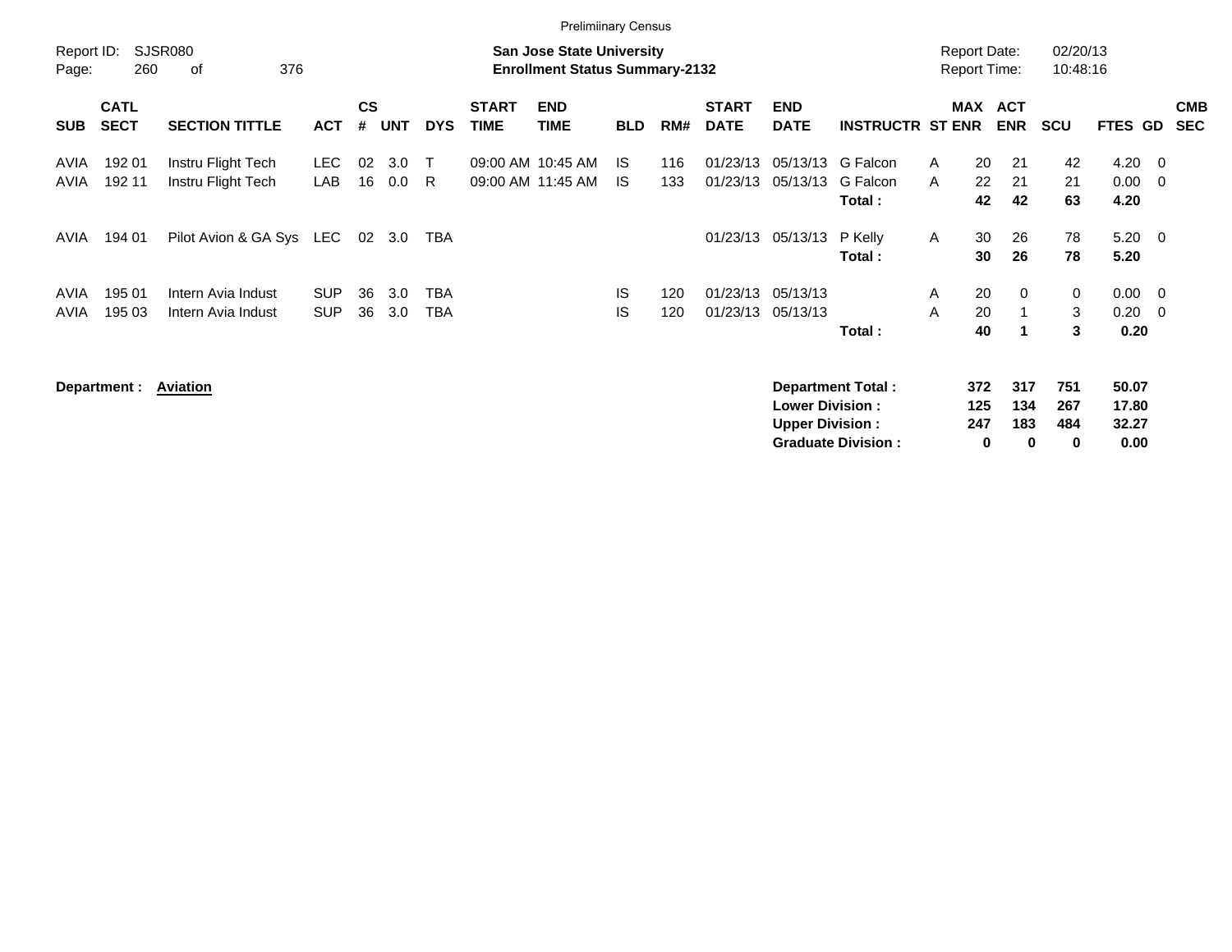Prelimiinary Census

Report ID: SJSR080
Page: 260 of 376

**San Jose State University**
**Enrollment Status Summary-2132**

Report Date: 02/20/13
Report Time: 10:48:16

| SUB | CATL SECT | SECTION TITTLE | ACT | CS # | UNT | DYS | START TIME | END TIME | BLD | RM# | START DATE | END DATE | INSTRUCTR | ST | MAX ENR | ACT ENR | SCU | FTES | GD | CMB SEC |
|---|---|---|---|---|---|---|---|---|---|---|---|---|---|---|---|---|---|---|---|---|
| AVIA | 192 01 | Instru Flight Tech | LEC | 02 | 3.0 | T | 09:00 AM | 10:45 AM | IS | 116 | 01/23/13 | 05/13/13 | G Falcon | A | 20 | 21 | 42 | 4.20 | 0 | |
| AVIA | 192 11 | Instru Flight Tech | LAB | 16 | 0.0 | R | 09:00 AM | 11:45 AM | IS | 133 | 01/23/13 | 05/13/13 | G Falcon | A | 22 | 21 | 21 | 0.00 | 0 | |
| | | | | | | | | | | | | | **Total :** | | **42** | **42** | **63** | **4.20** | | |
| AVIA | 194 01 | Pilot Avion & GA Sys | LEC | 02 | 3.0 | TBA | | | | | 01/23/13 | 05/13/13 | P Kelly | A | 30 | 26 | 78 | 5.20 | 0 | |
| | | | | | | | | | | | | | **Total :** | | **30** | **26** | **78** | **5.20** | | |
| AVIA | 195 01 | Intern Avia Indust | SUP | 36 | 3.0 | TBA | | | IS | 120 | 01/23/13 | 05/13/13 | | A | 20 | 0 | 0 | 0.00 | 0 | |
| AVIA | 195 03 | Intern Avia Indust | SUP | 36 | 3.0 | TBA | | | IS | 120 | 01/23/13 | 05/13/13 | | A | 20 | 1 | 3 | 0.20 | 0 | |
| | | | | | | | | | | | | | **Total :** | | **40** | **1** | **3** | **0.20** | | |

**Department : Aviation**

| | MAX ENR | ACT ENR | SCU | FTES |
|---|---|---|---|---|
| **Department Total :** | **372** | **317** | **751** | **50.07** |
| **Lower Division :** | **125** | **134** | **267** | **17.80** |
| **Upper Division :** | **247** | **183** | **484** | **32.27** |
| **Graduate Division :** | **0** | **0** | **0** | **0.00** |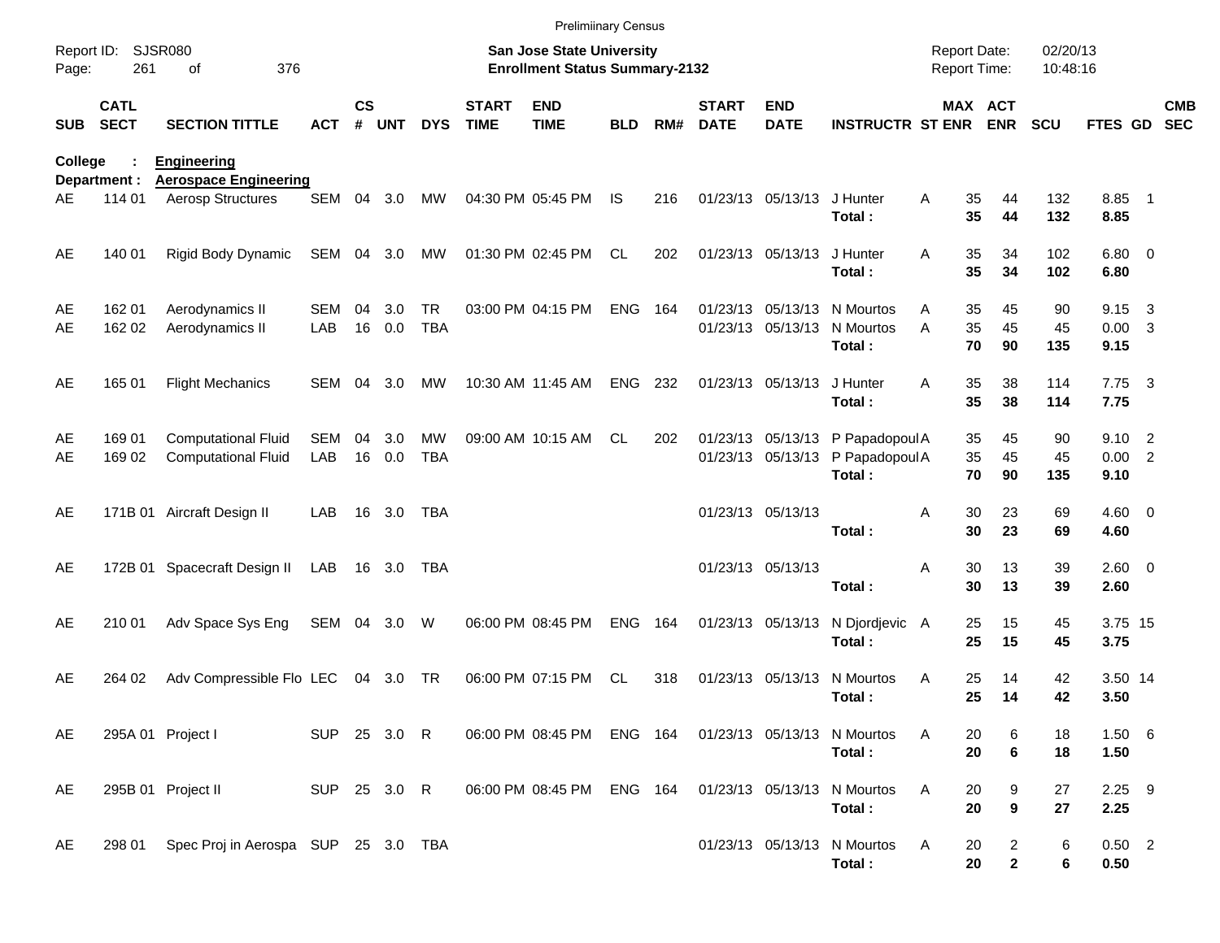Preliminary Census

Report ID: SJSR080
Page: 261 of 376

**San Jose State University**
**Enrollment Status Summary-2132**

Report Date: 02/20/13
Report Time: 10:48:16

**College : Engineering**
**Department : Aerospace Engineering**

| SUB | CATL SECT | SECTION TITTLE | ACT | CS # | UNT | DYS | START TIME | END TIME | BLD | RM# | START DATE | END DATE | INSTRUCTR | ST | MAX ENR | ACT ENR | SCU | FTES | GD | CMB SEC |
|---|---|---|---|---|---|---|---|---|---|---|---|---|---|---|---|---|---|---|---|---|
| AE | 114 01 | Aerosp Structures | SEM | 04 | 3.0 | MW | 04:30 PM | 05:45 PM | IS | 216 | 01/23/13 | 05/13/13 | J Hunter | A | 35 | 44 | 132 | 8.85 | 1 | |
| | | | | | | | | | | | | | **Total :** | | **35** | **44** | **132** | **8.85** | | |
| AE | 140 01 | Rigid Body Dynamic | SEM | 04 | 3.0 | MW | 01:30 PM | 02:45 PM | CL | 202 | 01/23/13 | 05/13/13 | J Hunter | A | 35 | 34 | 102 | 6.80 | 0 | |
| | | | | | | | | | | | | | **Total :** | | **35** | **34** | **102** | **6.80** | | |
| AE | 162 01 | Aerodynamics II | SEM | 04 | 3.0 | TR | 03:00 PM | 04:15 PM | ENG | 164 | 01/23/13 | 05/13/13 | N Mourtos | A | 35 | 45 | 90 | 9.15 | 3 | |
| AE | 162 02 | Aerodynamics II | LAB | 16 | 0.0 | TBA | | | | | 01/23/13 | 05/13/13 | N Mourtos | A | 35 | 45 | 45 | 0.00 | 3 | |
| | | | | | | | | | | | | | **Total :** | | **70** | **90** | **135** | **9.15** | | |
| AE | 165 01 | Flight Mechanics | SEM | 04 | 3.0 | MW | 10:30 AM | 11:45 AM | ENG | 232 | 01/23/13 | 05/13/13 | J Hunter | A | 35 | 38 | 114 | 7.75 | 3 | |
| | | | | | | | | | | | | | **Total :** | | **35** | **38** | **114** | **7.75** | | |
| AE | 169 01 | Computational Fluid | SEM | 04 | 3.0 | MW | 09:00 AM | 10:15 AM | CL | 202 | 01/23/13 | 05/13/13 | P Papadopoul | A | 35 | 45 | 90 | 9.10 | 2 | |
| AE | 169 02 | Computational Fluid | LAB | 16 | 0.0 | TBA | | | | | 01/23/13 | 05/13/13 | P Papadopoul | A | 35 | 45 | 45 | 0.00 | 2 | |
| | | | | | | | | | | | | | **Total :** | | **70** | **90** | **135** | **9.10** | | |
| AE | 171B 01 | Aircraft Design II | LAB | 16 | 3.0 | TBA | | | | | 01/23/13 | 05/13/13 | | A | 30 | 23 | 69 | 4.60 | 0 | |
| | | | | | | | | | | | | | **Total :** | | **30** | **23** | **69** | **4.60** | | |
| AE | 172B 01 | Spacecraft Design II | LAB | 16 | 3.0 | TBA | | | | | 01/23/13 | 05/13/13 | | A | 30 | 13 | 39 | 2.60 | 0 | |
| | | | | | | | | | | | | | **Total :** | | **30** | **13** | **39** | **2.60** | | |
| AE | 210 01 | Adv Space Sys Eng | SEM | 04 | 3.0 | W | 06:00 PM | 08:45 PM | ENG | 164 | 01/23/13 | 05/13/13 | N Djordjevic | A | 25 | 15 | 45 | 3.75 | 15 | |
| | | | | | | | | | | | | | **Total :** | | **25** | **15** | **45** | **3.75** | | |
| AE | 264 02 | Adv Compressible Flo | LEC | 04 | 3.0 | TR | 06:00 PM | 07:15 PM | CL | 318 | 01/23/13 | 05/13/13 | N Mourtos | A | 25 | 14 | 42 | 3.50 | 14 | |
| | | | | | | | | | | | | | **Total :** | | **25** | **14** | **42** | **3.50** | | |
| AE | 295A 01 | Project I | SUP | 25 | 3.0 | R | 06:00 PM | 08:45 PM | ENG | 164 | 01/23/13 | 05/13/13 | N Mourtos | A | 20 | 6 | 18 | 1.50 | 6 | |
| | | | | | | | | | | | | | **Total :** | | **20** | **6** | **18** | **1.50** | | |
| AE | 295B 01 | Project II | SUP | 25 | 3.0 | R | 06:00 PM | 08:45 PM | ENG | 164 | 01/23/13 | 05/13/13 | N Mourtos | A | 20 | 9 | 27 | 2.25 | 9 | |
| | | | | | | | | | | | | | **Total :** | | **20** | **9** | **27** | **2.25** | | |
| AE | 298 01 | Spec Proj in Aerospa | SUP | 25 | 3.0 | TBA | | | | | 01/23/13 | 05/13/13 | N Mourtos | A | 20 | 2 | 6 | 0.50 | 2 | |
| | | | | | | | | | | | | | **Total :** | | **20** | **2** | **6** | **0.50** | | |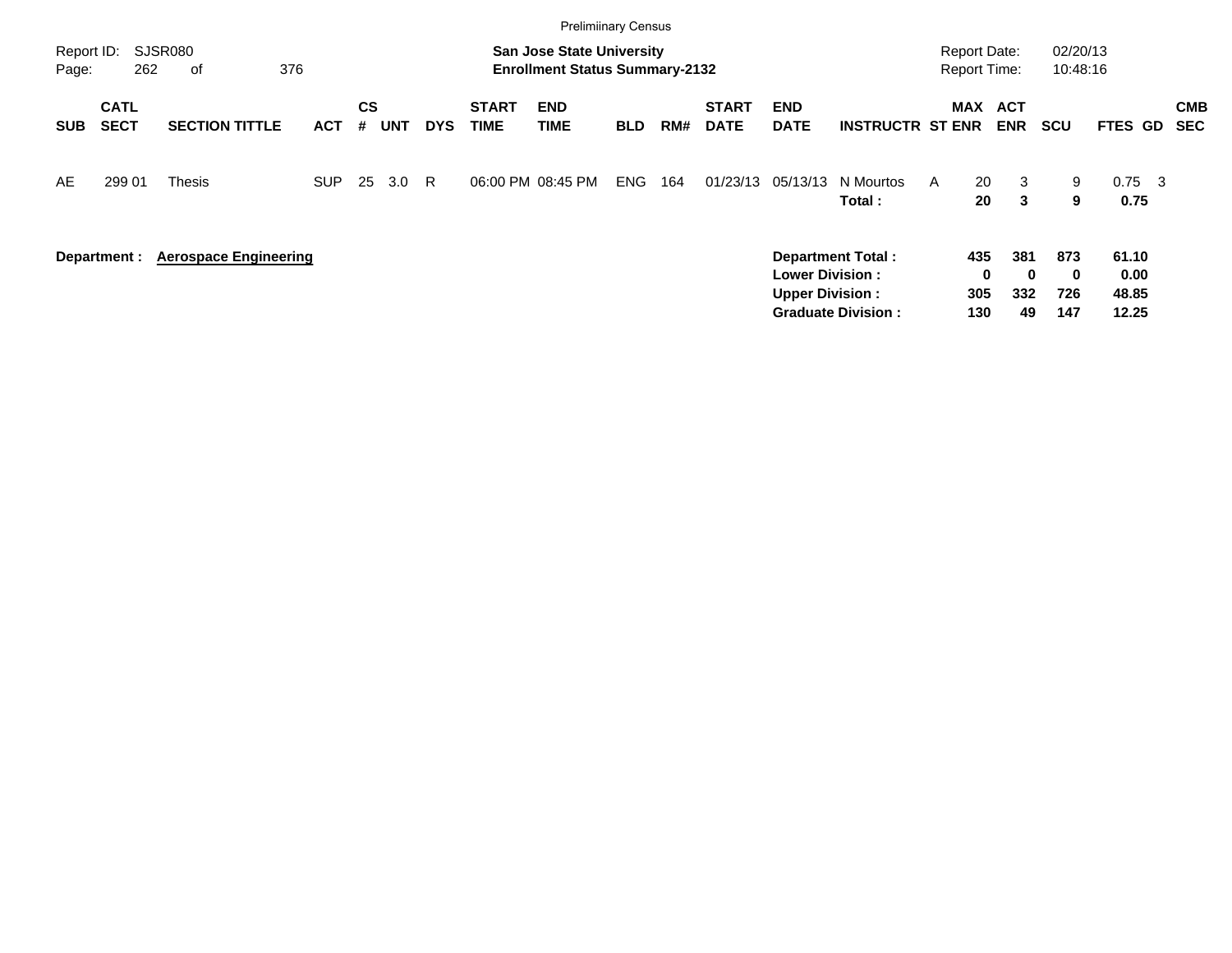Prelimiinary Census

Report ID: SJSR080
Page: 262 of 376

**San Jose State University**
**Enrollment Status Summary-2132**

Report Date: 02/20/13
Report Time: 10:48:16

| SUB | CATL SECT | SECTION TITTLE | ACT | CS # | UNT | DYS | START TIME | END TIME | BLD | RM# | START DATE | END DATE | INSTRUCTR | ST | MAX ENR | ACT ENR | SCU | FTES | GD | CMB SEC |
|---|---|---|---|---|---|---|---|---|---|---|---|---|---|---|---|---|---|---|---|---|
| AE | 299 01 | Thesis | SUP | 25 | 3.0 | R | 06:00 PM | 08:45 PM | ENG | 164 | 01/23/13 | 05/13/13 | N Mourtos | A | 20 | 3 | 9 | 0.75 | 3 | |
| | | | | | | | | | | | | | **Total :** | | **20** | **3** | **9** | **0.75** | | |

**Department :** **Aerospace Engineering**

| | MAX ENR | ACT ENR | SCU | FTES |
|---|---|---|---|---|
| **Department Total :** | **435** | **381** | **873** | **61.10** |
| **Lower Division :** | **0** | **0** | **0** | **0.00** |
| **Upper Division :** | **305** | **332** | **726** | **48.85** |
| **Graduate Division :** | **130** | **49** | **147** | **12.25** |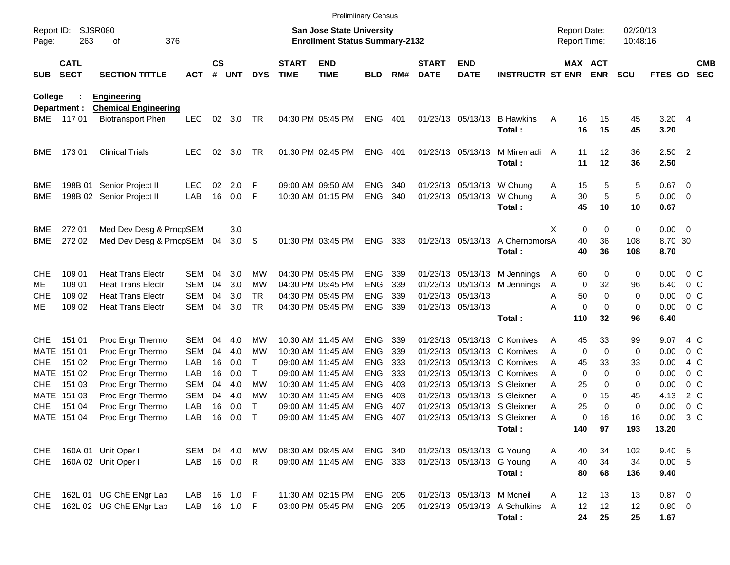Preliminary Census

Report ID: SJSR080
Page: 263 of 376

**San Jose State University**
**Enrollment Status Summary-2132**

Report Date: 02/20/13
Report Time: 10:48:16

**College : Engineering**
**Department : Chemical Engineering**

| SUB | CATL SECT | SECTION TITTLE | ACT | CS # | UNT | DYS | START TIME | END TIME | BLD | RM# | START DATE | END DATE | INSTRUCTR | ST | MAX ENR | ACT ENR | SCU | FTES | GD | CMB SEC |
|---|---|---|---|---|---|---|---|---|---|---|---|---|---|---|---|---|---|---|---|---|
| BME | 117 01 | Biotransport Phen | LEC | 02 | 3.0 | TR | 04:30 PM | 05:45 PM | ENG | 401 | 01/23/13 | 05/13/13 | B Hawkins | A | 16 | 15 | 45 | 3.20 | 4 | |
| | | | | | | | | | | | | | **Total :** | | **16** | **15** | **45** | **3.20** | | |
| BME | 173 01 | Clinical Trials | LEC | 02 | 3.0 | TR | 01:30 PM | 02:45 PM | ENG | 401 | 01/23/13 | 05/13/13 | M Miremadi | A | 11 | 12 | 36 | 2.50 | 2 | |
| | | | | | | | | | | | | | **Total :** | | **11** | **12** | **36** | **2.50** | | |
| BME | 198B 01 | Senior Project II | LEC | 02 | 2.0 | F | 09:00 AM | 09:50 AM | ENG | 340 | 01/23/13 | 05/13/13 | W Chung | A | 15 | 5 | 5 | 0.67 | 0 | |
| BME | 198B 02 | Senior Project II | LAB | 16 | 0.0 | F | 10:30 AM | 01:15 PM | ENG | 340 | 01/23/13 | 05/13/13 | W Chung | A | 30 | 5 | 5 | 0.00 | 0 | |
| | | | | | | | | | | | | | **Total :** | | **45** | **10** | **10** | **0.67** | | |
| BME | 272 01 | Med Dev Desg & Prncp | SEM | | 3.0 | | | | | | | | | X | 0 | 0 | 0 | 0.00 | 0 | |
| BME | 272 02 | Med Dev Desg & Prncp | SEM | 04 | 3.0 | S | 01:30 PM | 03:45 PM | ENG | 333 | 01/23/13 | 05/13/13 | A Chernomors | A | 40 | 36 | 108 | 8.70 | 30 | |
| | | | | | | | | | | | | | **Total :** | | **40** | **36** | **108** | **8.70** | | |
| CHE | 109 01 | Heat Trans Electr | SEM | 04 | 3.0 | MW | 04:30 PM | 05:45 PM | ENG | 339 | 01/23/13 | 05/13/13 | M Jennings | A | 60 | 0 | 0 | 0.00 | 0 | C |
| ME | 109 01 | Heat Trans Electr | SEM | 04 | 3.0 | MW | 04:30 PM | 05:45 PM | ENG | 339 | 01/23/13 | 05/13/13 | M Jennings | A | 0 | 32 | 96 | 6.40 | 0 | C |
| CHE | 109 02 | Heat Trans Electr | SEM | 04 | 3.0 | TR | 04:30 PM | 05:45 PM | ENG | 339 | 01/23/13 | 05/13/13 | | A | 50 | 0 | 0 | 0.00 | 0 | C |
| ME | 109 02 | Heat Trans Electr | SEM | 04 | 3.0 | TR | 04:30 PM | 05:45 PM | ENG | 339 | 01/23/13 | 05/13/13 | | A | 0 | 0 | 0 | 0.00 | 0 | C |
| | | | | | | | | | | | | | **Total :** | | **110** | **32** | **96** | **6.40** | | |
| CHE | 151 01 | Proc Engr Thermo | SEM | 04 | 4.0 | MW | 10:30 AM | 11:45 AM | ENG | 339 | 01/23/13 | 05/13/13 | C Komives | A | 45 | 33 | 99 | 9.07 | 4 | C |
| MATE | 151 01 | Proc Engr Thermo | SEM | 04 | 4.0 | MW | 10:30 AM | 11:45 AM | ENG | 339 | 01/23/13 | 05/13/13 | C Komives | A | 0 | 0 | 0 | 0.00 | 0 | C |
| CHE | 151 02 | Proc Engr Thermo | LAB | 16 | 0.0 | T | 09:00 AM | 11:45 AM | ENG | 333 | 01/23/13 | 05/13/13 | C Komives | A | 45 | 33 | 33 | 0.00 | 4 | C |
| MATE | 151 02 | Proc Engr Thermo | LAB | 16 | 0.0 | T | 09:00 AM | 11:45 AM | ENG | 333 | 01/23/13 | 05/13/13 | C Komives | A | 0 | 0 | 0 | 0.00 | 0 | C |
| CHE | 151 03 | Proc Engr Thermo | SEM | 04 | 4.0 | MW | 10:30 AM | 11:45 AM | ENG | 403 | 01/23/13 | 05/13/13 | S Gleixner | A | 25 | 0 | 0 | 0.00 | 0 | C |
| MATE | 151 03 | Proc Engr Thermo | SEM | 04 | 4.0 | MW | 10:30 AM | 11:45 AM | ENG | 403 | 01/23/13 | 05/13/13 | S Gleixner | A | 0 | 15 | 45 | 4.13 | 2 | C |
| CHE | 151 04 | Proc Engr Thermo | LAB | 16 | 0.0 | T | 09:00 AM | 11:45 AM | ENG | 407 | 01/23/13 | 05/13/13 | S Gleixner | A | 25 | 0 | 0 | 0.00 | 0 | C |
| MATE | 151 04 | Proc Engr Thermo | LAB | 16 | 0.0 | T | 09:00 AM | 11:45 AM | ENG | 407 | 01/23/13 | 05/13/13 | S Gleixner | A | 0 | 16 | 16 | 0.00 | 3 | C |
| | | | | | | | | | | | | | **Total :** | | **140** | **97** | **193** | **13.20** | | |
| CHE | 160A 01 | Unit Oper I | SEM | 04 | 4.0 | MW | 08:30 AM | 09:45 AM | ENG | 340 | 01/23/13 | 05/13/13 | G Young | A | 40 | 34 | 102 | 9.40 | 5 | |
| CHE | 160A 02 | Unit Oper I | LAB | 16 | 0.0 | R | 09:00 AM | 11:45 AM | ENG | 333 | 01/23/13 | 05/13/13 | G Young | A | 40 | 34 | 34 | 0.00 | 5 | |
| | | | | | | | | | | | | | **Total :** | | **80** | **68** | **136** | **9.40** | | |
| CHE | 162L 01 | UG ChE ENgr Lab | LAB | 16 | 1.0 | F | 11:30 AM | 02:15 PM | ENG | 205 | 01/23/13 | 05/13/13 | M Mcneil | A | 12 | 13 | 13 | 0.87 | 0 | |
| CHE | 162L 02 | UG ChE ENgr Lab | LAB | 16 | 1.0 | F | 03:00 PM | 05:45 PM | ENG | 205 | 01/23/13 | 05/13/13 | A Schulkins | A | 12 | 12 | 12 | 0.80 | 0 | |
| | | | | | | | | | | | | | **Total :** | | **24** | **25** | **25** | **1.67** | | |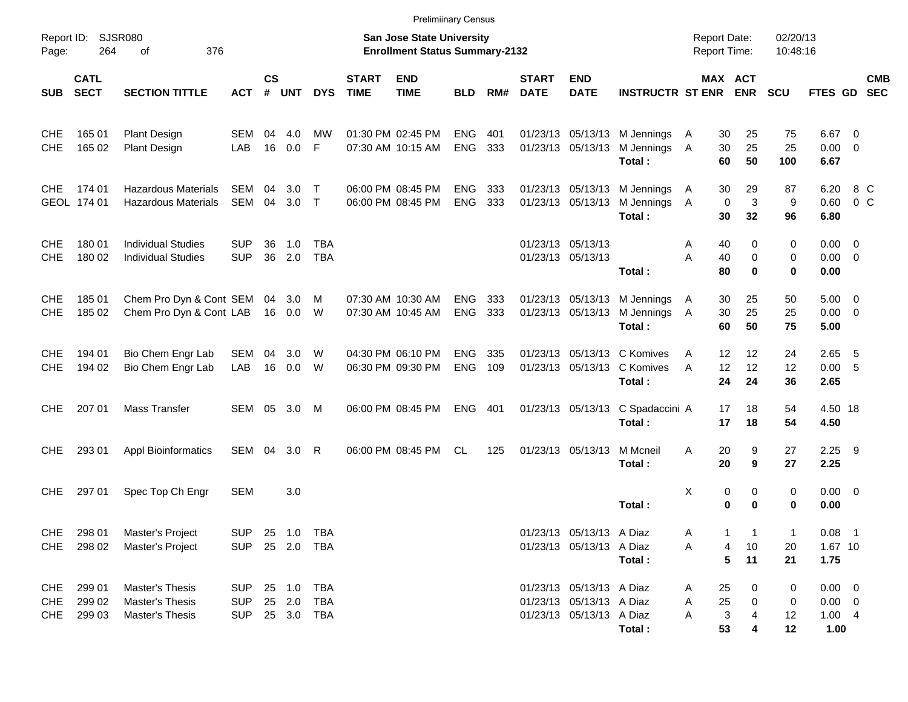Preliminary Census

Report ID: SJSR080

**San Jose State University**
**Enrollment Status Summary-2132**

Report Date: 02/20/13
Report Time: 10:48:16

| SUB | CATL SECT | SECTION TITTLE | ACT | CS # | UNT | DYS | START TIME | END TIME | BLD | RM# | START DATE | END DATE | INSTRUCTR | ST | MAX ENR | ACT ENR | SCU | FTES | GD | CMB SEC |
|---|---|---|---|---|---|---|---|---|---|---|---|---|---|---|---|---|---|---|---|---|
| CHE | 165 01 | Plant Design | SEM | 04 | 4.0 | MW | 01:30 PM | 02:45 PM | ENG | 401 | 01/23/13 | 05/13/13 | M Jennings | A | 30 | 25 | 75 | 6.67 | 0 | |
| CHE | 165 02 | Plant Design | LAB | 16 | 0.0 | F | 07:30 AM | 10:15 AM | ENG | 333 | 01/23/13 | 05/13/13 | M Jennings | A | 30 | 25 | 25 | 0.00 | 0 | |
| | | | | | | | | | | | | | **Total :** | | **60** | **50** | **100** | **6.67** | | |
| CHE | 174 01 | Hazardous Materials | SEM | 04 | 3.0 | T | 06:00 PM | 08:45 PM | ENG | 333 | 01/23/13 | 05/13/13 | M Jennings | A | 30 | 29 | 87 | 6.20 | 8 | C |
| GEOL | 174 01 | Hazardous Materials | SEM | 04 | 3.0 | T | 06:00 PM | 08:45 PM | ENG | 333 | 01/23/13 | 05/13/13 | M Jennings | A | 0 | 3 | 9 | 0.60 | 0 | C |
| | | | | | | | | | | | | | **Total :** | | **30** | **32** | **96** | **6.80** | | |
| CHE | 180 01 | Individual Studies | SUP | 36 | 1.0 | TBA | | | | | 01/23/13 | 05/13/13 | | A | 40 | 0 | 0 | 0.00 | 0 | |
| CHE | 180 02 | Individual Studies | SUP | 36 | 2.0 | TBA | | | | | 01/23/13 | 05/13/13 | | A | 40 | 0 | 0 | 0.00 | 0 | |
| | | | | | | | | | | | | | **Total :** | | **80** | **0** | **0** | **0.00** | | |
| CHE | 185 01 | Chem Pro Dyn & Cont | SEM | 04 | 3.0 | M | 07:30 AM | 10:30 AM | ENG | 333 | 01/23/13 | 05/13/13 | M Jennings | A | 30 | 25 | 50 | 5.00 | 0 | |
| CHE | 185 02 | Chem Pro Dyn & Cont | LAB | 16 | 0.0 | W | 07:30 AM | 10:45 AM | ENG | 333 | 01/23/13 | 05/13/13 | M Jennings | A | 30 | 25 | 25 | 0.00 | 0 | |
| | | | | | | | | | | | | | **Total :** | | **60** | **50** | **75** | **5.00** | | |
| CHE | 194 01 | Bio Chem Engr Lab | SEM | 04 | 3.0 | W | 04:30 PM | 06:10 PM | ENG | 335 | 01/23/13 | 05/13/13 | C Komives | A | 12 | 12 | 24 | 2.65 | 5 | |
| CHE | 194 02 | Bio Chem Engr Lab | LAB | 16 | 0.0 | W | 06:30 PM | 09:30 PM | ENG | 109 | 01/23/13 | 05/13/13 | C Komives | A | 12 | 12 | 12 | 0.00 | 5 | |
| | | | | | | | | | | | | | **Total :** | | **24** | **24** | **36** | **2.65** | | |
| CHE | 207 01 | Mass Transfer | SEM | 05 | 3.0 | M | 06:00 PM | 08:45 PM | ENG | 401 | 01/23/13 | 05/13/13 | C Spadaccini | A | 17 | 18 | 54 | 4.50 | 18 | |
| | | | | | | | | | | | | | **Total :** | | **17** | **18** | **54** | **4.50** | | |
| CHE | 293 01 | Appl Bioinformatics | SEM | 04 | 3.0 | R | 06:00 PM | 08:45 PM | CL | 125 | 01/23/13 | 05/13/13 | M Mcneil | A | 20 | 9 | 27 | 2.25 | 9 | |
| | | | | | | | | | | | | | **Total :** | | **20** | **9** | **27** | **2.25** | | |
| CHE | 297 01 | Spec Top Ch Engr | SEM | | 3.0 | | | | | | | | | X | 0 | 0 | 0 | 0.00 | 0 | |
| | | | | | | | | | | | | | **Total :** | | **0** | **0** | **0** | **0.00** | | |
| CHE | 298 01 | Master's Project | SUP | 25 | 1.0 | TBA | | | | | 01/23/13 | 05/13/13 | A Diaz | A | 1 | 1 | 1 | 0.08 | 1 | |
| CHE | 298 02 | Master's Project | SUP | 25 | 2.0 | TBA | | | | | 01/23/13 | 05/13/13 | A Diaz | A | 4 | 10 | 20 | 1.67 | 10 | |
| | | | | | | | | | | | | | **Total :** | | **5** | **11** | **21** | **1.75** | | |
| CHE | 299 01 | Master's Thesis | SUP | 25 | 1.0 | TBA | | | | | 01/23/13 | 05/13/13 | A Diaz | A | 25 | 0 | 0 | 0.00 | 0 | |
| CHE | 299 02 | Master's Thesis | SUP | 25 | 2.0 | TBA | | | | | 01/23/13 | 05/13/13 | A Diaz | A | 25 | 0 | 0 | 0.00 | 0 | |
| CHE | 299 03 | Master's Thesis | SUP | 25 | 3.0 | TBA | | | | | 01/23/13 | 05/13/13 | A Diaz | A | 3 | 4 | 12 | 1.00 | 4 | |
| | | | | | | | | | | | | | **Total :** | | **53** | **4** | **12** | **1.00** | | |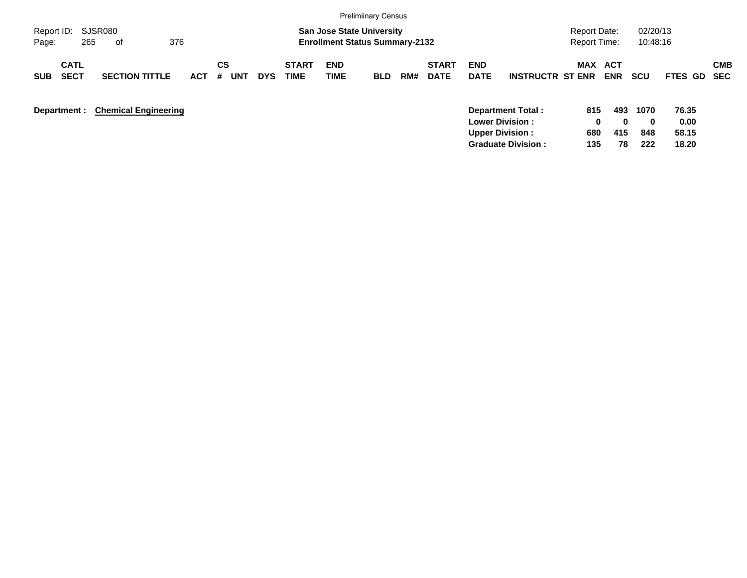Preliminary Census

Report ID: SJSR080

**San Jose State University**
**Enrollment Status Summary-2132**

Report Date: 02/20/13
Report Time: 10:48:16

| SUB | CATL SECT | SECTION TITTLE | ACT | CS # | UNT | DYS | START TIME | END TIME | BLD | RM# | START DATE | END DATE | INSTRUCTR | ST | MAX ENR | ACT ENR | SCU | FTES | GD | CMB SEC |
|---|---|---|---|---|---|---|---|---|---|---|---|---|---|---|---|---|---|---|---|---|

**Department :** **Chemical Engineering**

| | MAX ENR | ACT ENR | SCU | FTES |
|---|---|---|---|---|
| **Department Total :** | **815** | **493** | **1070** | **76.35** |
| **Lower Division :** | **0** | **0** | **0** | **0.00** |
| **Upper Division :** | **680** | **415** | **848** | **58.15** |
| **Graduate Division :** | **135** | **78** | **222** | **18.20** |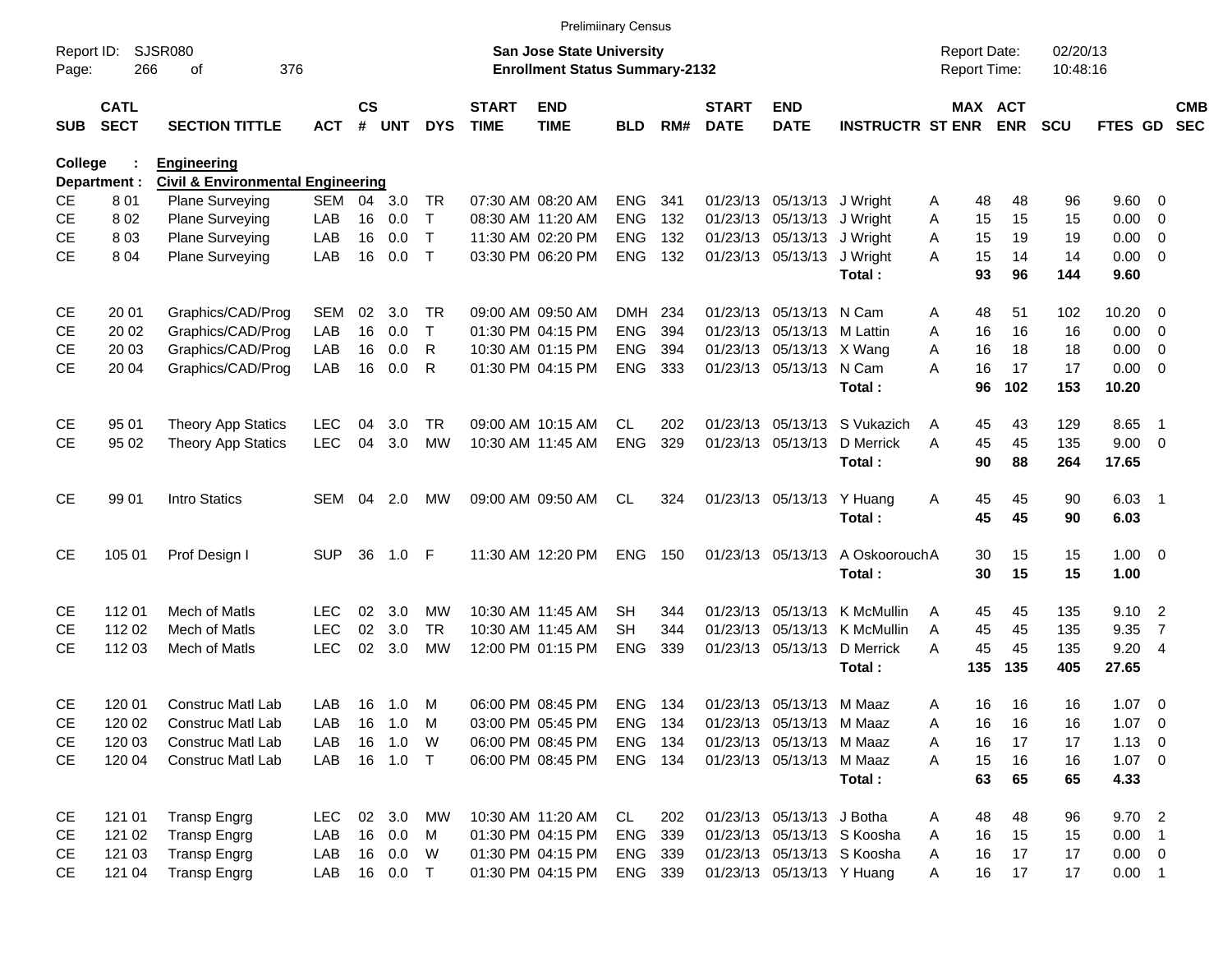Preliminary Census

Report ID: SJSR080
Page: 266 of 376

**San Jose State University**
**Enrollment Status Summary-2132**

Report Date: 02/20/13
Report Time: 10:48:16

**College : Engineering**
**Department : Civil & Environmental Engineering**

| SUB | CATL SECT | SECTION TITTLE | ACT | CS # | UNT | DYS | START TIME | END TIME | BLD | RM# | START DATE | END DATE | INSTRUCTR | ST | MAX ENR | ACT ENR | SCU | FTES | GD | CMB SEC |
|---|---|---|---|---|---|---|---|---|---|---|---|---|---|---|---|---|---|---|---|---|
| CE | 8 01 | Plane Surveying | SEM | 04 | 3.0 | TR | 07:30 AM | 08:20 AM | ENG | 341 | 01/23/13 | 05/13/13 | J Wright | A | 48 | 48 | 96 | 9.60 | 0 | |
| CE | 8 02 | Plane Surveying | LAB | 16 | 0.0 | T | 08:30 AM | 11:20 AM | ENG | 132 | 01/23/13 | 05/13/13 | J Wright | A | 15 | 15 | 15 | 0.00 | 0 | |
| CE | 8 03 | Plane Surveying | LAB | 16 | 0.0 | T | 11:30 AM | 02:20 PM | ENG | 132 | 01/23/13 | 05/13/13 | J Wright | A | 15 | 19 | 19 | 0.00 | 0 | |
| CE | 8 04 | Plane Surveying | LAB | 16 | 0.0 | T | 03:30 PM | 06:20 PM | ENG | 132 | 01/23/13 | 05/13/13 | J Wright | A | 15 | 14 | 14 | 0.00 | 0 | |
| | | | | | | | | | | | | | **Total :** | | **93** | **96** | **144** | **9.60** | | |
| CE | 20 01 | Graphics/CAD/Prog | SEM | 02 | 3.0 | TR | 09:00 AM | 09:50 AM | DMH | 234 | 01/23/13 | 05/13/13 | N Cam | A | 48 | 51 | 102 | 10.20 | 0 | |
| CE | 20 02 | Graphics/CAD/Prog | LAB | 16 | 0.0 | T | 01:30 PM | 04:15 PM | ENG | 394 | 01/23/13 | 05/13/13 | M Lattin | A | 16 | 16 | 16 | 0.00 | 0 | |
| CE | 20 03 | Graphics/CAD/Prog | LAB | 16 | 0.0 | R | 10:30 AM | 01:15 PM | ENG | 394 | 01/23/13 | 05/13/13 | X Wang | A | 16 | 18 | 18 | 0.00 | 0 | |
| CE | 20 04 | Graphics/CAD/Prog | LAB | 16 | 0.0 | R | 01:30 PM | 04:15 PM | ENG | 333 | 01/23/13 | 05/13/13 | N Cam | A | 16 | 17 | 17 | 0.00 | 0 | |
| | | | | | | | | | | | | | **Total :** | | **96** | **102** | **153** | **10.20** | | |
| CE | 95 01 | Theory App Statics | LEC | 04 | 3.0 | TR | 09:00 AM | 10:15 AM | CL | 202 | 01/23/13 | 05/13/13 | S Vukazich | A | 45 | 43 | 129 | 8.65 | 1 | |
| CE | 95 02 | Theory App Statics | LEC | 04 | 3.0 | MW | 10:30 AM | 11:45 AM | ENG | 329 | 01/23/13 | 05/13/13 | D Merrick | A | 45 | 45 | 135 | 9.00 | 0 | |
| | | | | | | | | | | | | | **Total :** | | **90** | **88** | **264** | **17.65** | | |
| CE | 99 01 | Intro Statics | SEM | 04 | 2.0 | MW | 09:00 AM | 09:50 AM | CL | 324 | 01/23/13 | 05/13/13 | Y Huang | A | 45 | 45 | 90 | 6.03 | 1 | |
| | | | | | | | | | | | | | **Total :** | | **45** | **45** | **90** | **6.03** | | |
| CE | 105 01 | Prof Design I | SUP | 36 | 1.0 | F | 11:30 AM | 12:20 PM | ENG | 150 | 01/23/13 | 05/13/13 | A Oskoorouch | A | 30 | 15 | 15 | 1.00 | 0 | |
| | | | | | | | | | | | | | **Total :** | | **30** | **15** | **15** | **1.00** | | |
| CE | 112 01 | Mech of Matls | LEC | 02 | 3.0 | MW | 10:30 AM | 11:45 AM | SH | 344 | 01/23/13 | 05/13/13 | K McMullin | A | 45 | 45 | 135 | 9.10 | 2 | |
| CE | 112 02 | Mech of Matls | LEC | 02 | 3.0 | TR | 10:30 AM | 11:45 AM | SH | 344 | 01/23/13 | 05/13/13 | K McMullin | A | 45 | 45 | 135 | 9.35 | 7 | |
| CE | 112 03 | Mech of Matls | LEC | 02 | 3.0 | MW | 12:00 PM | 01:15 PM | ENG | 339 | 01/23/13 | 05/13/13 | D Merrick | A | 45 | 45 | 135 | 9.20 | 4 | |
| | | | | | | | | | | | | | **Total :** | | **135** | **135** | **405** | **27.65** | | |
| CE | 120 01 | Construc Matl Lab | LAB | 16 | 1.0 | M | 06:00 PM | 08:45 PM | ENG | 134 | 01/23/13 | 05/13/13 | M Maaz | A | 16 | 16 | 16 | 1.07 | 0 | |
| CE | 120 02 | Construc Matl Lab | LAB | 16 | 1.0 | M | 03:00 PM | 05:45 PM | ENG | 134 | 01/23/13 | 05/13/13 | M Maaz | A | 16 | 16 | 16 | 1.07 | 0 | |
| CE | 120 03 | Construc Matl Lab | LAB | 16 | 1.0 | W | 06:00 PM | 08:45 PM | ENG | 134 | 01/23/13 | 05/13/13 | M Maaz | A | 16 | 17 | 17 | 1.13 | 0 | |
| CE | 120 04 | Construc Matl Lab | LAB | 16 | 1.0 | T | 06:00 PM | 08:45 PM | ENG | 134 | 01/23/13 | 05/13/13 | M Maaz | A | 15 | 16 | 16 | 1.07 | 0 | |
| | | | | | | | | | | | | | **Total :** | | **63** | **65** | **65** | **4.33** | | |
| CE | 121 01 | Transp Engrg | LEC | 02 | 3.0 | MW | 10:30 AM | 11:20 AM | CL | 202 | 01/23/13 | 05/13/13 | J Botha | A | 48 | 48 | 96 | 9.70 | 2 | |
| CE | 121 02 | Transp Engrg | LAB | 16 | 0.0 | M | 01:30 PM | 04:15 PM | ENG | 339 | 01/23/13 | 05/13/13 | S Koosha | A | 16 | 15 | 15 | 0.00 | 1 | |
| CE | 121 03 | Transp Engrg | LAB | 16 | 0.0 | W | 01:30 PM | 04:15 PM | ENG | 339 | 01/23/13 | 05/13/13 | S Koosha | A | 16 | 17 | 17 | 0.00 | 0 | |
| CE | 121 04 | Transp Engrg | LAB | 16 | 0.0 | T | 01:30 PM | 04:15 PM | ENG | 339 | 01/23/13 | 05/13/13 | Y Huang | A | 16 | 17 | 17 | 0.00 | 1 | |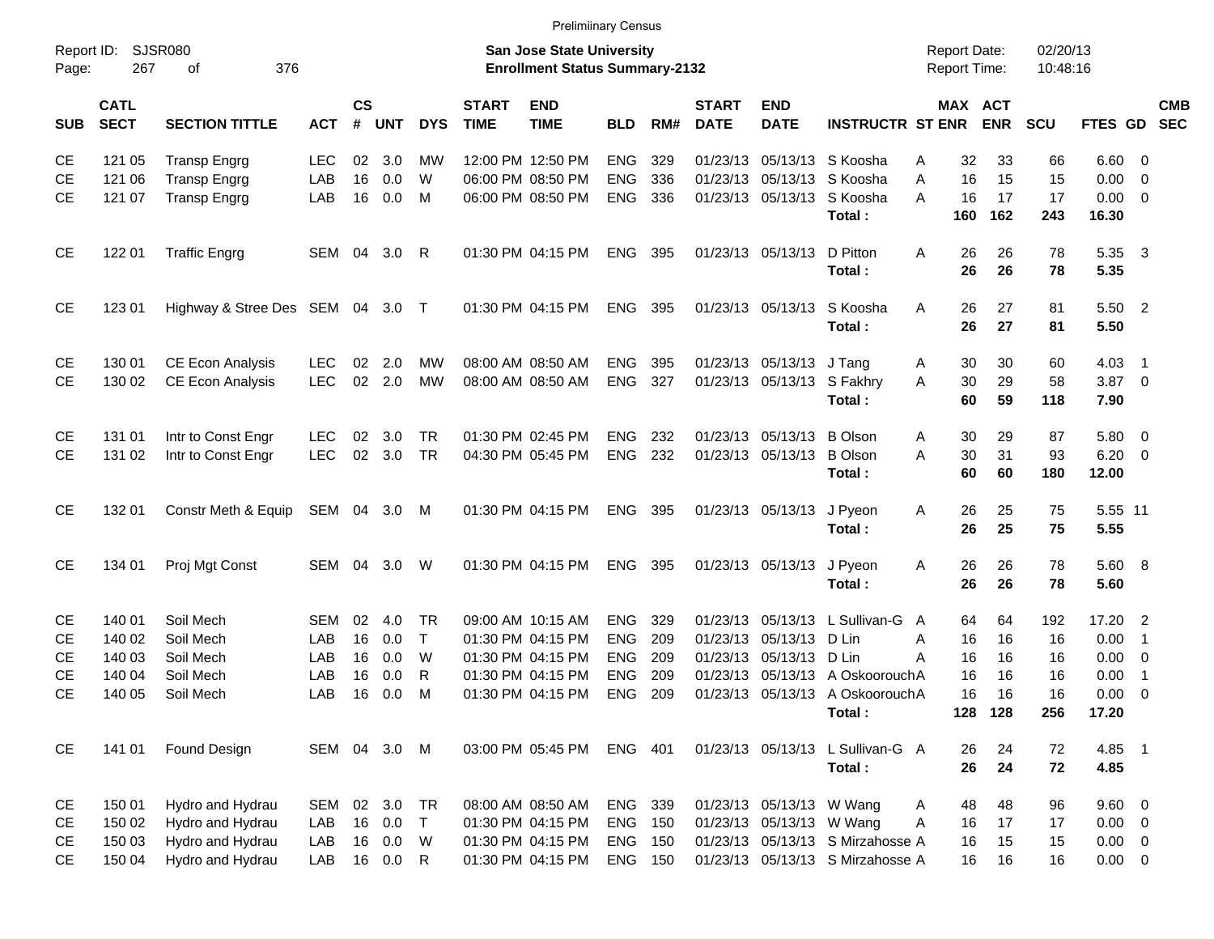Preliminary Census

Report ID: SJSR080

**San Jose State University**
**Enrollment Status Summary-2132**

Report Date: 02/20/13
Report Time: 10:48:16

| SUB | CATL SECT | SECTION TITTLE | ACT | CS # | UNT | DYS | START TIME | END TIME | BLD | RM# | START DATE | END DATE | INSTRUCTR | ST | MAX ENR | ACT ENR | SCU | FTES | GD | CMB SEC |
|---|---|---|---|---|---|---|---|---|---|---|---|---|---|---|---|---|---|---|---|---|
| CE | 121 05 | Transp Engrg | LEC | 02 | 3.0 | MW | 12:00 PM | 12:50 PM | ENG | 329 | 01/23/13 | 05/13/13 | S Koosha | A | 32 | 33 | 66 | 6.60 | 0 | |
| CE | 121 06 | Transp Engrg | LAB | 16 | 0.0 | W | 06:00 PM | 08:50 PM | ENG | 336 | 01/23/13 | 05/13/13 | S Koosha | A | 16 | 15 | 15 | 0.00 | 0 | |
| CE | 121 07 | Transp Engrg | LAB | 16 | 0.0 | M | 06:00 PM | 08:50 PM | ENG | 336 | 01/23/13 | 05/13/13 | S Koosha | A | 16 | 17 | 17 | 0.00 | 0 | |
| | | | | | | | | | | | | | **Total :** | | **160** | **162** | **243** | **16.30** | | |
| CE | 122 01 | Traffic Engrg | SEM | 04 | 3.0 | R | 01:30 PM | 04:15 PM | ENG | 395 | 01/23/13 | 05/13/13 | D Pitton | A | 26 | 26 | 78 | 5.35 | 3 | |
| | | | | | | | | | | | | | **Total :** | | **26** | **26** | **78** | **5.35** | | |
| CE | 123 01 | Highway & Stree Des | SEM | 04 | 3.0 | T | 01:30 PM | 04:15 PM | ENG | 395 | 01/23/13 | 05/13/13 | S Koosha | A | 26 | 27 | 81 | 5.50 | 2 | |
| | | | | | | | | | | | | | **Total :** | | **26** | **27** | **81** | **5.50** | | |
| CE | 130 01 | CE Econ Analysis | LEC | 02 | 2.0 | MW | 08:00 AM | 08:50 AM | ENG | 395 | 01/23/13 | 05/13/13 | J Tang | A | 30 | 30 | 60 | 4.03 | 1 | |
| CE | 130 02 | CE Econ Analysis | LEC | 02 | 2.0 | MW | 08:00 AM | 08:50 AM | ENG | 327 | 01/23/13 | 05/13/13 | S Fakhry | A | 30 | 29 | 58 | 3.87 | 0 | |
| | | | | | | | | | | | | | **Total :** | | **60** | **59** | **118** | **7.90** | | |
| CE | 131 01 | Intr to Const Engr | LEC | 02 | 3.0 | TR | 01:30 PM | 02:45 PM | ENG | 232 | 01/23/13 | 05/13/13 | B Olson | A | 30 | 29 | 87 | 5.80 | 0 | |
| CE | 131 02 | Intr to Const Engr | LEC | 02 | 3.0 | TR | 04:30 PM | 05:45 PM | ENG | 232 | 01/23/13 | 05/13/13 | B Olson | A | 30 | 31 | 93 | 6.20 | 0 | |
| | | | | | | | | | | | | | **Total :** | | **60** | **60** | **180** | **12.00** | | |
| CE | 132 01 | Constr Meth & Equip | SEM | 04 | 3.0 | M | 01:30 PM | 04:15 PM | ENG | 395 | 01/23/13 | 05/13/13 | J Pyeon | A | 26 | 25 | 75 | 5.55 | 11 | |
| | | | | | | | | | | | | | **Total :** | | **26** | **25** | **75** | **5.55** | | |
| CE | 134 01 | Proj Mgt Const | SEM | 04 | 3.0 | W | 01:30 PM | 04:15 PM | ENG | 395 | 01/23/13 | 05/13/13 | J Pyeon | A | 26 | 26 | 78 | 5.60 | 8 | |
| | | | | | | | | | | | | | **Total :** | | **26** | **26** | **78** | **5.60** | | |
| CE | 140 01 | Soil Mech | SEM | 02 | 4.0 | TR | 09:00 AM | 10:15 AM | ENG | 329 | 01/23/13 | 05/13/13 | L Sullivan-G | A | 64 | 64 | 192 | 17.20 | 2 | |
| CE | 140 02 | Soil Mech | LAB | 16 | 0.0 | T | 01:30 PM | 04:15 PM | ENG | 209 | 01/23/13 | 05/13/13 | D Lin | A | 16 | 16 | 16 | 0.00 | 1 | |
| CE | 140 03 | Soil Mech | LAB | 16 | 0.0 | W | 01:30 PM | 04:15 PM | ENG | 209 | 01/23/13 | 05/13/13 | D Lin | A | 16 | 16 | 16 | 0.00 | 0 | |
| CE | 140 04 | Soil Mech | LAB | 16 | 0.0 | R | 01:30 PM | 04:15 PM | ENG | 209 | 01/23/13 | 05/13/13 | A Oskoorouch | A | 16 | 16 | 16 | 0.00 | 1 | |
| CE | 140 05 | Soil Mech | LAB | 16 | 0.0 | M | 01:30 PM | 04:15 PM | ENG | 209 | 01/23/13 | 05/13/13 | A Oskoorouch | A | 16 | 16 | 16 | 0.00 | 0 | |
| | | | | | | | | | | | | | **Total :** | | **128** | **128** | **256** | **17.20** | | |
| CE | 141 01 | Found Design | SEM | 04 | 3.0 | M | 03:00 PM | 05:45 PM | ENG | 401 | 01/23/13 | 05/13/13 | L Sullivan-G | A | 26 | 24 | 72 | 4.85 | 1 | |
| | | | | | | | | | | | | | **Total :** | | **26** | **24** | **72** | **4.85** | | |
| CE | 150 01 | Hydro and Hydrau | SEM | 02 | 3.0 | TR | 08:00 AM | 08:50 AM | ENG | 339 | 01/23/13 | 05/13/13 | W Wang | A | 48 | 48 | 96 | 9.60 | 0 | |
| CE | 150 02 | Hydro and Hydrau | LAB | 16 | 0.0 | T | 01:30 PM | 04:15 PM | ENG | 150 | 01/23/13 | 05/13/13 | W Wang | A | 16 | 17 | 17 | 0.00 | 0 | |
| CE | 150 03 | Hydro and Hydrau | LAB | 16 | 0.0 | W | 01:30 PM | 04:15 PM | ENG | 150 | 01/23/13 | 05/13/13 | S Mirzahosse | A | 16 | 15 | 15 | 0.00 | 0 | |
| CE | 150 04 | Hydro and Hydrau | LAB | 16 | 0.0 | R | 01:30 PM | 04:15 PM | ENG | 150 | 01/23/13 | 05/13/13 | S Mirzahosse | A | 16 | 16 | 16 | 0.00 | 0 | |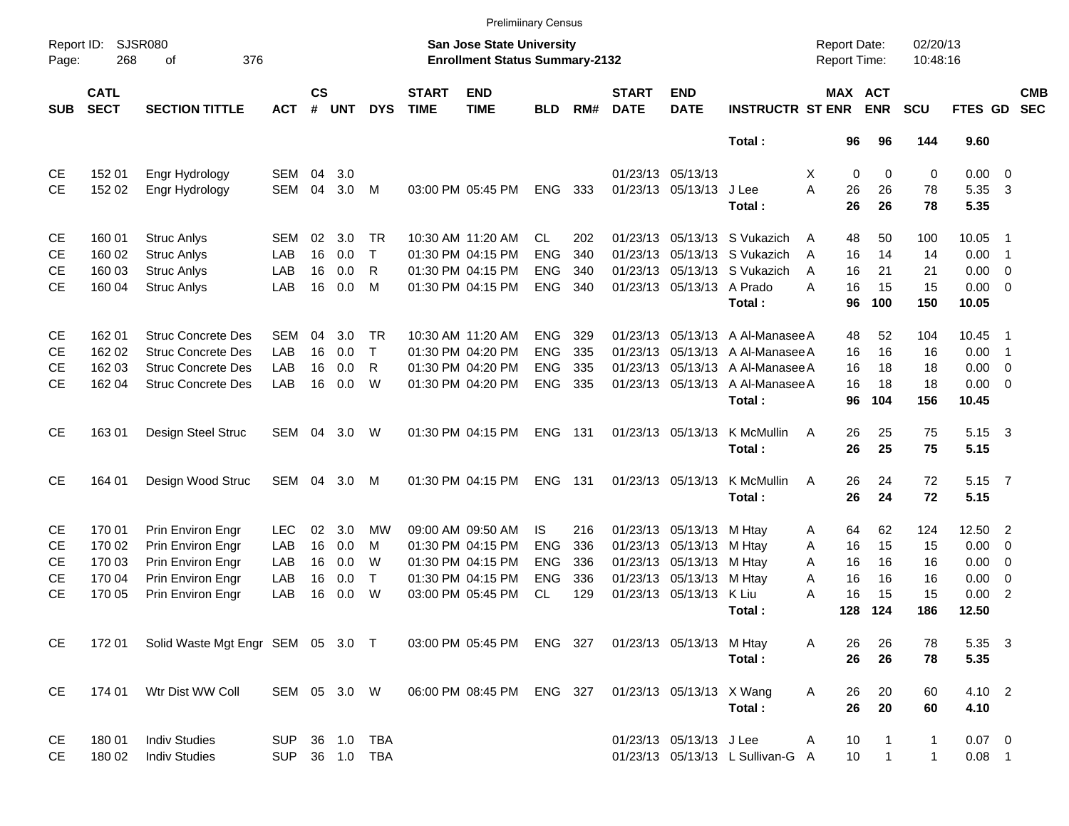Prelimiinary Census

Report ID: SJSR080
**San Jose State University**
**Enrollment Status Summary-2132**
Report Date: 02/20/13
Report Time: 10:48:16

| SUB | CATL SECT | SECTION TITTLE | ACT | CS # | UNT | DYS | START TIME | END TIME | BLD | RM# | START DATE | END DATE | INSTRUCTR | ST | MAX ENR | ACT ENR | SCU | FTES | GD | CMB SEC |
|---|---|---|---|---|---|---|---|---|---|---|---|---|---|---|---|---|---|---|---|---|
| | | | | | | | | | | | | | **Total :** | | **96** | **96** | **144** | **9.60** | | |
| CE | 152 01 | Engr Hydrology | SEM | 04 | 3.0 | | | | | | 01/23/13 | 05/13/13 | | X | 0 | 0 | 0 | 0.00 | 0 | |
| CE | 152 02 | Engr Hydrology | SEM | 04 | 3.0 | M | 03:00 PM | 05:45 PM | ENG | 333 | 01/23/13 | 05/13/13 | J Lee | A | 26 | 26 | 78 | 5.35 | 3 | |
| | | | | | | | | | | | | | **Total :** | | **26** | **26** | **78** | **5.35** | | |
| CE | 160 01 | Struc Anlys | SEM | 02 | 3.0 | TR | 10:30 AM | 11:20 AM | CL | 202 | 01/23/13 | 05/13/13 | S Vukazich | A | 48 | 50 | 100 | 10.05 | 1 | |
| CE | 160 02 | Struc Anlys | LAB | 16 | 0.0 | T | 01:30 PM | 04:15 PM | ENG | 340 | 01/23/13 | 05/13/13 | S Vukazich | A | 16 | 14 | 14 | 0.00 | 1 | |
| CE | 160 03 | Struc Anlys | LAB | 16 | 0.0 | R | 01:30 PM | 04:15 PM | ENG | 340 | 01/23/13 | 05/13/13 | S Vukazich | A | 16 | 21 | 21 | 0.00 | 0 | |
| CE | 160 04 | Struc Anlys | LAB | 16 | 0.0 | M | 01:30 PM | 04:15 PM | ENG | 340 | 01/23/13 | 05/13/13 | A Prado | A | 16 | 15 | 15 | 0.00 | 0 | |
| | | | | | | | | | | | | | **Total :** | | **96** | **100** | **150** | **10.05** | | |
| CE | 162 01 | Struc Concrete Des | SEM | 04 | 3.0 | TR | 10:30 AM | 11:20 AM | ENG | 329 | 01/23/13 | 05/13/13 | A Al-Manasee | A | 48 | 52 | 104 | 10.45 | 1 | |
| CE | 162 02 | Struc Concrete Des | LAB | 16 | 0.0 | T | 01:30 PM | 04:20 PM | ENG | 335 | 01/23/13 | 05/13/13 | A Al-Manasee | A | 16 | 16 | 16 | 0.00 | 1 | |
| CE | 162 03 | Struc Concrete Des | LAB | 16 | 0.0 | R | 01:30 PM | 04:20 PM | ENG | 335 | 01/23/13 | 05/13/13 | A Al-Manasee | A | 16 | 18 | 18 | 0.00 | 0 | |
| CE | 162 04 | Struc Concrete Des | LAB | 16 | 0.0 | W | 01:30 PM | 04:20 PM | ENG | 335 | 01/23/13 | 05/13/13 | A Al-Manasee | A | 16 | 18 | 18 | 0.00 | 0 | |
| | | | | | | | | | | | | | **Total :** | | **96** | **104** | **156** | **10.45** | | |
| CE | 163 01 | Design Steel Struc | SEM | 04 | 3.0 | W | 01:30 PM | 04:15 PM | ENG | 131 | 01/23/13 | 05/13/13 | K McMullin | A | 26 | 25 | 75 | 5.15 | 3 | |
| | | | | | | | | | | | | | **Total :** | | **26** | **25** | **75** | **5.15** | | |
| CE | 164 01 | Design Wood Struc | SEM | 04 | 3.0 | M | 01:30 PM | 04:15 PM | ENG | 131 | 01/23/13 | 05/13/13 | K McMullin | A | 26 | 24 | 72 | 5.15 | 7 | |
| | | | | | | | | | | | | | **Total :** | | **26** | **24** | **72** | **5.15** | | |
| CE | 170 01 | Prin Environ Engr | LEC | 02 | 3.0 | MW | 09:00 AM | 09:50 AM | IS | 216 | 01/23/13 | 05/13/13 | M Htay | A | 64 | 62 | 124 | 12.50 | 2 | |
| CE | 170 02 | Prin Environ Engr | LAB | 16 | 0.0 | M | 01:30 PM | 04:15 PM | ENG | 336 | 01/23/13 | 05/13/13 | M Htay | A | 16 | 15 | 15 | 0.00 | 0 | |
| CE | 170 03 | Prin Environ Engr | LAB | 16 | 0.0 | W | 01:30 PM | 04:15 PM | ENG | 336 | 01/23/13 | 05/13/13 | M Htay | A | 16 | 16 | 16 | 0.00 | 0 | |
| CE | 170 04 | Prin Environ Engr | LAB | 16 | 0.0 | T | 01:30 PM | 04:15 PM | ENG | 336 | 01/23/13 | 05/13/13 | M Htay | A | 16 | 16 | 16 | 0.00 | 0 | |
| CE | 170 05 | Prin Environ Engr | LAB | 16 | 0.0 | W | 03:00 PM | 05:45 PM | CL | 129 | 01/23/13 | 05/13/13 | K Liu | A | 16 | 15 | 15 | 0.00 | 2 | |
| | | | | | | | | | | | | | **Total :** | | **128** | **124** | **186** | **12.50** | | |
| CE | 172 01 | Solid Waste Mgt Engr | SEM | 05 | 3.0 | T | 03:00 PM | 05:45 PM | ENG | 327 | 01/23/13 | 05/13/13 | M Htay | A | 26 | 26 | 78 | 5.35 | 3 | |
| | | | | | | | | | | | | | **Total :** | | **26** | **26** | **78** | **5.35** | | |
| CE | 174 01 | Wtr Dist WW Coll | SEM | 05 | 3.0 | W | 06:00 PM | 08:45 PM | ENG | 327 | 01/23/13 | 05/13/13 | X Wang | A | 26 | 20 | 60 | 4.10 | 2 | |
| | | | | | | | | | | | | | **Total :** | | **26** | **20** | **60** | **4.10** | | |
| CE | 180 01 | Indiv Studies | SUP | 36 | 1.0 | TBA | | | | | 01/23/13 | 05/13/13 | J Lee | A | 10 | 1 | 1 | 0.07 | 0 | |
| CE | 180 02 | Indiv Studies | SUP | 36 | 1.0 | TBA | | | | | 01/23/13 | 05/13/13 | L Sullivan-G | A | 10 | 1 | 1 | 0.08 | 1 | |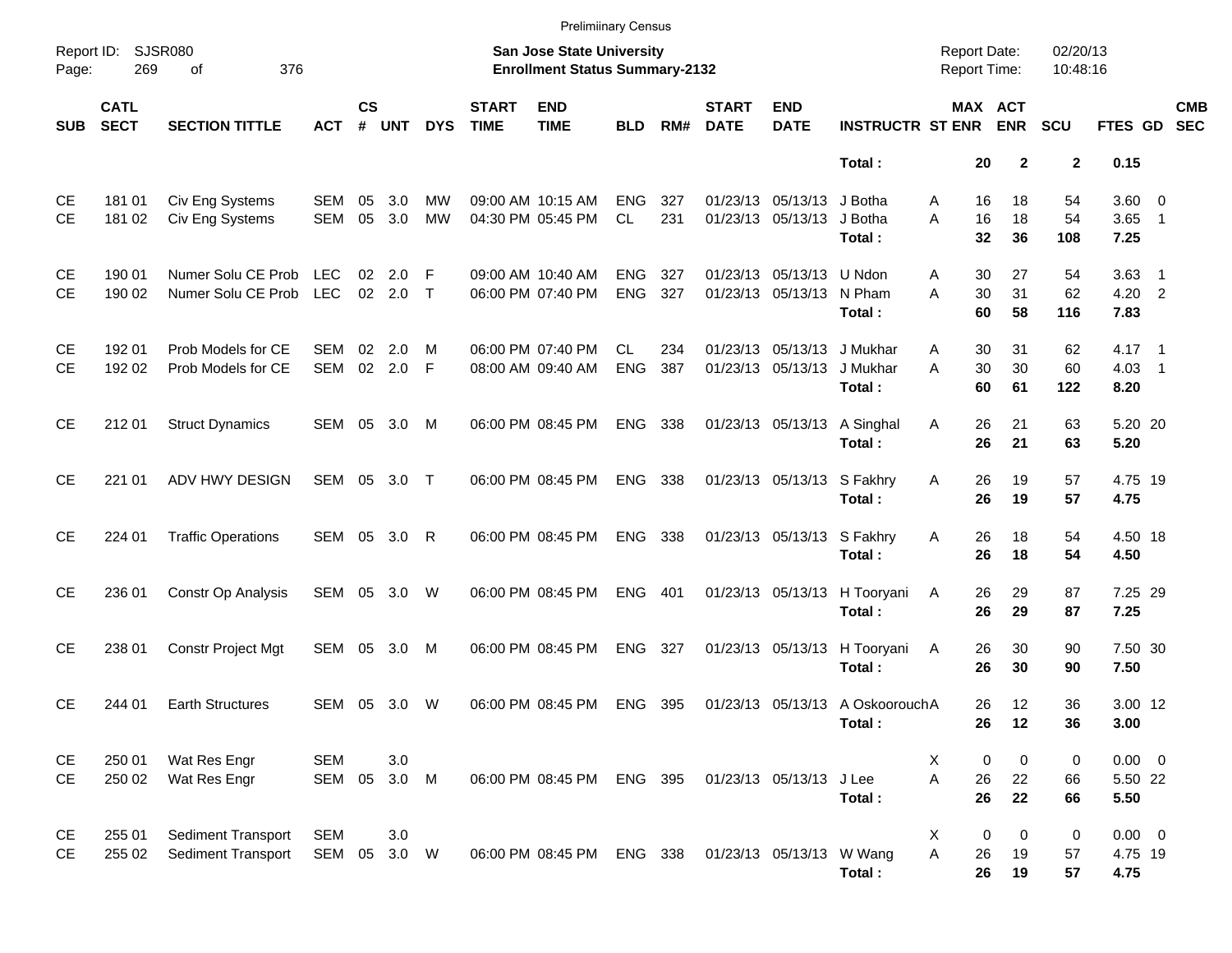Prelimiinary Census

Report ID: SJSR080

**San Jose State University**
**Enrollment Status Summary-2132**

Report Date: 02/20/13
Report Time: 10:48:16

| SUB | CATL SECT | SECTION TITTLE | ACT | CS # | UNT | DYS | START TIME | END TIME | BLD | RM# | START DATE | END DATE | INSTRUCTR | ST | MAX ENR | ACT ENR | SCU | FTES | GD | CMB SEC |
|---|---|---|---|---|---|---|---|---|---|---|---|---|---|---|---|---|---|---|---|---|
| | | | | | | | | | | | | | **Total :** | | **20** | **2** | **2** | **0.15** | | |
| CE | 181 01 | Civ Eng Systems | SEM | 05 | 3.0 | MW | 09:00 AM | 10:15 AM | ENG | 327 | 01/23/13 | 05/13/13 | J Botha | A | 16 | 18 | 54 | 3.60 | 0 | |
| CE | 181 02 | Civ Eng Systems | SEM | 05 | 3.0 | MW | 04:30 PM | 05:45 PM | CL | 231 | 01/23/13 | 05/13/13 | J Botha | A | 16 | 18 | 54 | 3.65 | 1 | |
| | | | | | | | | | | | | | **Total :** | | **32** | **36** | **108** | **7.25** | | |
| CE | 190 01 | Numer Solu CE Prob | LEC | 02 | 2.0 | F | 09:00 AM | 10:40 AM | ENG | 327 | 01/23/13 | 05/13/13 | U Ndon | A | 30 | 27 | 54 | 3.63 | 1 | |
| CE | 190 02 | Numer Solu CE Prob | LEC | 02 | 2.0 | T | 06:00 PM | 07:40 PM | ENG | 327 | 01/23/13 | 05/13/13 | N Pham | A | 30 | 31 | 62 | 4.20 | 2 | |
| | | | | | | | | | | | | | **Total :** | | **60** | **58** | **116** | **7.83** | | |
| CE | 192 01 | Prob Models for CE | SEM | 02 | 2.0 | M | 06:00 PM | 07:40 PM | CL | 234 | 01/23/13 | 05/13/13 | J Mukhar | A | 30 | 31 | 62 | 4.17 | 1 | |
| CE | 192 02 | Prob Models for CE | SEM | 02 | 2.0 | F | 08:00 AM | 09:40 AM | ENG | 387 | 01/23/13 | 05/13/13 | J Mukhar | A | 30 | 30 | 60 | 4.03 | 1 | |
| | | | | | | | | | | | | | **Total :** | | **60** | **61** | **122** | **8.20** | | |
| CE | 212 01 | Struct Dynamics | SEM | 05 | 3.0 | M | 06:00 PM | 08:45 PM | ENG | 338 | 01/23/13 | 05/13/13 | A Singhal | A | 26 | 21 | 63 | 5.20 | 20 | |
| | | | | | | | | | | | | | **Total :** | | **26** | **21** | **63** | **5.20** | | |
| CE | 221 01 | ADV HWY DESIGN | SEM | 05 | 3.0 | T | 06:00 PM | 08:45 PM | ENG | 338 | 01/23/13 | 05/13/13 | S Fakhry | A | 26 | 19 | 57 | 4.75 | 19 | |
| | | | | | | | | | | | | | **Total :** | | **26** | **19** | **57** | **4.75** | | |
| CE | 224 01 | Traffic Operations | SEM | 05 | 3.0 | R | 06:00 PM | 08:45 PM | ENG | 338 | 01/23/13 | 05/13/13 | S Fakhry | A | 26 | 18 | 54 | 4.50 | 18 | |
| | | | | | | | | | | | | | **Total :** | | **26** | **18** | **54** | **4.50** | | |
| CE | 236 01 | Constr Op Analysis | SEM | 05 | 3.0 | W | 06:00 PM | 08:45 PM | ENG | 401 | 01/23/13 | 05/13/13 | H Tooryani | A | 26 | 29 | 87 | 7.25 | 29 | |
| | | | | | | | | | | | | | **Total :** | | **26** | **29** | **87** | **7.25** | | |
| CE | 238 01 | Constr Project Mgt | SEM | 05 | 3.0 | M | 06:00 PM | 08:45 PM | ENG | 327 | 01/23/13 | 05/13/13 | H Tooryani | A | 26 | 30 | 90 | 7.50 | 30 | |
| | | | | | | | | | | | | | **Total :** | | **26** | **30** | **90** | **7.50** | | |
| CE | 244 01 | Earth Structures | SEM | 05 | 3.0 | W | 06:00 PM | 08:45 PM | ENG | 395 | 01/23/13 | 05/13/13 | A Oskoorouch | A | 26 | 12 | 36 | 3.00 | 12 | |
| | | | | | | | | | | | | | **Total :** | | **26** | **12** | **36** | **3.00** | | |
| CE | 250 01 | Wat Res Engr | SEM | | 3.0 | | | | | | | | | X | 0 | 0 | 0 | 0.00 | 0 | |
| CE | 250 02 | Wat Res Engr | SEM | 05 | 3.0 | M | 06:00 PM | 08:45 PM | ENG | 395 | 01/23/13 | 05/13/13 | J Lee | A | 26 | 22 | 66 | 5.50 | 22 | |
| | | | | | | | | | | | | | **Total :** | | **26** | **22** | **66** | **5.50** | | |
| CE | 255 01 | Sediment Transport | SEM | | 3.0 | | | | | | | | | X | 0 | 0 | 0 | 0.00 | 0 | |
| CE | 255 02 | Sediment Transport | SEM | 05 | 3.0 | W | 06:00 PM | 08:45 PM | ENG | 338 | 01/23/13 | 05/13/13 | W Wang | A | 26 | 19 | 57 | 4.75 | 19 | |
| | | | | | | | | | | | | | **Total :** | | **26** | **19** | **57** | **4.75** | | |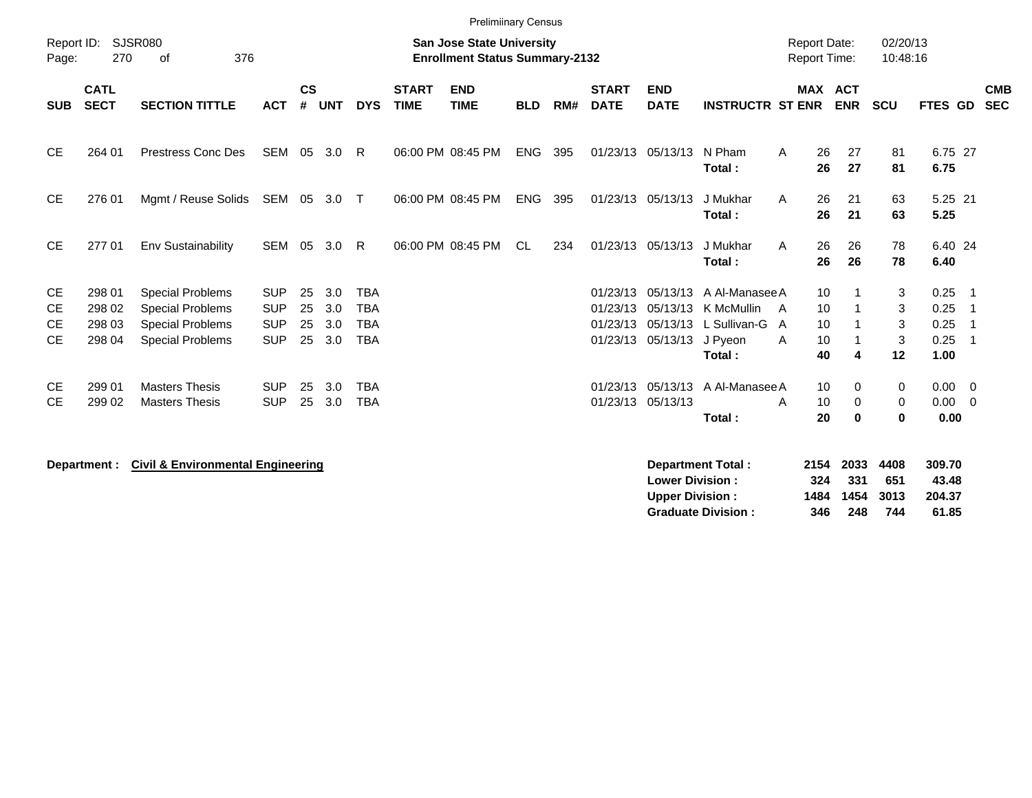Preliminary Census

Report ID: SJSR080
Page: 270 of 376

**San Jose State University**
**Enrollment Status Summary-2132**

Report Date: 02/20/13
Report Time: 10:48:16

| SUB | CATL SECT | SECTION TITTLE | ACT | CS # | UNT | DYS | START TIME | END TIME | BLD | RM# | START DATE | END DATE | INSTRUCTR | ST | MAX ENR | ACT ENR | SCU | FTES | GD | CMB SEC |
|---|---|---|---|---|---|---|---|---|---|---|---|---|---|---|---|---|---|---|---|---|
| CE | 264 01 | Prestress Conc Des | SEM | 05 | 3.0 | R | 06:00 PM | 08:45 PM | ENG | 395 | 01/23/13 | 05/13/13 | N Pham | A | 26 | 27 | 81 | 6.75 | 27 | |
| | | | | | | | | | | | | | **Total :** | | **26** | **27** | **81** | **6.75** | | |
| CE | 276 01 | Mgmt / Reuse Solids | SEM | 05 | 3.0 | T | 06:00 PM | 08:45 PM | ENG | 395 | 01/23/13 | 05/13/13 | J Mukhar | A | 26 | 21 | 63 | 5.25 | 21 | |
| | | | | | | | | | | | | | **Total :** | | **26** | **21** | **63** | **5.25** | | |
| CE | 277 01 | Env Sustainability | SEM | 05 | 3.0 | R | 06:00 PM | 08:45 PM | CL | 234 | 01/23/13 | 05/13/13 | J Mukhar | A | 26 | 26 | 78 | 6.40 | 24 | |
| | | | | | | | | | | | | | **Total :** | | **26** | **26** | **78** | **6.40** | | |
| CE | 298 01 | Special Problems | SUP | 25 | 3.0 | TBA | | | | | 01/23/13 | 05/13/13 | A Al-Manasee | A | 10 | 1 | 3 | 0.25 | 1 | |
| CE | 298 02 | Special Problems | SUP | 25 | 3.0 | TBA | | | | | 01/23/13 | 05/13/13 | K McMullin | A | 10 | 1 | 3 | 0.25 | 1 | |
| CE | 298 03 | Special Problems | SUP | 25 | 3.0 | TBA | | | | | 01/23/13 | 05/13/13 | L Sullivan-G | A | 10 | 1 | 3 | 0.25 | 1 | |
| CE | 298 04 | Special Problems | SUP | 25 | 3.0 | TBA | | | | | 01/23/13 | 05/13/13 | J Pyeon | A | 10 | 1 | 3 | 0.25 | 1 | |
| | | | | | | | | | | | | | **Total :** | | **40** | **4** | **12** | **1.00** | | |
| CE | 299 01 | Masters Thesis | SUP | 25 | 3.0 | TBA | | | | | 01/23/13 | 05/13/13 | A Al-Manasee | A | 10 | 0 | 0 | 0.00 | 0 | |
| CE | 299 02 | Masters Thesis | SUP | 25 | 3.0 | TBA | | | | | 01/23/13 | 05/13/13 | | A | 10 | 0 | 0 | 0.00 | 0 | |
| | | | | | | | | | | | | | **Total :** | | **20** | **0** | **0** | **0.00** | | |

**Department :** **Civil & Environmental Engineering**

| | MAX ENR | ACT ENR | SCU | FTES |
|---|---|---|---|---|
| **Department Total :** | **2154** | **2033** | **4408** | **309.70** |
| **Lower Division :** | **324** | **331** | **651** | **43.48** |
| **Upper Division :** | **1484** | **1454** | **3013** | **204.37** |
| **Graduate Division :** | **346** | **248** | **744** | **61.85** |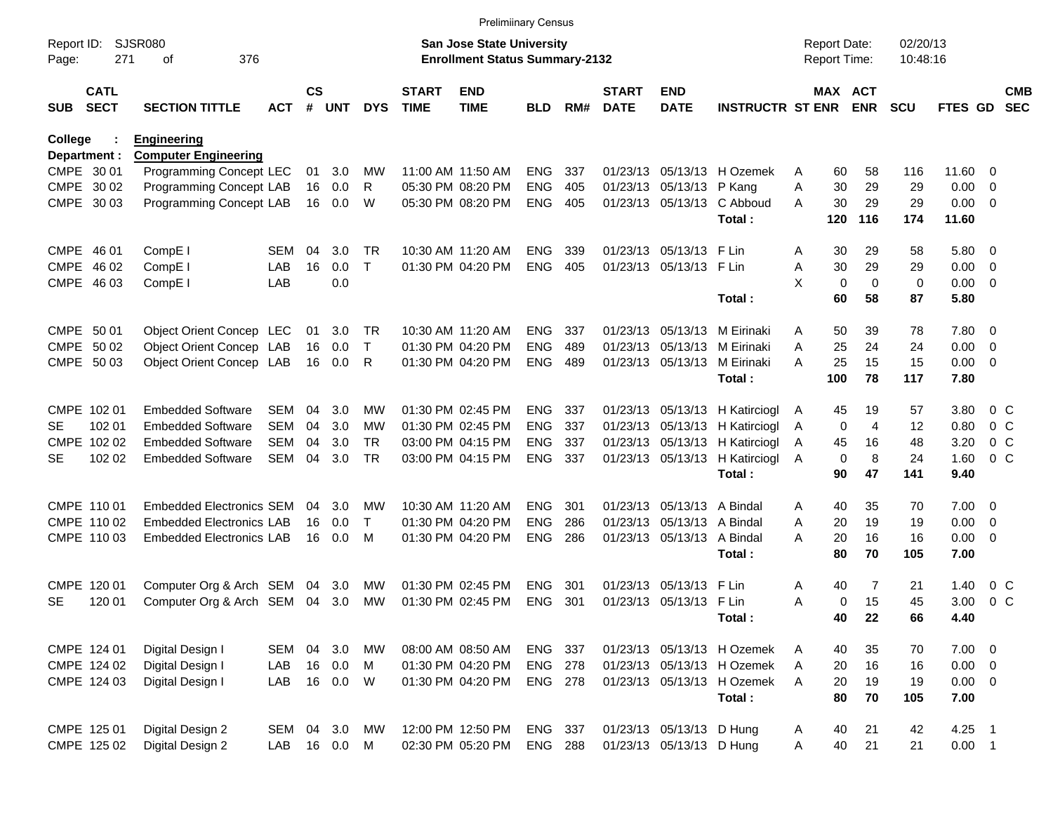Preliminary Census

Report ID: SJSR080
**San Jose State University**
**Enrollment Status Summary-2132**
Report Date: 02/20/13
Report Time: 10:48:16

**College : Engineering**
**Department : Computer Engineering**

| SUB | CATL SECT | SECTION TITTLE | ACT | CS # | UNT | DYS | START TIME | END TIME | BLD | RM# | START DATE | END DATE | INSTRUCTR | ST | MAX ENR | ACT ENR | SCU | FTES | GD | CMB SEC |
|---|---|---|---|---|---|---|---|---|---|---|---|---|---|---|---|---|---|---|---|---|
| CMPE | 30 01 | Programming Concept | LEC | 01 | 3.0 | MW | 11:00 AM | 11:50 AM | ENG | 337 | 01/23/13 | 05/13/13 | H Ozemek | A | 60 | 58 | 116 | 11.60 | 0 | |
| CMPE | 30 02 | Programming Concept | LAB | 16 | 0.0 | R | 05:30 PM | 08:20 PM | ENG | 405 | 01/23/13 | 05/13/13 | P Kang | A | 30 | 29 | 29 | 0.00 | 0 | |
| CMPE | 30 03 | Programming Concept | LAB | 16 | 0.0 | W | 05:30 PM | 08:20 PM | ENG | 405 | 01/23/13 | 05/13/13 | C Abboud | A | 30 | 29 | 29 | 0.00 | 0 | |
| | | | | | | | | | | | | | **Total :** | | **120** | **116** | **174** | **11.60** | | |
| CMPE | 46 01 | CompE I | SEM | 04 | 3.0 | TR | 10:30 AM | 11:20 AM | ENG | 339 | 01/23/13 | 05/13/13 | F Lin | A | 30 | 29 | 58 | 5.80 | 0 | |
| CMPE | 46 02 | CompE I | LAB | 16 | 0.0 | T | 01:30 PM | 04:20 PM | ENG | 405 | 01/23/13 | 05/13/13 | F Lin | A | 30 | 29 | 29 | 0.00 | 0 | |
| CMPE | 46 03 | CompE I | LAB | | 0.0 | | | | | | | | | X | 0 | 0 | 0 | 0.00 | 0 | |
| | | | | | | | | | | | | | **Total :** | | **60** | **58** | **87** | **5.80** | | |
| CMPE | 50 01 | Object Orient Concep | LEC | 01 | 3.0 | TR | 10:30 AM | 11:20 AM | ENG | 337 | 01/23/13 | 05/13/13 | M Eirinaki | A | 50 | 39 | 78 | 7.80 | 0 | |
| CMPE | 50 02 | Object Orient Concep | LAB | 16 | 0.0 | T | 01:30 PM | 04:20 PM | ENG | 489 | 01/23/13 | 05/13/13 | M Eirinaki | A | 25 | 24 | 24 | 0.00 | 0 | |
| CMPE | 50 03 | Object Orient Concep | LAB | 16 | 0.0 | R | 01:30 PM | 04:20 PM | ENG | 489 | 01/23/13 | 05/13/13 | M Eirinaki | A | 25 | 15 | 15 | 0.00 | 0 | |
| | | | | | | | | | | | | | **Total :** | | **100** | **78** | **117** | **7.80** | | |
| CMPE | 102 01 | Embedded Software | SEM | 04 | 3.0 | MW | 01:30 PM | 02:45 PM | ENG | 337 | 01/23/13 | 05/13/13 | H Katirciogl | A | 45 | 19 | 57 | 3.80 | 0 | C |
| SE | 102 01 | Embedded Software | SEM | 04 | 3.0 | MW | 01:30 PM | 02:45 PM | ENG | 337 | 01/23/13 | 05/13/13 | H Katirciogl | A | 0 | 4 | 12 | 0.80 | 0 | C |
| CMPE | 102 02 | Embedded Software | SEM | 04 | 3.0 | TR | 03:00 PM | 04:15 PM | ENG | 337 | 01/23/13 | 05/13/13 | H Katirciogl | A | 45 | 16 | 48 | 3.20 | 0 | C |
| SE | 102 02 | Embedded Software | SEM | 04 | 3.0 | TR | 03:00 PM | 04:15 PM | ENG | 337 | 01/23/13 | 05/13/13 | H Katirciogl | A | 0 | 8 | 24 | 1.60 | 0 | C |
| | | | | | | | | | | | | | **Total :** | | **90** | **47** | **141** | **9.40** | | |
| CMPE | 110 01 | Embedded Electronics | SEM | 04 | 3.0 | MW | 10:30 AM | 11:20 AM | ENG | 301 | 01/23/13 | 05/13/13 | A Bindal | A | 40 | 35 | 70 | 7.00 | 0 | |
| CMPE | 110 02 | Embedded Electronics | LAB | 16 | 0.0 | T | 01:30 PM | 04:20 PM | ENG | 286 | 01/23/13 | 05/13/13 | A Bindal | A | 20 | 19 | 19 | 0.00 | 0 | |
| CMPE | 110 03 | Embedded Electronics | LAB | 16 | 0.0 | M | 01:30 PM | 04:20 PM | ENG | 286 | 01/23/13 | 05/13/13 | A Bindal | A | 20 | 16 | 16 | 0.00 | 0 | |
| | | | | | | | | | | | | | **Total :** | | **80** | **70** | **105** | **7.00** | | |
| CMPE | 120 01 | Computer Org & Arch | SEM | 04 | 3.0 | MW | 01:30 PM | 02:45 PM | ENG | 301 | 01/23/13 | 05/13/13 | F Lin | A | 40 | 7 | 21 | 1.40 | 0 | C |
| SE | 120 01 | Computer Org & Arch | SEM | 04 | 3.0 | MW | 01:30 PM | 02:45 PM | ENG | 301 | 01/23/13 | 05/13/13 | F Lin | A | 0 | 15 | 45 | 3.00 | 0 | C |
| | | | | | | | | | | | | | **Total :** | | **40** | **22** | **66** | **4.40** | | |
| CMPE | 124 01 | Digital Design I | SEM | 04 | 3.0 | MW | 08:00 AM | 08:50 AM | ENG | 337 | 01/23/13 | 05/13/13 | H Ozemek | A | 40 | 35 | 70 | 7.00 | 0 | |
| CMPE | 124 02 | Digital Design I | LAB | 16 | 0.0 | M | 01:30 PM | 04:20 PM | ENG | 278 | 01/23/13 | 05/13/13 | H Ozemek | A | 20 | 16 | 16 | 0.00 | 0 | |
| CMPE | 124 03 | Digital Design I | LAB | 16 | 0.0 | W | 01:30 PM | 04:20 PM | ENG | 278 | 01/23/13 | 05/13/13 | H Ozemek | A | 20 | 19 | 19 | 0.00 | 0 | |
| | | | | | | | | | | | | | **Total :** | | **80** | **70** | **105** | **7.00** | | |
| CMPE | 125 01 | Digital Design 2 | SEM | 04 | 3.0 | MW | 12:00 PM | 12:50 PM | ENG | 337 | 01/23/13 | 05/13/13 | D Hung | A | 40 | 21 | 42 | 4.25 | 1 | |
| CMPE | 125 02 | Digital Design 2 | LAB | 16 | 0.0 | M | 02:30 PM | 05:20 PM | ENG | 288 | 01/23/13 | 05/13/13 | D Hung | A | 40 | 21 | 21 | 0.00 | 1 | |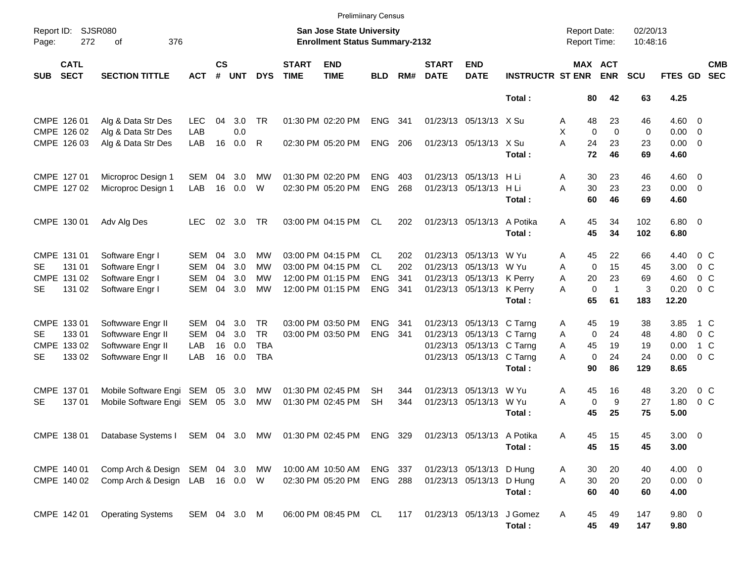Preliminary Census

Report ID: SJSR080
San Jose State University
Enrollment Status Summary-2132

Report Date: 02/20/13
Report Time: 10:48:16

| SUB | CATL SECT | SECTION TITTLE | ACT | CS # | UNT | DYS | START TIME | END TIME | BLD | RM# | START DATE | END DATE | INSTRUCTR | ST | MAX ENR | ACT ENR | SCU | FTES | GD | CMB SEC |
|---|---|---|---|---|---|---|---|---|---|---|---|---|---|---|---|---|---|---|---|---|
| | | | | | | | | | | | | | Total : | | 80 | 42 | 63 | 4.25 | | |
| CMPE | 126 01 | Alg & Data Str Des | LEC | 04 | 3.0 | TR | 01:30 PM | 02:20 PM | ENG | 341 | 01/23/13 | 05/13/13 | X Su | A | 48 | 23 | 46 | 4.60 | 0 | |
| CMPE | 126 02 | Alg & Data Str Des | LAB | | 0.0 | | | | | | | | | X | 0 | 0 | 0 | 0.00 | 0 | |
| CMPE | 126 03 | Alg & Data Str Des | LAB | 16 | 0.0 | R | 02:30 PM | 05:20 PM | ENG | 206 | 01/23/13 | 05/13/13 | X Su | A | 24 | 23 | 23 | 0.00 | 0 | |
| | | | | | | | | | | | | | Total : | | 72 | 46 | 69 | 4.60 | | |
| CMPE | 127 01 | Microproc Design 1 | SEM | 04 | 3.0 | MW | 01:30 PM | 02:20 PM | ENG | 403 | 01/23/13 | 05/13/13 | H Li | A | 30 | 23 | 46 | 4.60 | 0 | |
| CMPE | 127 02 | Microproc Design 1 | LAB | 16 | 0.0 | W | 02:30 PM | 05:20 PM | ENG | 268 | 01/23/13 | 05/13/13 | H Li | A | 30 | 23 | 23 | 0.00 | 0 | |
| | | | | | | | | | | | | | Total : | | 60 | 46 | 69 | 4.60 | | |
| CMPE | 130 01 | Adv Alg Des | LEC | 02 | 3.0 | TR | 03:00 PM | 04:15 PM | CL | 202 | 01/23/13 | 05/13/13 | A Potika | A | 45 | 34 | 102 | 6.80 | 0 | |
| | | | | | | | | | | | | | Total : | | 45 | 34 | 102 | 6.80 | | |
| CMPE | 131 01 | Software Engr I | SEM | 04 | 3.0 | MW | 03:00 PM | 04:15 PM | CL | 202 | 01/23/13 | 05/13/13 | W Yu | A | 45 | 22 | 66 | 4.40 | 0 | C |
| SE | 131 01 | Software Engr I | SEM | 04 | 3.0 | MW | 03:00 PM | 04:15 PM | CL | 202 | 01/23/13 | 05/13/13 | W Yu | A | 0 | 15 | 45 | 3.00 | 0 | C |
| CMPE | 131 02 | Software Engr I | SEM | 04 | 3.0 | MW | 12:00 PM | 01:15 PM | ENG | 341 | 01/23/13 | 05/13/13 | K Perry | A | 20 | 23 | 69 | 4.60 | 0 | C |
| SE | 131 02 | Software Engr I | SEM | 04 | 3.0 | MW | 12:00 PM | 01:15 PM | ENG | 341 | 01/23/13 | 05/13/13 | K Perry | A | 0 | 1 | 3 | 0.20 | 0 | C |
| | | | | | | | | | | | | | Total : | | 65 | 61 | 183 | 12.20 | | |
| CMPE | 133 01 | Softwware Engr II | SEM | 04 | 3.0 | TR | 03:00 PM | 03:50 PM | ENG | 341 | 01/23/13 | 05/13/13 | C Tarng | A | 45 | 19 | 38 | 3.85 | 1 | C |
| SE | 133 01 | Softwware Engr II | SEM | 04 | 3.0 | TR | 03:00 PM | 03:50 PM | ENG | 341 | 01/23/13 | 05/13/13 | C Tarng | A | 0 | 24 | 48 | 4.80 | 0 | C |
| CMPE | 133 02 | Softwware Engr II | LAB | 16 | 0.0 | TBA | | | | | 01/23/13 | 05/13/13 | C Tarng | A | 45 | 19 | 19 | 0.00 | 1 | C |
| SE | 133 02 | Softwware Engr II | LAB | 16 | 0.0 | TBA | | | | | 01/23/13 | 05/13/13 | C Tarng | A | 0 | 24 | 24 | 0.00 | 0 | C |
| | | | | | | | | | | | | | Total : | | 90 | 86 | 129 | 8.65 | | |
| CMPE | 137 01 | Mobile Software Engi | SEM | 05 | 3.0 | MW | 01:30 PM | 02:45 PM | SH | 344 | 01/23/13 | 05/13/13 | W Yu | A | 45 | 16 | 48 | 3.20 | 0 | C |
| SE | 137 01 | Mobile Software Engi | SEM | 05 | 3.0 | MW | 01:30 PM | 02:45 PM | SH | 344 | 01/23/13 | 05/13/13 | W Yu | A | 0 | 9 | 27 | 1.80 | 0 | C |
| | | | | | | | | | | | | | Total : | | 45 | 25 | 75 | 5.00 | | |
| CMPE | 138 01 | Database Systems I | SEM | 04 | 3.0 | MW | 01:30 PM | 02:45 PM | ENG | 329 | 01/23/13 | 05/13/13 | A Potika | A | 45 | 15 | 45 | 3.00 | 0 | |
| | | | | | | | | | | | | | Total : | | 45 | 15 | 45 | 3.00 | | |
| CMPE | 140 01 | Comp Arch & Design | SEM | 04 | 3.0 | MW | 10:00 AM | 10:50 AM | ENG | 337 | 01/23/13 | 05/13/13 | D Hung | A | 30 | 20 | 40 | 4.00 | 0 | |
| CMPE | 140 02 | Comp Arch & Design | LAB | 16 | 0.0 | W | 02:30 PM | 05:20 PM | ENG | 288 | 01/23/13 | 05/13/13 | D Hung | A | 30 | 20 | 20 | 0.00 | 0 | |
| | | | | | | | | | | | | | Total : | | 60 | 40 | 60 | 4.00 | | |
| CMPE | 142 01 | Operating Systems | SEM | 04 | 3.0 | M | 06:00 PM | 08:45 PM | CL | 117 | 01/23/13 | 05/13/13 | J Gomez | A | 45 | 49 | 147 | 9.80 | 0 | |
| | | | | | | | | | | | | | Total : | | 45 | 49 | 147 | 9.80 | | |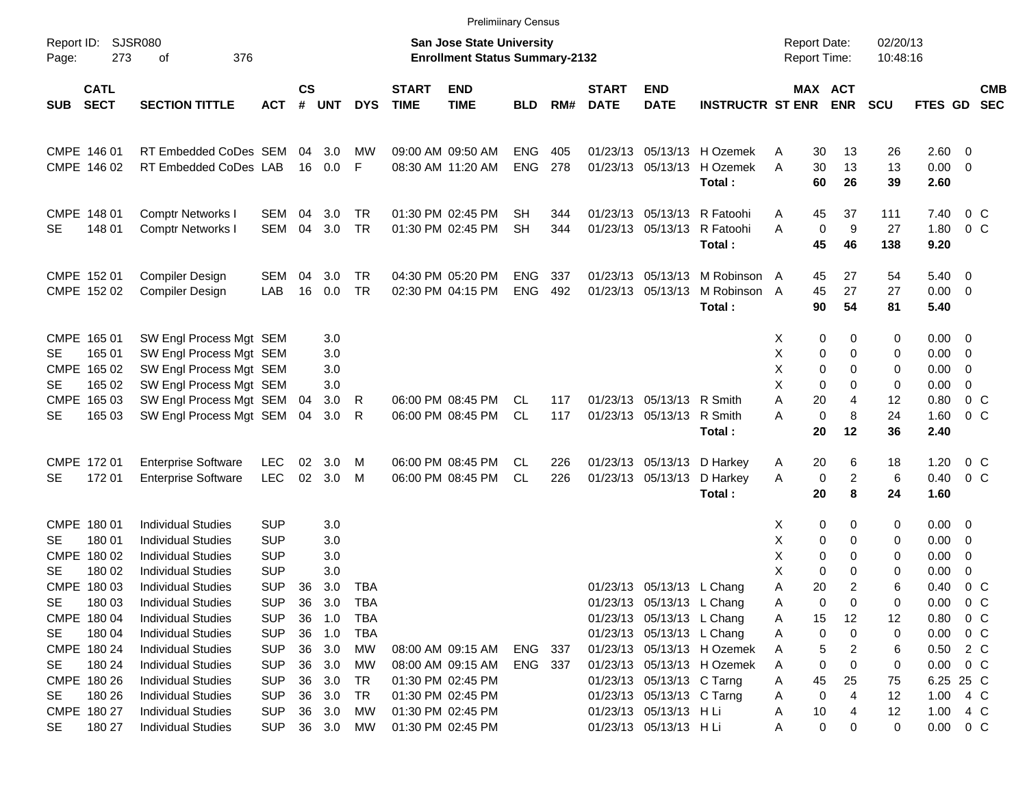Preliminary Census

Report ID: SJSR080
Page: 273 of 376

**San Jose State University**
**Enrollment Status Summary-2132**

Report Date: 02/20/13
Report Time: 10:48:16

| SUB | CATL SECT | SECTION TITTLE | ACT | CS # | UNT | DYS | START TIME | END TIME | BLD | RM# | START DATE | END DATE | INSTRUCTR | ST | MAX ENR | ACT ENR | SCU | FTES | GD | CMB SEC |
|---|---|---|---|---|---|---|---|---|---|---|---|---|---|---|---|---|---|---|---|---|
| CMPE | 146 01 | RT Embedded CoDes | SEM | 04 | 3.0 | MW | 09:00 AM | 09:50 AM | ENG | 405 | 01/23/13 | 05/13/13 | H Ozemek | A | 30 | 13 | 26 | 2.60 | 0 | |
| CMPE | 146 02 | RT Embedded CoDes | LAB | 16 | 0.0 | F | 08:30 AM | 11:20 AM | ENG | 278 | 01/23/13 | 05/13/13 | H Ozemek | A | 30 | 13 | 13 | 0.00 | 0 | |
| | | | | | | | | | | | | | **Total :** | | **60** | **26** | **39** | **2.60** | | |
| CMPE | 148 01 | Comptr Networks I | SEM | 04 | 3.0 | TR | 01:30 PM | 02:45 PM | SH | 344 | 01/23/13 | 05/13/13 | R Fatoohi | A | 45 | 37 | 111 | 7.40 | 0 | C |
| SE | 148 01 | Comptr Networks I | SEM | 04 | 3.0 | TR | 01:30 PM | 02:45 PM | SH | 344 | 01/23/13 | 05/13/13 | R Fatoohi | A | 0 | 9 | 27 | 1.80 | 0 | C |
| | | | | | | | | | | | | | **Total :** | | **45** | **46** | **138** | **9.20** | | |
| CMPE | 152 01 | Compiler Design | SEM | 04 | 3.0 | TR | 04:30 PM | 05:20 PM | ENG | 337 | 01/23/13 | 05/13/13 | M Robinson | A | 45 | 27 | 54 | 5.40 | 0 | |
| CMPE | 152 02 | Compiler Design | LAB | 16 | 0.0 | TR | 02:30 PM | 04:15 PM | ENG | 492 | 01/23/13 | 05/13/13 | M Robinson | A | 45 | 27 | 27 | 0.00 | 0 | |
| | | | | | | | | | | | | | **Total :** | | **90** | **54** | **81** | **5.40** | | |
| CMPE | 165 01 | SW Engl Process Mgt | SEM | | 3.0 | | | | | | | | | X | 0 | 0 | 0 | 0.00 | 0 | |
| SE | 165 01 | SW Engl Process Mgt | SEM | | 3.0 | | | | | | | | | X | 0 | 0 | 0 | 0.00 | 0 | |
| CMPE | 165 02 | SW Engl Process Mgt | SEM | | 3.0 | | | | | | | | | X | 0 | 0 | 0 | 0.00 | 0 | |
| SE | 165 02 | SW Engl Process Mgt | SEM | | 3.0 | | | | | | | | | X | 0 | 0 | 0 | 0.00 | 0 | |
| CMPE | 165 03 | SW Engl Process Mgt | SEM | 04 | 3.0 | R | 06:00 PM | 08:45 PM | CL | 117 | 01/23/13 | 05/13/13 | R Smith | A | 20 | 4 | 12 | 0.80 | 0 | C |
| SE | 165 03 | SW Engl Process Mgt | SEM | 04 | 3.0 | R | 06:00 PM | 08:45 PM | CL | 117 | 01/23/13 | 05/13/13 | R Smith | A | 0 | 8 | 24 | 1.60 | 0 | C |
| | | | | | | | | | | | | | **Total :** | | **20** | **12** | **36** | **2.40** | | |
| CMPE | 172 01 | Enterprise Software | LEC | 02 | 3.0 | M | 06:00 PM | 08:45 PM | CL | 226 | 01/23/13 | 05/13/13 | D Harkey | A | 20 | 6 | 18 | 1.20 | 0 | C |
| SE | 172 01 | Enterprise Software | LEC | 02 | 3.0 | M | 06:00 PM | 08:45 PM | CL | 226 | 01/23/13 | 05/13/13 | D Harkey | A | 0 | 2 | 6 | 0.40 | 0 | C |
| | | | | | | | | | | | | | **Total :** | | **20** | **8** | **24** | **1.60** | | |
| CMPE | 180 01 | Individual Studies | SUP | | 3.0 | | | | | | | | | X | 0 | 0 | 0 | 0.00 | 0 | |
| SE | 180 01 | Individual Studies | SUP | | 3.0 | | | | | | | | | X | 0 | 0 | 0 | 0.00 | 0 | |
| CMPE | 180 02 | Individual Studies | SUP | | 3.0 | | | | | | | | | X | 0 | 0 | 0 | 0.00 | 0 | |
| SE | 180 02 | Individual Studies | SUP | | 3.0 | | | | | | | | | X | 0 | 0 | 0 | 0.00 | 0 | |
| CMPE | 180 03 | Individual Studies | SUP | 36 | 3.0 | TBA | | | | | 01/23/13 | 05/13/13 | L Chang | A | 20 | 2 | 6 | 0.40 | 0 | C |
| SE | 180 03 | Individual Studies | SUP | 36 | 3.0 | TBA | | | | | 01/23/13 | 05/13/13 | L Chang | A | 0 | 0 | 0 | 0.00 | 0 | C |
| CMPE | 180 04 | Individual Studies | SUP | 36 | 1.0 | TBA | | | | | 01/23/13 | 05/13/13 | L Chang | A | 15 | 12 | 12 | 0.80 | 0 | C |
| SE | 180 04 | Individual Studies | SUP | 36 | 1.0 | TBA | | | | | 01/23/13 | 05/13/13 | L Chang | A | 0 | 0 | 0 | 0.00 | 0 | C |
| CMPE | 180 24 | Individual Studies | SUP | 36 | 3.0 | MW | 08:00 AM | 09:15 AM | ENG | 337 | 01/23/13 | 05/13/13 | H Ozemek | A | 5 | 2 | 6 | 0.50 | 2 | C |
| SE | 180 24 | Individual Studies | SUP | 36 | 3.0 | MW | 08:00 AM | 09:15 AM | ENG | 337 | 01/23/13 | 05/13/13 | H Ozemek | A | 0 | 0 | 0 | 0.00 | 0 | C |
| CMPE | 180 26 | Individual Studies | SUP | 36 | 3.0 | TR | 01:30 PM | 02:45 PM | | | 01/23/13 | 05/13/13 | C Tarng | A | 45 | 25 | 75 | 6.25 | 25 | C |
| SE | 180 26 | Individual Studies | SUP | 36 | 3.0 | TR | 01:30 PM | 02:45 PM | | | 01/23/13 | 05/13/13 | C Tarng | A | 0 | 4 | 12 | 1.00 | 4 | C |
| CMPE | 180 27 | Individual Studies | SUP | 36 | 3.0 | MW | 01:30 PM | 02:45 PM | | | 01/23/13 | 05/13/13 | H Li | A | 10 | 4 | 12 | 1.00 | 4 | C |
| SE | 180 27 | Individual Studies | SUP | 36 | 3.0 | MW | 01:30 PM | 02:45 PM | | | 01/23/13 | 05/13/13 | H Li | A | 0 | 0 | 0 | 0.00 | 0 | C |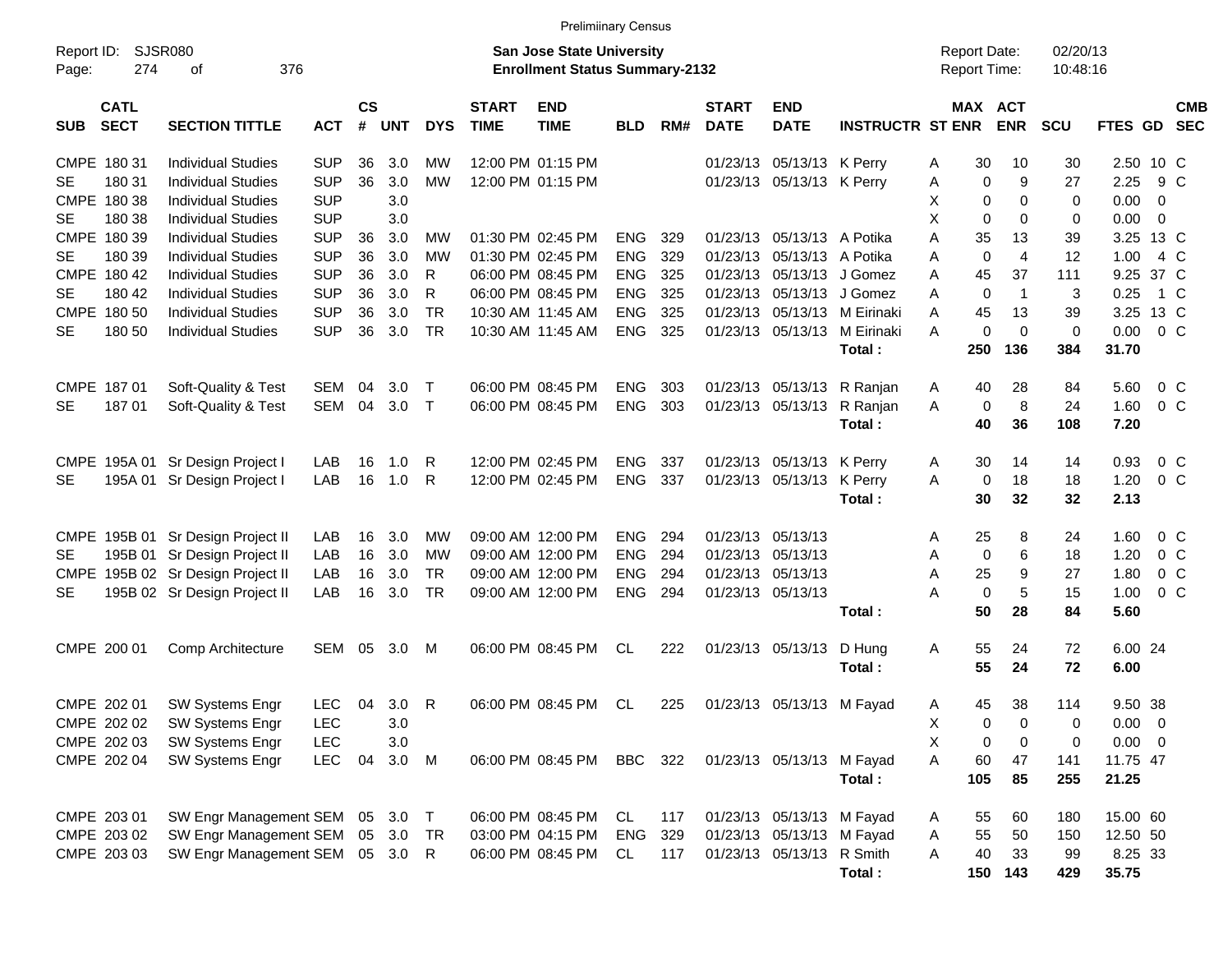Prelimiinary Census

Report ID: SJSR080
Page: 274 of 376

**San Jose State University**
**Enrollment Status Summary-2132**

Report Date: 02/20/13
Report Time: 10:48:16

| SUB | CATL SECT | SECTION TITTLE | ACT | CS # | UNT | DYS | START TIME | END TIME | BLD | RM# | START DATE | END DATE | INSTRUCTR | ST | MAX ENR | ACT ENR | SCU | FTES | GD | CMB SEC |
|---|---|---|---|---|---|---|---|---|---|---|---|---|---|---|---|---|---|---|---|---|
| CMPE | 180 31 | Individual Studies | SUP | 36 | 3.0 | MW | 12:00 PM | 01:15 PM | | | 01/23/13 | 05/13/13 | K Perry | A | 30 | 10 | 30 | 2.50 | 10 | C |
| SE | 180 31 | Individual Studies | SUP | 36 | 3.0 | MW | 12:00 PM | 01:15 PM | | | 01/23/13 | 05/13/13 | K Perry | A | 0 | 9 | 27 | 2.25 | 9 | C |
| CMPE | 180 38 | Individual Studies | SUP | | 3.0 | | | | | | | | | X | 0 | 0 | 0 | 0.00 | 0 | |
| SE | 180 38 | Individual Studies | SUP | | 3.0 | | | | | | | | | X | 0 | 0 | 0 | 0.00 | 0 | |
| CMPE | 180 39 | Individual Studies | SUP | 36 | 3.0 | MW | 01:30 PM | 02:45 PM | ENG | 329 | 01/23/13 | 05/13/13 | A Potika | A | 35 | 13 | 39 | 3.25 | 13 | C |
| SE | 180 39 | Individual Studies | SUP | 36 | 3.0 | MW | 01:30 PM | 02:45 PM | ENG | 329 | 01/23/13 | 05/13/13 | A Potika | A | 0 | 4 | 12 | 1.00 | 4 | C |
| CMPE | 180 42 | Individual Studies | SUP | 36 | 3.0 | R | 06:00 PM | 08:45 PM | ENG | 325 | 01/23/13 | 05/13/13 | J Gomez | A | 45 | 37 | 111 | 9.25 | 37 | C |
| SE | 180 42 | Individual Studies | SUP | 36 | 3.0 | R | 06:00 PM | 08:45 PM | ENG | 325 | 01/23/13 | 05/13/13 | J Gomez | A | 0 | 1 | 3 | 0.25 | 1 | C |
| CMPE | 180 50 | Individual Studies | SUP | 36 | 3.0 | TR | 10:30 AM | 11:45 AM | ENG | 325 | 01/23/13 | 05/13/13 | M Eirinaki | A | 45 | 13 | 39 | 3.25 | 13 | C |
| SE | 180 50 | Individual Studies | SUP | 36 | 3.0 | TR | 10:30 AM | 11:45 AM | ENG | 325 | 01/23/13 | 05/13/13 | M Eirinaki | A | 0 | 0 | 0 | 0.00 | 0 | C |
| | | | | | | | | | | | | | **Total :** | | **250** | **136** | **384** | **31.70** | | |
| CMPE | 187 01 | Soft-Quality & Test | SEM | 04 | 3.0 | T | 06:00 PM | 08:45 PM | ENG | 303 | 01/23/13 | 05/13/13 | R Ranjan | A | 40 | 28 | 84 | 5.60 | 0 | C |
| SE | 187 01 | Soft-Quality & Test | SEM | 04 | 3.0 | T | 06:00 PM | 08:45 PM | ENG | 303 | 01/23/13 | 05/13/13 | R Ranjan | A | 0 | 8 | 24 | 1.60 | 0 | C |
| | | | | | | | | | | | | | **Total :** | | **40** | **36** | **108** | **7.20** | | |
| CMPE | 195A 01 | Sr Design Project I | LAB | 16 | 1.0 | R | 12:00 PM | 02:45 PM | ENG | 337 | 01/23/13 | 05/13/13 | K Perry | A | 30 | 14 | 14 | 0.93 | 0 | C |
| SE | 195A 01 | Sr Design Project I | LAB | 16 | 1.0 | R | 12:00 PM | 02:45 PM | ENG | 337 | 01/23/13 | 05/13/13 | K Perry | A | 0 | 18 | 18 | 1.20 | 0 | C |
| | | | | | | | | | | | | | **Total :** | | **30** | **32** | **32** | **2.13** | | |
| CMPE | 195B 01 | Sr Design Project II | LAB | 16 | 3.0 | MW | 09:00 AM | 12:00 PM | ENG | 294 | 01/23/13 | 05/13/13 | | A | 25 | 8 | 24 | 1.60 | 0 | C |
| SE | 195B 01 | Sr Design Project II | LAB | 16 | 3.0 | MW | 09:00 AM | 12:00 PM | ENG | 294 | 01/23/13 | 05/13/13 | | A | 0 | 6 | 18 | 1.20 | 0 | C |
| CMPE | 195B 02 | Sr Design Project II | LAB | 16 | 3.0 | TR | 09:00 AM | 12:00 PM | ENG | 294 | 01/23/13 | 05/13/13 | | A | 25 | 9 | 27 | 1.80 | 0 | C |
| SE | 195B 02 | Sr Design Project II | LAB | 16 | 3.0 | TR | 09:00 AM | 12:00 PM | ENG | 294 | 01/23/13 | 05/13/13 | | A | 0 | 5 | 15 | 1.00 | 0 | C |
| | | | | | | | | | | | | | **Total :** | | **50** | **28** | **84** | **5.60** | | |
| CMPE | 200 01 | Comp Architecture | SEM | 05 | 3.0 | M | 06:00 PM | 08:45 PM | CL | 222 | 01/23/13 | 05/13/13 | D Hung | A | 55 | 24 | 72 | 6.00 | 24 | |
| | | | | | | | | | | | | | **Total :** | | **55** | **24** | **72** | **6.00** | | |
| CMPE | 202 01 | SW Systems Engr | LEC | 04 | 3.0 | R | 06:00 PM | 08:45 PM | CL | 225 | 01/23/13 | 05/13/13 | M Fayad | A | 45 | 38 | 114 | 9.50 | 38 | |
| CMPE | 202 02 | SW Systems Engr | LEC | | 3.0 | | | | | | | | | X | 0 | 0 | 0 | 0.00 | 0 | |
| CMPE | 202 03 | SW Systems Engr | LEC | | 3.0 | | | | | | | | | X | 0 | 0 | 0 | 0.00 | 0 | |
| CMPE | 202 04 | SW Systems Engr | LEC | 04 | 3.0 | M | 06:00 PM | 08:45 PM | BBC | 322 | 01/23/13 | 05/13/13 | M Fayad | A | 60 | 47 | 141 | 11.75 | 47 | |
| | | | | | | | | | | | | | **Total :** | | **105** | **85** | **255** | **21.25** | | |
| CMPE | 203 01 | SW Engr Management | SEM | 05 | 3.0 | T | 06:00 PM | 08:45 PM | CL | 117 | 01/23/13 | 05/13/13 | M Fayad | A | 55 | 60 | 180 | 15.00 | 60 | |
| CMPE | 203 02 | SW Engr Management | SEM | 05 | 3.0 | TR | 03:00 PM | 04:15 PM | ENG | 329 | 01/23/13 | 05/13/13 | M Fayad | A | 55 | 50 | 150 | 12.50 | 50 | |
| CMPE | 203 03 | SW Engr Management | SEM | 05 | 3.0 | R | 06:00 PM | 08:45 PM | CL | 117 | 01/23/13 | 05/13/13 | R Smith | A | 40 | 33 | 99 | 8.25 | 33 | |
| | | | | | | | | | | | | | **Total :** | | **150** | **143** | **429** | **35.75** | | |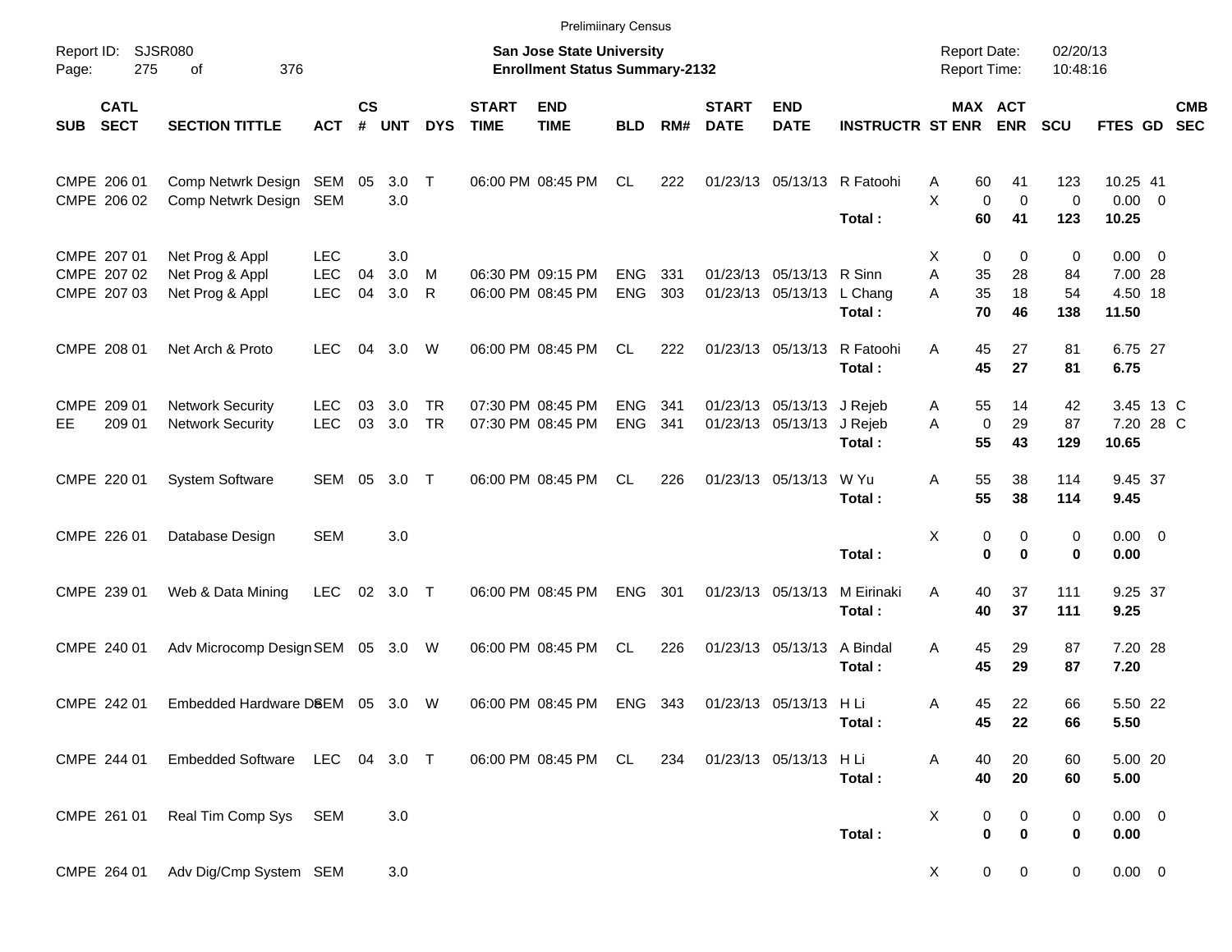Prelimiinary Census

Report ID: SJSR080
Page: 275 of 376

**San Jose State University**
**Enrollment Status Summary-2132**

Report Date: 02/20/13
Report Time: 10:48:16

| SUB | CATL SECT | SECTION TITTLE | ACT | CS # | UNT | DYS | START TIME | END TIME | BLD | RM# | START DATE | END DATE | INSTRUCTR | ST | MAX ENR | ACT ENR | SCU | FTES | GD | CMB SEC |
|---|---|---|---|---|---|---|---|---|---|---|---|---|---|---|---|---|---|---|---|---|
| CMPE | 206 01 | Comp Netwrk Design | SEM | 05 | 3.0 | T | 06:00 PM | 08:45 PM | CL | 222 | 01/23/13 | 05/13/13 | R Fatoohi | A | 60 | 41 | 123 | 10.25 | 41 | |
| CMPE | 206 02 | Comp Netwrk Design | SEM | | 3.0 | | | | | | | | | X | 0 | 0 | 0 | 0.00 | 0 | |
| | | | | | | | | | | | | | **Total :** | | **60** | **41** | **123** | **10.25** | | |
| CMPE | 207 01 | Net Prog & Appl | LEC | | 3.0 | | | | | | | | | X | 0 | 0 | 0 | 0.00 | 0 | |
| CMPE | 207 02 | Net Prog & Appl | LEC | 04 | 3.0 | M | 06:30 PM | 09:15 PM | ENG | 331 | 01/23/13 | 05/13/13 | R Sinn | A | 35 | 28 | 84 | 7.00 | 28 | |
| CMPE | 207 03 | Net Prog & Appl | LEC | 04 | 3.0 | R | 06:00 PM | 08:45 PM | ENG | 303 | 01/23/13 | 05/13/13 | L Chang | A | 35 | 18 | 54 | 4.50 | 18 | |
| | | | | | | | | | | | | | **Total :** | | **70** | **46** | **138** | **11.50** | | |
| CMPE | 208 01 | Net Arch & Proto | LEC | 04 | 3.0 | W | 06:00 PM | 08:45 PM | CL | 222 | 01/23/13 | 05/13/13 | R Fatoohi | A | 45 | 27 | 81 | 6.75 | 27 | |
| | | | | | | | | | | | | | **Total :** | | **45** | **27** | **81** | **6.75** | | |
| CMPE | 209 01 | Network Security | LEC | 03 | 3.0 | TR | 07:30 PM | 08:45 PM | ENG | 341 | 01/23/13 | 05/13/13 | J Rejeb | A | 55 | 14 | 42 | 3.45 | 13 | C |
| EE | 209 01 | Network Security | LEC | 03 | 3.0 | TR | 07:30 PM | 08:45 PM | ENG | 341 | 01/23/13 | 05/13/13 | J Rejeb | A | 0 | 29 | 87 | 7.20 | 28 | C |
| | | | | | | | | | | | | | **Total :** | | **55** | **43** | **129** | **10.65** | | |
| CMPE | 220 01 | System Software | SEM | 05 | 3.0 | T | 06:00 PM | 08:45 PM | CL | 226 | 01/23/13 | 05/13/13 | W Yu | A | 55 | 38 | 114 | 9.45 | 37 | |
| | | | | | | | | | | | | | **Total :** | | **55** | **38** | **114** | **9.45** | | |
| CMPE | 226 01 | Database Design | SEM | | 3.0 | | | | | | | | | X | 0 | 0 | 0 | 0.00 | 0 | |
| | | | | | | | | | | | | | **Total :** | | **0** | **0** | **0** | **0.00** | | |
| CMPE | 239 01 | Web & Data Mining | LEC | 02 | 3.0 | T | 06:00 PM | 08:45 PM | ENG | 301 | 01/23/13 | 05/13/13 | M Eirinaki | A | 40 | 37 | 111 | 9.25 | 37 | |
| | | | | | | | | | | | | | **Total :** | | **40** | **37** | **111** | **9.25** | | |
| CMPE | 240 01 | Adv Microcomp Design | SEM | 05 | 3.0 | W | 06:00 PM | 08:45 PM | CL | 226 | 01/23/13 | 05/13/13 | A Bindal | A | 45 | 29 | 87 | 7.20 | 28 | |
| | | | | | | | | | | | | | **Total :** | | **45** | **29** | **87** | **7.20** | | |
| CMPE | 242 01 | Embedded Hardware Des | SEM | 05 | 3.0 | W | 06:00 PM | 08:45 PM | ENG | 343 | 01/23/13 | 05/13/13 | H Li | A | 45 | 22 | 66 | 5.50 | 22 | |
| | | | | | | | | | | | | | **Total :** | | **45** | **22** | **66** | **5.50** | | |
| CMPE | 244 01 | Embedded Software | LEC | 04 | 3.0 | T | 06:00 PM | 08:45 PM | CL | 234 | 01/23/13 | 05/13/13 | H Li | A | 40 | 20 | 60 | 5.00 | 20 | |
| | | | | | | | | | | | | | **Total :** | | **40** | **20** | **60** | **5.00** | | |
| CMPE | 261 01 | Real Tim Comp Sys | SEM | | 3.0 | | | | | | | | | X | 0 | 0 | 0 | 0.00 | 0 | |
| | | | | | | | | | | | | | **Total :** | | **0** | **0** | **0** | **0.00** | | |
| CMPE | 264 01 | Adv Dig/Cmp System | SEM | | 3.0 | | | | | | | | | X | 0 | 0 | 0 | 0.00 | 0 | |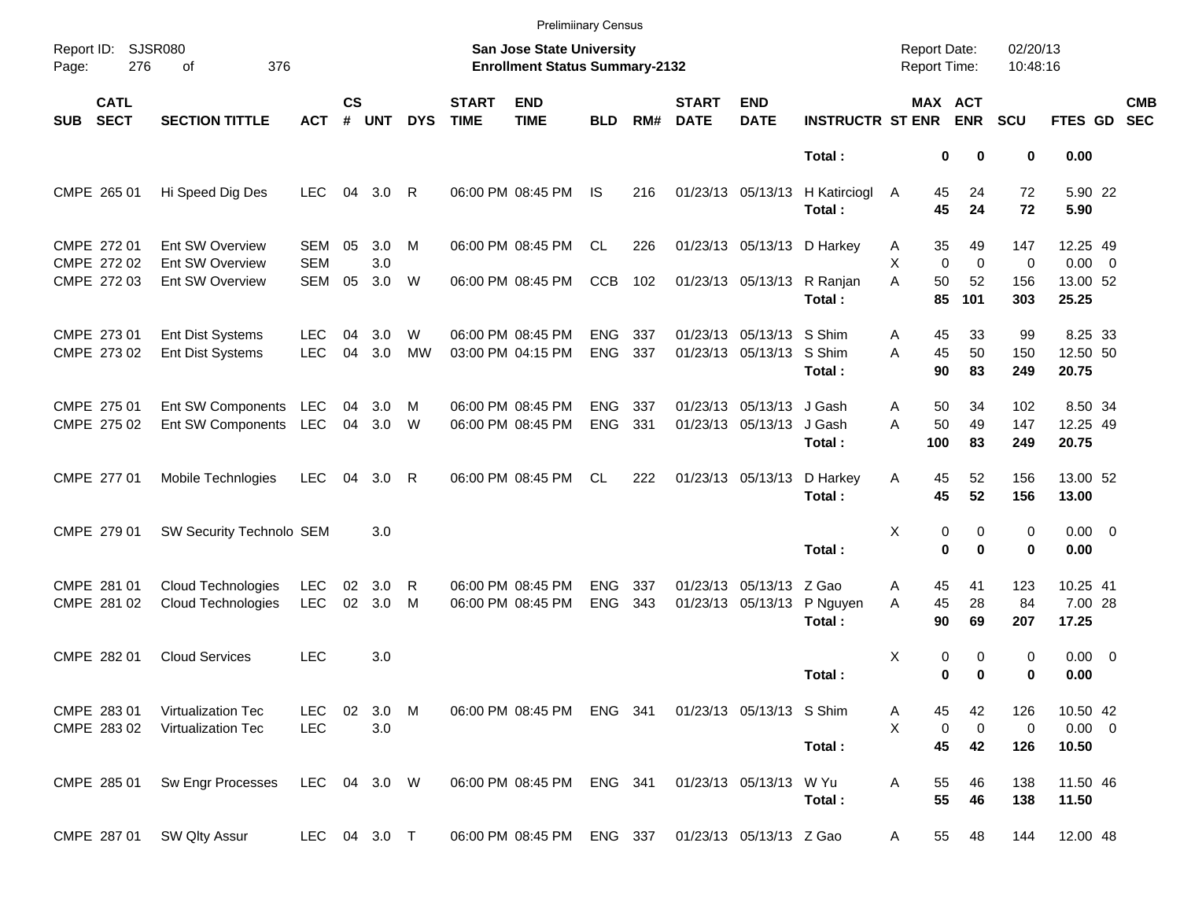Preliminary Census

Report ID: SJSR080

**San Jose State University**
**Enrollment Status Summary-2132**

Report Date: 02/20/13
Report Time: 10:48:16

| SUB | CATL SECT | SECTION TITTLE | ACT | CS # | UNT | DYS | START TIME | END TIME | BLD | RM# | START DATE | END DATE | INSTRUCTR | ST | MAX ENR | ACT ENR | SCU | FTES | GD | CMB SEC |
|---|---|---|---|---|---|---|---|---|---|---|---|---|---|---|---|---|---|---|---|---|
| | | | | | | | | | | | | | **Total :** | | **0** | **0** | **0** | **0.00** | | |
| CMPE | 265 01 | Hi Speed Dig Des | LEC | 04 | 3.0 | R | 06:00 PM | 08:45 PM | IS | 216 | 01/23/13 | 05/13/13 | H Katirciogl | A | 45 | 24 | 72 | 5.90 | 22 | |
| | | | | | | | | | | | | | **Total :** | | **45** | **24** | **72** | **5.90** | | |
| CMPE | 272 01 | Ent SW Overview | SEM | 05 | 3.0 | M | 06:00 PM | 08:45 PM | CL | 226 | 01/23/13 | 05/13/13 | D Harkey | A | 35 | 49 | 147 | 12.25 | 49 | |
| CMPE | 272 02 | Ent SW Overview | SEM | | 3.0 | | | | | | | | | X | 0 | 0 | 0 | 0.00 | 0 | |
| CMPE | 272 03 | Ent SW Overview | SEM | 05 | 3.0 | W | 06:00 PM | 08:45 PM | CCB | 102 | 01/23/13 | 05/13/13 | R Ranjan | A | 50 | 52 | 156 | 13.00 | 52 | |
| | | | | | | | | | | | | | **Total :** | | **85** | **101** | **303** | **25.25** | | |
| CMPE | 273 01 | Ent Dist Systems | LEC | 04 | 3.0 | W | 06:00 PM | 08:45 PM | ENG | 337 | 01/23/13 | 05/13/13 | S Shim | A | 45 | 33 | 99 | 8.25 | 33 | |
| CMPE | 273 02 | Ent Dist Systems | LEC | 04 | 3.0 | MW | 03:00 PM | 04:15 PM | ENG | 337 | 01/23/13 | 05/13/13 | S Shim | A | 45 | 50 | 150 | 12.50 | 50 | |
| | | | | | | | | | | | | | **Total :** | | **90** | **83** | **249** | **20.75** | | |
| CMPE | 275 01 | Ent SW Components | LEC | 04 | 3.0 | M | 06:00 PM | 08:45 PM | ENG | 337 | 01/23/13 | 05/13/13 | J Gash | A | 50 | 34 | 102 | 8.50 | 34 | |
| CMPE | 275 02 | Ent SW Components | LEC | 04 | 3.0 | W | 06:00 PM | 08:45 PM | ENG | 331 | 01/23/13 | 05/13/13 | J Gash | A | 50 | 49 | 147 | 12.25 | 49 | |
| | | | | | | | | | | | | | **Total :** | | **100** | **83** | **249** | **20.75** | | |
| CMPE | 277 01 | Mobile Technlogies | LEC | 04 | 3.0 | R | 06:00 PM | 08:45 PM | CL | 222 | 01/23/13 | 05/13/13 | D Harkey | A | 45 | 52 | 156 | 13.00 | 52 | |
| | | | | | | | | | | | | | **Total :** | | **45** | **52** | **156** | **13.00** | | |
| CMPE | 279 01 | SW Security Technolo | SEM | | 3.0 | | | | | | | | | X | 0 | 0 | 0 | 0.00 | 0 | |
| | | | | | | | | | | | | | **Total :** | | **0** | **0** | **0** | **0.00** | | |
| CMPE | 281 01 | Cloud Technologies | LEC | 02 | 3.0 | R | 06:00 PM | 08:45 PM | ENG | 337 | 01/23/13 | 05/13/13 | Z Gao | A | 45 | 41 | 123 | 10.25 | 41 | |
| CMPE | 281 02 | Cloud Technologies | LEC | 02 | 3.0 | M | 06:00 PM | 08:45 PM | ENG | 343 | 01/23/13 | 05/13/13 | P Nguyen | A | 45 | 28 | 84 | 7.00 | 28 | |
| | | | | | | | | | | | | | **Total :** | | **90** | **69** | **207** | **17.25** | | |
| CMPE | 282 01 | Cloud Services | LEC | | 3.0 | | | | | | | | | X | 0 | 0 | 0 | 0.00 | 0 | |
| | | | | | | | | | | | | | **Total :** | | **0** | **0** | **0** | **0.00** | | |
| CMPE | 283 01 | Virtualization Tec | LEC | 02 | 3.0 | M | 06:00 PM | 08:45 PM | ENG | 341 | 01/23/13 | 05/13/13 | S Shim | A | 45 | 42 | 126 | 10.50 | 42 | |
| CMPE | 283 02 | Virtualization Tec | LEC | | 3.0 | | | | | | | | | X | 0 | 0 | 0 | 0.00 | 0 | |
| | | | | | | | | | | | | | **Total :** | | **45** | **42** | **126** | **10.50** | | |
| CMPE | 285 01 | Sw Engr Processes | LEC | 04 | 3.0 | W | 06:00 PM | 08:45 PM | ENG | 341 | 01/23/13 | 05/13/13 | W Yu | A | 55 | 46 | 138 | 11.50 | 46 | |
| | | | | | | | | | | | | | **Total :** | | **55** | **46** | **138** | **11.50** | | |
| CMPE | 287 01 | SW Qlty Assur | LEC | 04 | 3.0 | T | 06:00 PM | 08:45 PM | ENG | 337 | 01/23/13 | 05/13/13 | Z Gao | A | 55 | 48 | 144 | 12.00 | 48 | |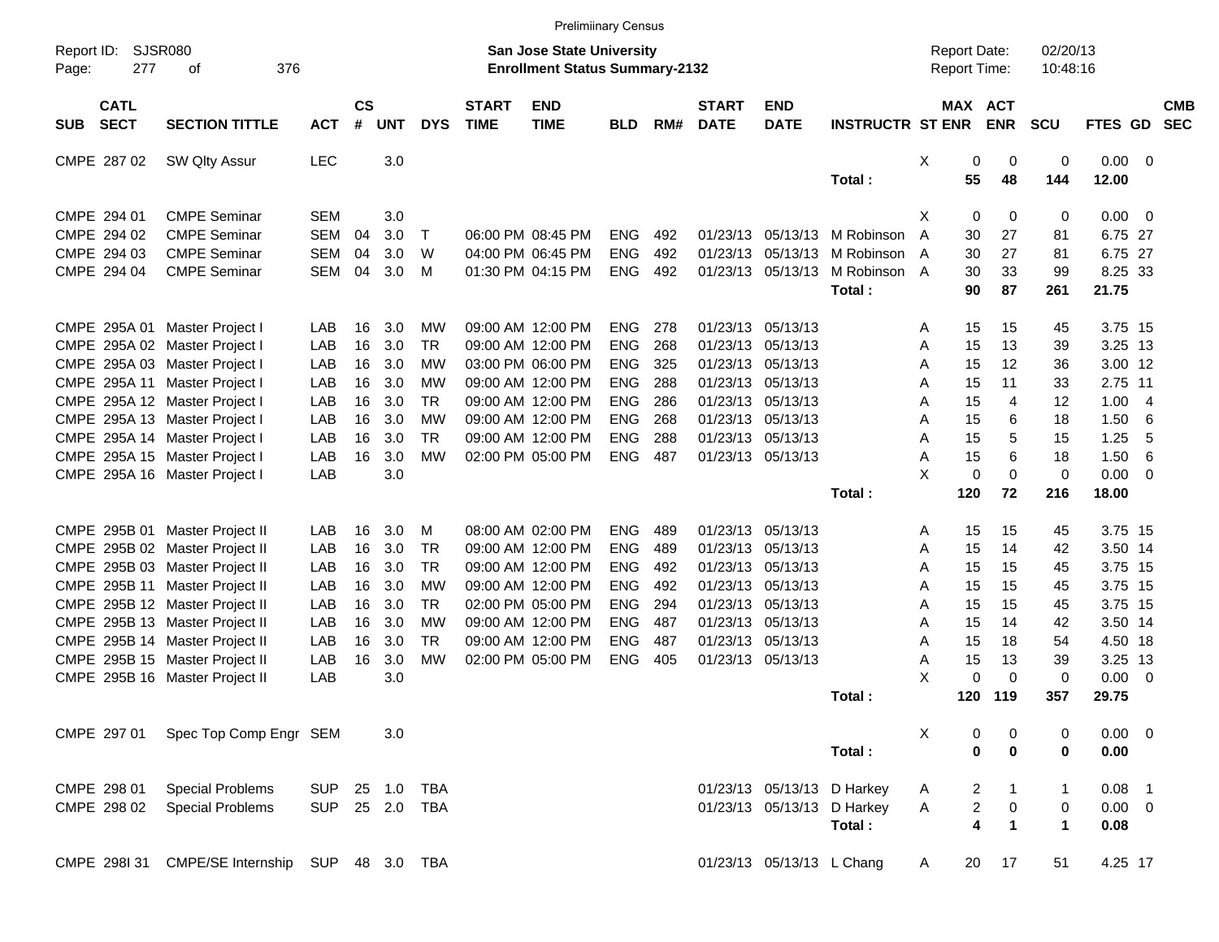Preliminary Census

Report ID: SJSR080
Page: 277 of 376

**San Jose State University**
**Enrollment Status Summary-2132**

Report Date: 02/20/13
Report Time: 10:48:16

| SUB | CATL SECT | SECTION TITTLE | ACT | CS # | UNT | DYS | START TIME | END TIME | BLD | RM# | START DATE | END DATE | INSTRUCTR | ST | MAX ENR | ACT ENR | SCU | FTES | GD | CMB SEC |
|---|---|---|---|---|---|---|---|---|---|---|---|---|---|---|---|---|---|---|---|---|
| CMPE | 287 02 | SW Qlty Assur | LEC | | 3.0 | | | | | | | | | X | 0 | 0 | 0 | 0.00 | 0 | |
| | | | | | | | | | | | | | **Total :** | | **55** | **48** | **144** | **12.00** | | |
| CMPE | 294 01 | CMPE Seminar | SEM | | 3.0 | | | | | | | | | X | 0 | 0 | 0 | 0.00 | 0 | |
| CMPE | 294 02 | CMPE Seminar | SEM | 04 | 3.0 | T | 06:00 PM | 08:45 PM | ENG | 492 | 01/23/13 | 05/13/13 | M Robinson | A | 30 | 27 | 81 | 6.75 | 27 | |
| CMPE | 294 03 | CMPE Seminar | SEM | 04 | 3.0 | W | 04:00 PM | 06:45 PM | ENG | 492 | 01/23/13 | 05/13/13 | M Robinson | A | 30 | 27 | 81 | 6.75 | 27 | |
| CMPE | 294 04 | CMPE Seminar | SEM | 04 | 3.0 | M | 01:30 PM | 04:15 PM | ENG | 492 | 01/23/13 | 05/13/13 | M Robinson | A | 30 | 33 | 99 | 8.25 | 33 | |
| | | | | | | | | | | | | | **Total :** | | **90** | **87** | **261** | **21.75** | | |
| CMPE | 295A 01 | Master Project I | LAB | 16 | 3.0 | MW | 09:00 AM | 12:00 PM | ENG | 278 | 01/23/13 | 05/13/13 | | A | 15 | 15 | 45 | 3.75 | 15 | |
| CMPE | 295A 02 | Master Project I | LAB | 16 | 3.0 | TR | 09:00 AM | 12:00 PM | ENG | 268 | 01/23/13 | 05/13/13 | | A | 15 | 13 | 39 | 3.25 | 13 | |
| CMPE | 295A 03 | Master Project I | LAB | 16 | 3.0 | MW | 03:00 PM | 06:00 PM | ENG | 325 | 01/23/13 | 05/13/13 | | A | 15 | 12 | 36 | 3.00 | 12 | |
| CMPE | 295A 11 | Master Project I | LAB | 16 | 3.0 | MW | 09:00 AM | 12:00 PM | ENG | 288 | 01/23/13 | 05/13/13 | | A | 15 | 11 | 33 | 2.75 | 11 | |
| CMPE | 295A 12 | Master Project I | LAB | 16 | 3.0 | TR | 09:00 AM | 12:00 PM | ENG | 286 | 01/23/13 | 05/13/13 | | A | 15 | 4 | 12 | 1.00 | 4 | |
| CMPE | 295A 13 | Master Project I | LAB | 16 | 3.0 | MW | 09:00 AM | 12:00 PM | ENG | 268 | 01/23/13 | 05/13/13 | | A | 15 | 6 | 18 | 1.50 | 6 | |
| CMPE | 295A 14 | Master Project I | LAB | 16 | 3.0 | TR | 09:00 AM | 12:00 PM | ENG | 288 | 01/23/13 | 05/13/13 | | A | 15 | 5 | 15 | 1.25 | 5 | |
| CMPE | 295A 15 | Master Project I | LAB | 16 | 3.0 | MW | 02:00 PM | 05:00 PM | ENG | 487 | 01/23/13 | 05/13/13 | | A | 15 | 6 | 18 | 1.50 | 6 | |
| CMPE | 295A 16 | Master Project I | LAB | | 3.0 | | | | | | | | | X | 0 | 0 | 0 | 0.00 | 0 | |
| | | | | | | | | | | | | | **Total :** | | **120** | **72** | **216** | **18.00** | | |
| CMPE | 295B 01 | Master Project II | LAB | 16 | 3.0 | M | 08:00 AM | 02:00 PM | ENG | 489 | 01/23/13 | 05/13/13 | | A | 15 | 15 | 45 | 3.75 | 15 | |
| CMPE | 295B 02 | Master Project II | LAB | 16 | 3.0 | TR | 09:00 AM | 12:00 PM | ENG | 489 | 01/23/13 | 05/13/13 | | A | 15 | 14 | 42 | 3.50 | 14 | |
| CMPE | 295B 03 | Master Project II | LAB | 16 | 3.0 | TR | 09:00 AM | 12:00 PM | ENG | 492 | 01/23/13 | 05/13/13 | | A | 15 | 15 | 45 | 3.75 | 15 | |
| CMPE | 295B 11 | Master Project II | LAB | 16 | 3.0 | MW | 09:00 AM | 12:00 PM | ENG | 492 | 01/23/13 | 05/13/13 | | A | 15 | 15 | 45 | 3.75 | 15 | |
| CMPE | 295B 12 | Master Project II | LAB | 16 | 3.0 | TR | 02:00 PM | 05:00 PM | ENG | 294 | 01/23/13 | 05/13/13 | | A | 15 | 15 | 45 | 3.75 | 15 | |
| CMPE | 295B 13 | Master Project II | LAB | 16 | 3.0 | MW | 09:00 AM | 12:00 PM | ENG | 487 | 01/23/13 | 05/13/13 | | A | 15 | 14 | 42 | 3.50 | 14 | |
| CMPE | 295B 14 | Master Project II | LAB | 16 | 3.0 | TR | 09:00 AM | 12:00 PM | ENG | 487 | 01/23/13 | 05/13/13 | | A | 15 | 18 | 54 | 4.50 | 18 | |
| CMPE | 295B 15 | Master Project II | LAB | 16 | 3.0 | MW | 02:00 PM | 05:00 PM | ENG | 405 | 01/23/13 | 05/13/13 | | A | 15 | 13 | 39 | 3.25 | 13 | |
| CMPE | 295B 16 | Master Project II | LAB | | 3.0 | | | | | | | | | X | 0 | 0 | 0 | 0.00 | 0 | |
| | | | | | | | | | | | | | **Total :** | | **120** | **119** | **357** | **29.75** | | |
| CMPE | 297 01 | Spec Top Comp Engr | SEM | | 3.0 | | | | | | | | | X | 0 | 0 | 0 | 0.00 | 0 | |
| | | | | | | | | | | | | | **Total :** | | **0** | **0** | **0** | **0.00** | | |
| CMPE | 298 01 | Special Problems | SUP | 25 | 1.0 | TBA | | | | | 01/23/13 | 05/13/13 | D Harkey | A | 2 | 1 | 1 | 0.08 | 1 | |
| CMPE | 298 02 | Special Problems | SUP | 25 | 2.0 | TBA | | | | | 01/23/13 | 05/13/13 | D Harkey | A | 2 | 0 | 0 | 0.00 | 0 | |
| | | | | | | | | | | | | | **Total :** | | **4** | **1** | **1** | **0.08** | | |
| CMPE | 298I 31 | CMPE/SE Internship | SUP | 48 | 3.0 | TBA | | | | | 01/23/13 | 05/13/13 | L Chang | A | 20 | 17 | 51 | 4.25 | 17 | |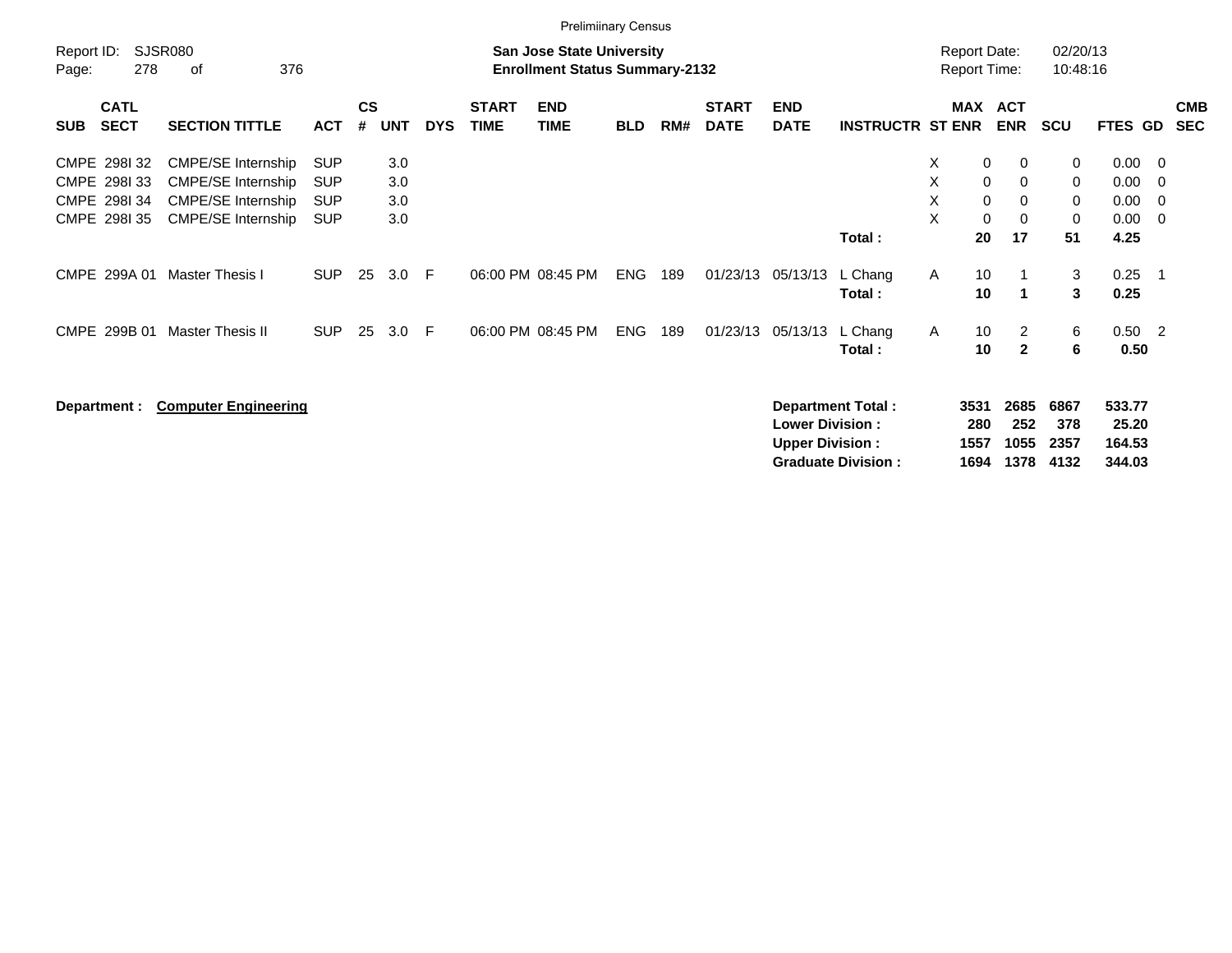Preliminary Census

Report ID: SJSR080

**San Jose State University**
**Enrollment Status Summary-2132**

Report Date: 02/20/13
Report Time: 10:48:16

| SUB | CATL SECT | SECTION TITTLE | ACT | CS # | UNT | DYS | START TIME | END TIME | BLD | RM# | START DATE | END DATE | INSTRUCTR | ST | MAX ENR | ACT ENR | SCU | FTES | GD | CMB SEC |
|---|---|---|---|---|---|---|---|---|---|---|---|---|---|---|---|---|---|---|---|---|
| CMPE | 298I 32 | CMPE/SE Internship | SUP | | 3.0 | | | | | | | | | X | 0 | 0 | 0 | 0.00 | 0 | |
| CMPE | 298I 33 | CMPE/SE Internship | SUP | | 3.0 | | | | | | | | | X | 0 | 0 | 0 | 0.00 | 0 | |
| CMPE | 298I 34 | CMPE/SE Internship | SUP | | 3.0 | | | | | | | | | X | 0 | 0 | 0 | 0.00 | 0 | |
| CMPE | 298I 35 | CMPE/SE Internship | SUP | | 3.0 | | | | | | | | | X | 0 | 0 | 0 | 0.00 | 0 | |
| | | | | | | | | | | | | | **Total :** | | **20** | **17** | **51** | **4.25** | | |
| CMPE | 299A 01 | Master Thesis I | SUP | 25 | 3.0 | F | 06:00 PM | 08:45 PM | ENG | 189 | 01/23/13 | 05/13/13 | L Chang | A | 10 | 1 | 3 | 0.25 | 1 | |
| | | | | | | | | | | | | | **Total :** | | **10** | **1** | **3** | **0.25** | | |
| CMPE | 299B 01 | Master Thesis II | SUP | 25 | 3.0 | F | 06:00 PM | 08:45 PM | ENG | 189 | 01/23/13 | 05/13/13 | L Chang | A | 10 | 2 | 6 | 0.50 | 2 | |
| | | | | | | | | | | | | | **Total :** | | **10** | **2** | **6** | **0.50** | | |

**Department : Computer Engineering**

| | MAX ENR | ACT ENR | SCU | FTES |
|---|---|---|---|---|
| **Department Total :** | **3531** | **2685** | **6867** | **533.77** |
| **Lower Division :** | **280** | **252** | **378** | **25.20** |
| **Upper Division :** | **1557** | **1055** | **2357** | **164.53** |
| **Graduate Division :** | **1694** | **1378** | **4132** | **344.03** |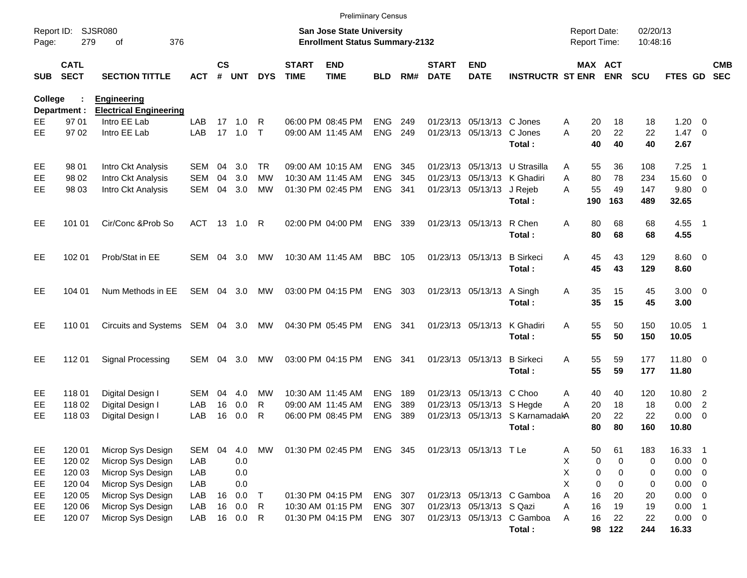Prelimiinary Census

Report ID: SJSR080 | San Jose State University | Report Date: 02/20/13
Page: 279 of 376 | **Enrollment Status Summary-2132** | Report Time: 10:48:16

**College : Engineering**
**Department : Electrical Engineering**

| SUB | CATL SECT | SECTION TITTLE | ACT | CS # | UNT | DYS | START TIME | END TIME | BLD | RM# | START DATE | END DATE | INSTRUCTR | ST | MAX ENR | ACT ENR | SCU | FTES | GD | CMB SEC |
|---|---|---|---|---|---|---|---|---|---|---|---|---|---|---|---|---|---|---|---|---|
| EE | 97 01 | Intro EE Lab | LAB | 17 | 1.0 | R | 06:00 PM | 08:45 PM | ENG | 249 | 01/23/13 | 05/13/13 | C Jones | A | 20 | 18 | 18 | 1.20 | 0 | |
| EE | 97 02 | Intro EE Lab | LAB | 17 | 1.0 | T | 09:00 AM | 11:45 AM | ENG | 249 | 01/23/13 | 05/13/13 | C Jones | A | 20 | 22 | 22 | 1.47 | 0 | |
| | | | | | | | | | | | | | **Total :** | | **40** | **40** | **40** | **2.67** | | |
| EE | 98 01 | Intro Ckt Analysis | SEM | 04 | 3.0 | TR | 09:00 AM | 10:15 AM | ENG | 345 | 01/23/13 | 05/13/13 | U Strasilla | A | 55 | 36 | 108 | 7.25 | 1 | |
| EE | 98 02 | Intro Ckt Analysis | SEM | 04 | 3.0 | MW | 10:30 AM | 11:45 AM | ENG | 345 | 01/23/13 | 05/13/13 | K Ghadiri | A | 80 | 78 | 234 | 15.60 | 0 | |
| EE | 98 03 | Intro Ckt Analysis | SEM | 04 | 3.0 | MW | 01:30 PM | 02:45 PM | ENG | 341 | 01/23/13 | 05/13/13 | J Rejeb | A | 55 | 49 | 147 | 9.80 | 0 | |
| | | | | | | | | | | | | | **Total :** | | **190** | **163** | **489** | **32.65** | | |
| EE | 101 01 | Cir/Conc &Prob So | ACT | 13 | 1.0 | R | 02:00 PM | 04:00 PM | ENG | 339 | 01/23/13 | 05/13/13 | R Chen | A | 80 | 68 | 68 | 4.55 | 1 | |
| | | | | | | | | | | | | | **Total :** | | **80** | **68** | **68** | **4.55** | | |
| EE | 102 01 | Prob/Stat in EE | SEM | 04 | 3.0 | MW | 10:30 AM | 11:45 AM | BBC | 105 | 01/23/13 | 05/13/13 | B Sirkeci | A | 45 | 43 | 129 | 8.60 | 0 | |
| | | | | | | | | | | | | | **Total :** | | **45** | **43** | **129** | **8.60** | | |
| EE | 104 01 | Num Methods in EE | SEM | 04 | 3.0 | MW | 03:00 PM | 04:15 PM | ENG | 303 | 01/23/13 | 05/13/13 | A Singh | A | 35 | 15 | 45 | 3.00 | 0 | |
| | | | | | | | | | | | | | **Total :** | | **35** | **15** | **45** | **3.00** | | |
| EE | 110 01 | Circuits and Systems | SEM | 04 | 3.0 | MW | 04:30 PM | 05:45 PM | ENG | 341 | 01/23/13 | 05/13/13 | K Ghadiri | A | 55 | 50 | 150 | 10.05 | 1 | |
| | | | | | | | | | | | | | **Total :** | | **55** | **50** | **150** | **10.05** | | |
| EE | 112 01 | Signal Processing | SEM | 04 | 3.0 | MW | 03:00 PM | 04:15 PM | ENG | 341 | 01/23/13 | 05/13/13 | B Sirkeci | A | 55 | 59 | 177 | 11.80 | 0 | |
| | | | | | | | | | | | | | **Total :** | | **55** | **59** | **177** | **11.80** | | |
| EE | 118 01 | Digital Design I | SEM | 04 | 4.0 | MW | 10:30 AM | 11:45 AM | ENG | 189 | 01/23/13 | 05/13/13 | C Choo | A | 40 | 40 | 120 | 10.80 | 2 | |
| EE | 118 02 | Digital Design I | LAB | 16 | 0.0 | R | 09:00 AM | 11:45 AM | ENG | 389 | 01/23/13 | 05/13/13 | S Hegde | A | 20 | 18 | 18 | 0.00 | 2 | |
| EE | 118 03 | Digital Design I | LAB | 16 | 0.0 | R | 06:00 PM | 08:45 PM | ENG | 389 | 01/23/13 | 05/13/13 | S Karnamadak | A | 20 | 22 | 22 | 0.00 | 0 | |
| | | | | | | | | | | | | | **Total :** | | **80** | **80** | **160** | **10.80** | | |
| EE | 120 01 | Microp Sys Design | SEM | 04 | 4.0 | MW | 01:30 PM | 02:45 PM | ENG | 345 | 01/23/13 | 05/13/13 | T Le | A | 50 | 61 | 183 | 16.33 | 1 | |
| EE | 120 02 | Microp Sys Design | LAB | | 0.0 | | | | | | | | | X | 0 | 0 | 0 | 0.00 | 0 | |
| EE | 120 03 | Microp Sys Design | LAB | | 0.0 | | | | | | | | | X | 0 | 0 | 0 | 0.00 | 0 | |
| EE | 120 04 | Microp Sys Design | LAB | | 0.0 | | | | | | | | | X | 0 | 0 | 0 | 0.00 | 0 | |
| EE | 120 05 | Microp Sys Design | LAB | 16 | 0.0 | T | 01:30 PM | 04:15 PM | ENG | 307 | 01/23/13 | 05/13/13 | C Gamboa | A | 16 | 20 | 20 | 0.00 | 0 | |
| EE | 120 06 | Microp Sys Design | LAB | 16 | 0.0 | R | 10:30 AM | 01:15 PM | ENG | 307 | 01/23/13 | 05/13/13 | S Qazi | A | 16 | 19 | 19 | 0.00 | 1 | |
| EE | 120 07 | Microp Sys Design | LAB | 16 | 0.0 | R | 01:30 PM | 04:15 PM | ENG | 307 | 01/23/13 | 05/13/13 | C Gamboa | A | 16 | 22 | 22 | 0.00 | 0 | |
| | | | | | | | | | | | | | **Total :** | | **98** | **122** | **244** | **16.33** | | |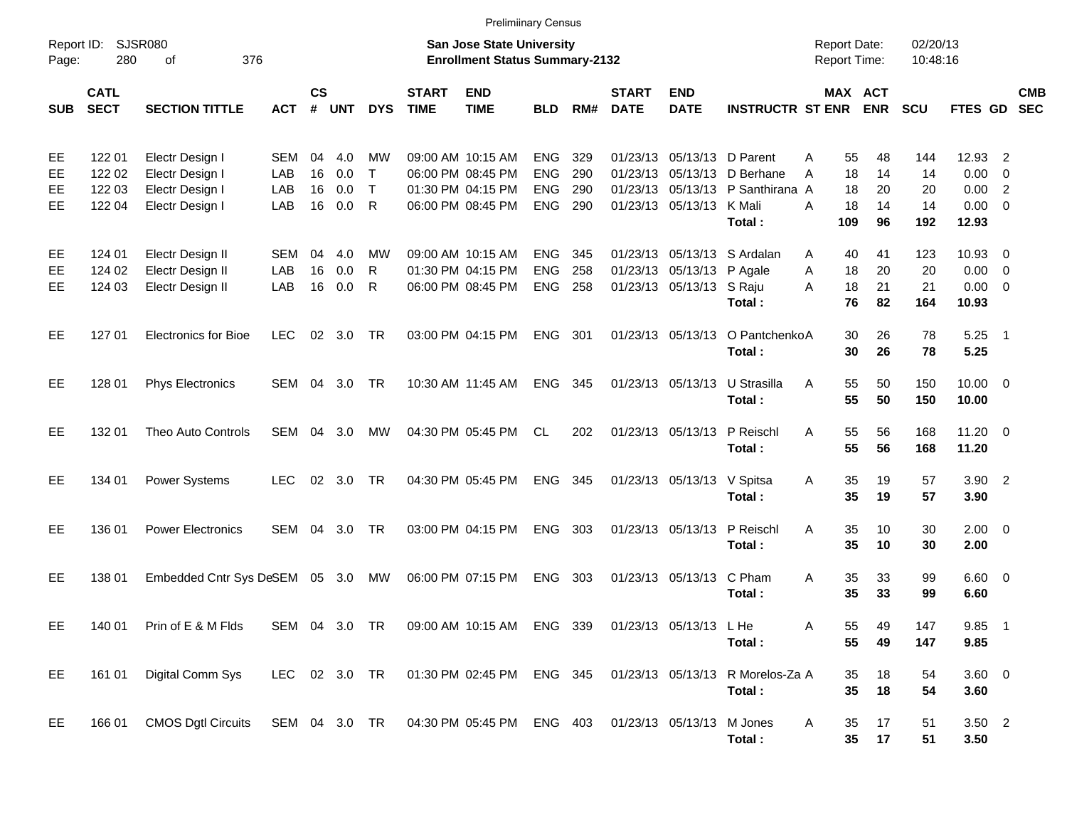Prelimiinary Census

Report ID: SJSR080
Page: 280 of 376

**San Jose State University**
**Enrollment Status Summary-2132**

Report Date: 02/20/13
Report Time: 10:48:16

| SUB | CATL SECT | SECTION TITTLE | ACT | CS # | UNT | DYS | START TIME | END TIME | BLD | RM# | START DATE | END DATE | INSTRUCTR | ST | MAX ENR | ACT ENR | SCU | FTES | GD | CMB SEC |
|---|---|---|---|---|---|---|---|---|---|---|---|---|---|---|---|---|---|---|---|---|
| EE | 122 01 | Electr Design I | SEM | 04 | 4.0 | MW | 09:00 AM | 10:15 AM | ENG | 329 | 01/23/13 | 05/13/13 | D Parent | A | 55 | 48 | 144 | 12.93 | 2 | |
| EE | 122 02 | Electr Design I | LAB | 16 | 0.0 | T | 06:00 PM | 08:45 PM | ENG | 290 | 01/23/13 | 05/13/13 | D Berhane | A | 18 | 14 | 14 | 0.00 | 0 | |
| EE | 122 03 | Electr Design I | LAB | 16 | 0.0 | T | 01:30 PM | 04:15 PM | ENG | 290 | 01/23/13 | 05/13/13 | P Santhirana | A | 18 | 20 | 20 | 0.00 | 2 | |
| EE | 122 04 | Electr Design I | LAB | 16 | 0.0 | R | 06:00 PM | 08:45 PM | ENG | 290 | 01/23/13 | 05/13/13 | K Mali | A | 18 | 14 | 14 | 0.00 | 0 | |
| | | | | | | | | | | | | | **Total :** | | **109** | **96** | **192** | **12.93** | | |
| EE | 124 01 | Electr Design II | SEM | 04 | 4.0 | MW | 09:00 AM | 10:15 AM | ENG | 345 | 01/23/13 | 05/13/13 | S Ardalan | A | 40 | 41 | 123 | 10.93 | 0 | |
| EE | 124 02 | Electr Design II | LAB | 16 | 0.0 | R | 01:30 PM | 04:15 PM | ENG | 258 | 01/23/13 | 05/13/13 | P Agale | A | 18 | 20 | 20 | 0.00 | 0 | |
| EE | 124 03 | Electr Design II | LAB | 16 | 0.0 | R | 06:00 PM | 08:45 PM | ENG | 258 | 01/23/13 | 05/13/13 | S Raju | A | 18 | 21 | 21 | 0.00 | 0 | |
| | | | | | | | | | | | | | **Total :** | | **76** | **82** | **164** | **10.93** | | |
| EE | 127 01 | Electronics for Bioe | LEC | 02 | 3.0 | TR | 03:00 PM | 04:15 PM | ENG | 301 | 01/23/13 | 05/13/13 | O Pantchenko | A | 30 | 26 | 78 | 5.25 | 1 | |
| | | | | | | | | | | | | | **Total :** | | **30** | **26** | **78** | **5.25** | | |
| EE | 128 01 | Phys Electronics | SEM | 04 | 3.0 | TR | 10:30 AM | 11:45 AM | ENG | 345 | 01/23/13 | 05/13/13 | U Strasilla | A | 55 | 50 | 150 | 10.00 | 0 | |
| | | | | | | | | | | | | | **Total :** | | **55** | **50** | **150** | **10.00** | | |
| EE | 132 01 | Theo Auto Controls | SEM | 04 | 3.0 | MW | 04:30 PM | 05:45 PM | CL | 202 | 01/23/13 | 05/13/13 | P Reischl | A | 55 | 56 | 168 | 11.20 | 0 | |
| | | | | | | | | | | | | | **Total :** | | **55** | **56** | **168** | **11.20** | | |
| EE | 134 01 | Power Systems | LEC | 02 | 3.0 | TR | 04:30 PM | 05:45 PM | ENG | 345 | 01/23/13 | 05/13/13 | V Spitsa | A | 35 | 19 | 57 | 3.90 | 2 | |
| | | | | | | | | | | | | | **Total :** | | **35** | **19** | **57** | **3.90** | | |
| EE | 136 01 | Power Electronics | SEM | 04 | 3.0 | TR | 03:00 PM | 04:15 PM | ENG | 303 | 01/23/13 | 05/13/13 | P Reischl | A | 35 | 10 | 30 | 2.00 | 0 | |
| | | | | | | | | | | | | | **Total :** | | **35** | **10** | **30** | **2.00** | | |
| EE | 138 01 | Embedded Cntr Sys De | SEM | 05 | 3.0 | MW | 06:00 PM | 07:15 PM | ENG | 303 | 01/23/13 | 05/13/13 | C Pham | A | 35 | 33 | 99 | 6.60 | 0 | |
| | | | | | | | | | | | | | **Total :** | | **35** | **33** | **99** | **6.60** | | |
| EE | 140 01 | Prin of E & M Flds | SEM | 04 | 3.0 | TR | 09:00 AM | 10:15 AM | ENG | 339 | 01/23/13 | 05/13/13 | L He | A | 55 | 49 | 147 | 9.85 | 1 | |
| | | | | | | | | | | | | | **Total :** | | **55** | **49** | **147** | **9.85** | | |
| EE | 161 01 | Digital Comm Sys | LEC | 02 | 3.0 | TR | 01:30 PM | 02:45 PM | ENG | 345 | 01/23/13 | 05/13/13 | R Morelos-Za | A | 35 | 18 | 54 | 3.60 | 0 | |
| | | | | | | | | | | | | | **Total :** | | **35** | **18** | **54** | **3.60** | | |
| EE | 166 01 | CMOS Dgtl Circuits | SEM | 04 | 3.0 | TR | 04:30 PM | 05:45 PM | ENG | 403 | 01/23/13 | 05/13/13 | M Jones | A | 35 | 17 | 51 | 3.50 | 2 | |
| | | | | | | | | | | | | | **Total :** | | **35** | **17** | **51** | **3.50** | | |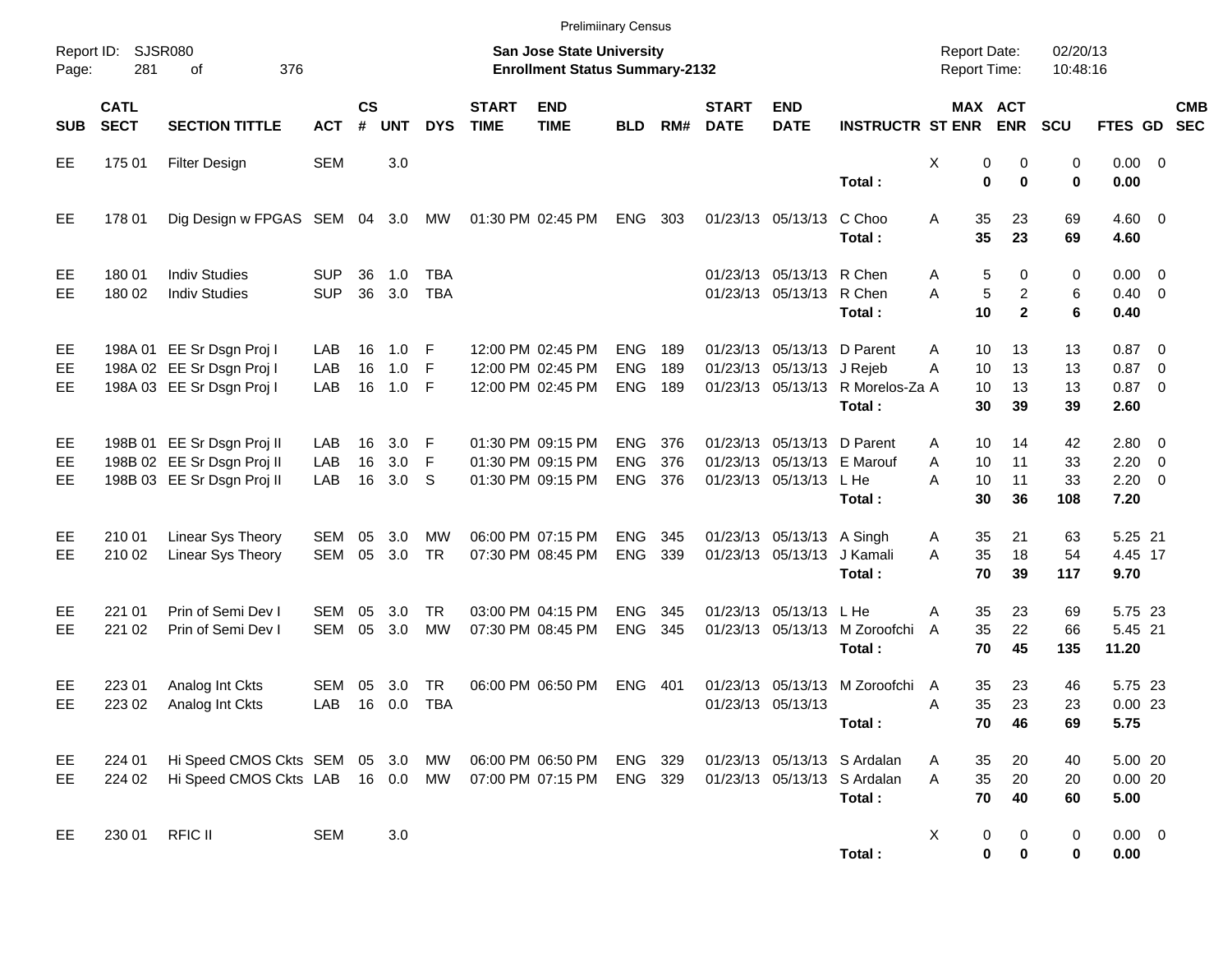Preliminary Census

Report ID: SJSR080

**San Jose State University**
**Enrollment Status Summary-2132**

Report Date: 02/20/13
Report Time: 10:48:16

| SUB | CATL SECT | SECTION TITTLE | ACT | CS # | UNT | DYS | START TIME | END TIME | BLD | RM# | START DATE | END DATE | INSTRUCTR | ST | MAX ENR | ACT ENR | SCU | FTES | GD | CMB SEC |
|---|---|---|---|---|---|---|---|---|---|---|---|---|---|---|---|---|---|---|---|---|
| EE | 175 01 | Filter Design | SEM | | 3.0 | | | | | | | | | X | 0 | 0 | 0 | 0.00 | 0 | |
| | | | | | | | | | | | | | **Total :** | | **0** | **0** | **0** | **0.00** | | |
| EE | 178 01 | Dig Design w FPGAS | SEM | 04 | 3.0 | MW | 01:30 PM | 02:45 PM | ENG | 303 | 01/23/13 | 05/13/13 | C Choo | A | 35 | 23 | 69 | 4.60 | 0 | |
| | | | | | | | | | | | | | **Total :** | | **35** | **23** | **69** | **4.60** | | |
| EE | 180 01 | Indiv Studies | SUP | 36 | 1.0 | TBA | | | | | 01/23/13 | 05/13/13 | R Chen | A | 5 | 0 | 0 | 0.00 | 0 | |
| EE | 180 02 | Indiv Studies | SUP | 36 | 3.0 | TBA | | | | | 01/23/13 | 05/13/13 | R Chen | A | 5 | 2 | 6 | 0.40 | 0 | |
| | | | | | | | | | | | | | **Total :** | | **10** | **2** | **6** | **0.40** | | |
| EE | 198A 01 | EE Sr Dsgn Proj I | LAB | 16 | 1.0 | F | 12:00 PM | 02:45 PM | ENG | 189 | 01/23/13 | 05/13/13 | D Parent | A | 10 | 13 | 13 | 0.87 | 0 | |
| EE | 198A 02 | EE Sr Dsgn Proj I | LAB | 16 | 1.0 | F | 12:00 PM | 02:45 PM | ENG | 189 | 01/23/13 | 05/13/13 | J Rejeb | A | 10 | 13 | 13 | 0.87 | 0 | |
| EE | 198A 03 | EE Sr Dsgn Proj I | LAB | 16 | 1.0 | F | 12:00 PM | 02:45 PM | ENG | 189 | 01/23/13 | 05/13/13 | R Morelos-Za | A | 10 | 13 | 13 | 0.87 | 0 | |
| | | | | | | | | | | | | | **Total :** | | **30** | **39** | **39** | **2.60** | | |
| EE | 198B 01 | EE Sr Dsgn Proj II | LAB | 16 | 3.0 | F | 01:30 PM | 09:15 PM | ENG | 376 | 01/23/13 | 05/13/13 | D Parent | A | 10 | 14 | 42 | 2.80 | 0 | |
| EE | 198B 02 | EE Sr Dsgn Proj II | LAB | 16 | 3.0 | F | 01:30 PM | 09:15 PM | ENG | 376 | 01/23/13 | 05/13/13 | E Marouf | A | 10 | 11 | 33 | 2.20 | 0 | |
| EE | 198B 03 | EE Sr Dsgn Proj II | LAB | 16 | 3.0 | S | 01:30 PM | 09:15 PM | ENG | 376 | 01/23/13 | 05/13/13 | L He | A | 10 | 11 | 33 | 2.20 | 0 | |
| | | | | | | | | | | | | | **Total :** | | **30** | **36** | **108** | **7.20** | | |
| EE | 210 01 | Linear Sys Theory | SEM | 05 | 3.0 | MW | 06:00 PM | 07:15 PM | ENG | 345 | 01/23/13 | 05/13/13 | A Singh | A | 35 | 21 | 63 | 5.25 | 21 | |
| EE | 210 02 | Linear Sys Theory | SEM | 05 | 3.0 | TR | 07:30 PM | 08:45 PM | ENG | 339 | 01/23/13 | 05/13/13 | J Kamali | A | 35 | 18 | 54 | 4.45 | 17 | |
| | | | | | | | | | | | | | **Total :** | | **70** | **39** | **117** | **9.70** | | |
| EE | 221 01 | Prin of Semi Dev I | SEM | 05 | 3.0 | TR | 03:00 PM | 04:15 PM | ENG | 345 | 01/23/13 | 05/13/13 | L He | A | 35 | 23 | 69 | 5.75 | 23 | |
| EE | 221 02 | Prin of Semi Dev I | SEM | 05 | 3.0 | MW | 07:30 PM | 08:45 PM | ENG | 345 | 01/23/13 | 05/13/13 | M Zoroofchi | A | 35 | 22 | 66 | 5.45 | 21 | |
| | | | | | | | | | | | | | **Total :** | | **70** | **45** | **135** | **11.20** | | |
| EE | 223 01 | Analog Int Ckts | SEM | 05 | 3.0 | TR | 06:00 PM | 06:50 PM | ENG | 401 | 01/23/13 | 05/13/13 | M Zoroofchi | A | 35 | 23 | 46 | 5.75 | 23 | |
| EE | 223 02 | Analog Int Ckts | LAB | 16 | 0.0 | TBA | | | | | 01/23/13 | 05/13/13 | | A | 35 | 23 | 23 | 0.00 | 23 | |
| | | | | | | | | | | | | | **Total :** | | **70** | **46** | **69** | **5.75** | | |
| EE | 224 01 | Hi Speed CMOS Ckts | SEM | 05 | 3.0 | MW | 06:00 PM | 06:50 PM | ENG | 329 | 01/23/13 | 05/13/13 | S Ardalan | A | 35 | 20 | 40 | 5.00 | 20 | |
| EE | 224 02 | Hi Speed CMOS Ckts | LAB | 16 | 0.0 | MW | 07:00 PM | 07:15 PM | ENG | 329 | 01/23/13 | 05/13/13 | S Ardalan | A | 35 | 20 | 20 | 0.00 | 20 | |
| | | | | | | | | | | | | | **Total :** | | **70** | **40** | **60** | **5.00** | | |
| EE | 230 01 | RFIC II | SEM | | 3.0 | | | | | | | | | X | 0 | 0 | 0 | 0.00 | 0 | |
| | | | | | | | | | | | | | **Total :** | | **0** | **0** | **0** | **0.00** | | |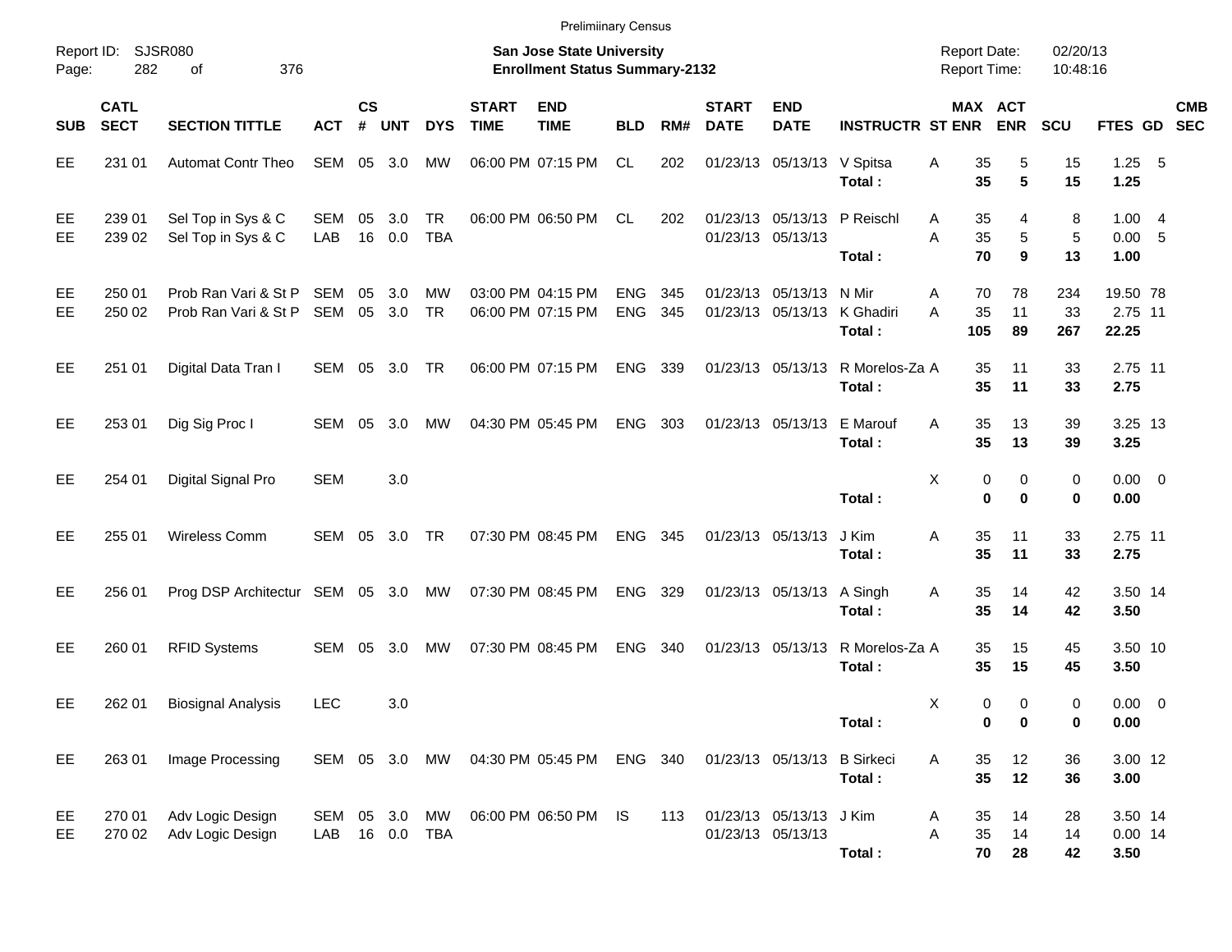Preliminary Census

Report ID: SJSR080
Page: 282 of 376

**San Jose State University**
**Enrollment Status Summary-2132**

Report Date: 02/20/13
Report Time: 10:48:16

| SUB | CATL SECT | SECTION TITTLE | ACT | CS # | UNT | DYS | START TIME | END TIME | BLD | RM# | START DATE | END DATE | INSTRUCTR | ST | MAX ENR | ACT ENR | SCU | FTES | GD | CMB SEC |
|---|---|---|---|---|---|---|---|---|---|---|---|---|---|---|---|---|---|---|---|---|
| EE | 231 01 | Automat Contr Theo | SEM | 05 | 3.0 | MW | 06:00 PM | 07:15 PM | CL | 202 | 01/23/13 | 05/13/13 | V Spitsa | A | 35 | 5 | 15 | 1.25 | 5 | |
| | | | | | | | | | | | | | **Total :** | | **35** | **5** | **15** | **1.25** | | |
| EE | 239 01 | Sel Top in Sys & C | SEM | 05 | 3.0 | TR | 06:00 PM | 06:50 PM | CL | 202 | 01/23/13 | 05/13/13 | P Reischl | A | 35 | 4 | 8 | 1.00 | 4 | |
| EE | 239 02 | Sel Top in Sys & C | LAB | 16 | 0.0 | TBA | | | | | 01/23/13 | 05/13/13 | | A | 35 | 5 | 5 | 0.00 | 5 | |
| | | | | | | | | | | | | | **Total :** | | **70** | **9** | **13** | **1.00** | | |
| EE | 250 01 | Prob Ran Vari & St P | SEM | 05 | 3.0 | MW | 03:00 PM | 04:15 PM | ENG | 345 | 01/23/13 | 05/13/13 | N Mir | A | 70 | 78 | 234 | 19.50 | 78 | |
| EE | 250 02 | Prob Ran Vari & St P | SEM | 05 | 3.0 | TR | 06:00 PM | 07:15 PM | ENG | 345 | 01/23/13 | 05/13/13 | K Ghadiri | A | 35 | 11 | 33 | 2.75 | 11 | |
| | | | | | | | | | | | | | **Total :** | | **105** | **89** | **267** | **22.25** | | |
| EE | 251 01 | Digital Data Tran I | SEM | 05 | 3.0 | TR | 06:00 PM | 07:15 PM | ENG | 339 | 01/23/13 | 05/13/13 | R Morelos-Za | A | 35 | 11 | 33 | 2.75 | 11 | |
| | | | | | | | | | | | | | **Total :** | | **35** | **11** | **33** | **2.75** | | |
| EE | 253 01 | Dig Sig Proc I | SEM | 05 | 3.0 | MW | 04:30 PM | 05:45 PM | ENG | 303 | 01/23/13 | 05/13/13 | E Marouf | A | 35 | 13 | 39 | 3.25 | 13 | |
| | | | | | | | | | | | | | **Total :** | | **35** | **13** | **39** | **3.25** | | |
| EE | 254 01 | Digital Signal Pro | SEM | | 3.0 | | | | | | | | | X | 0 | 0 | 0 | 0.00 | 0 | |
| | | | | | | | | | | | | | **Total :** | | **0** | **0** | **0** | **0.00** | | |
| EE | 255 01 | Wireless Comm | SEM | 05 | 3.0 | TR | 07:30 PM | 08:45 PM | ENG | 345 | 01/23/13 | 05/13/13 | J Kim | A | 35 | 11 | 33 | 2.75 | 11 | |
| | | | | | | | | | | | | | **Total :** | | **35** | **11** | **33** | **2.75** | | |
| EE | 256 01 | Prog DSP Architectur | SEM | 05 | 3.0 | MW | 07:30 PM | 08:45 PM | ENG | 329 | 01/23/13 | 05/13/13 | A Singh | A | 35 | 14 | 42 | 3.50 | 14 | |
| | | | | | | | | | | | | | **Total :** | | **35** | **14** | **42** | **3.50** | | |
| EE | 260 01 | RFID Systems | SEM | 05 | 3.0 | MW | 07:30 PM | 08:45 PM | ENG | 340 | 01/23/13 | 05/13/13 | R Morelos-Za | A | 35 | 15 | 45 | 3.50 | 10 | |
| | | | | | | | | | | | | | **Total :** | | **35** | **15** | **45** | **3.50** | | |
| EE | 262 01 | Biosignal Analysis | LEC | | 3.0 | | | | | | | | | X | 0 | 0 | 0 | 0.00 | 0 | |
| | | | | | | | | | | | | | **Total :** | | **0** | **0** | **0** | **0.00** | | |
| EE | 263 01 | Image Processing | SEM | 05 | 3.0 | MW | 04:30 PM | 05:45 PM | ENG | 340 | 01/23/13 | 05/13/13 | B Sirkeci | A | 35 | 12 | 36 | 3.00 | 12 | |
| | | | | | | | | | | | | | **Total :** | | **35** | **12** | **36** | **3.00** | | |
| EE | 270 01 | Adv Logic Design | SEM | 05 | 3.0 | MW | 06:00 PM | 06:50 PM | IS | 113 | 01/23/13 | 05/13/13 | J Kim | A | 35 | 14 | 28 | 3.50 | 14 | |
| EE | 270 02 | Adv Logic Design | LAB | 16 | 0.0 | TBA | | | | | 01/23/13 | 05/13/13 | | A | 35 | 14 | 14 | 0.00 | 14 | |
| | | | | | | | | | | | | | **Total :** | | **70** | **28** | **42** | **3.50** | | |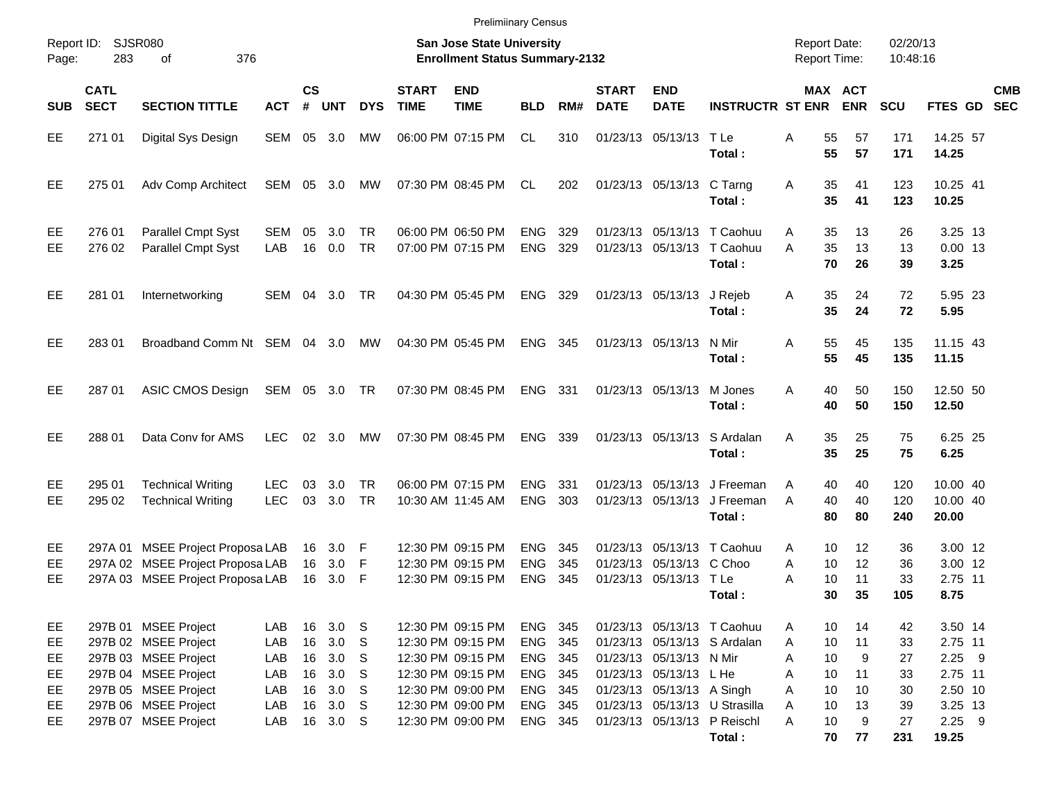Preliminary Census

Report ID: SJSR080
Page: 283 of 376

**San Jose State University**
**Enrollment Status Summary-2132**

Report Date: 02/20/13
Report Time: 10:48:16

| SUB | CATL SECT | SECTION TITTLE | ACT | CS # | UNT | DYS | START TIME | END TIME | BLD | RM# | START DATE | END DATE | INSTRUCTR | ST | MAX ENR | ACT ENR | SCU | FTES | GD | CMB SEC |
|---|---|---|---|---|---|---|---|---|---|---|---|---|---|---|---|---|---|---|---|---|
| EE | 271 01 | Digital Sys Design | SEM | 05 | 3.0 | MW | 06:00 PM | 07:15 PM | CL | 310 | 01/23/13 | 05/13/13 | T Le | A | 55 | 57 | 171 | 14.25 | 57 | |
| | | | | | | | | | | | | | **Total :** | | **55** | **57** | **171** | **14.25** | | |
| EE | 275 01 | Adv Comp Architect | SEM | 05 | 3.0 | MW | 07:30 PM | 08:45 PM | CL | 202 | 01/23/13 | 05/13/13 | C Tarng | A | 35 | 41 | 123 | 10.25 | 41 | |
| | | | | | | | | | | | | | **Total :** | | **35** | **41** | **123** | **10.25** | | |
| EE | 276 01 | Parallel Cmpt Syst | SEM | 05 | 3.0 | TR | 06:00 PM | 06:50 PM | ENG | 329 | 01/23/13 | 05/13/13 | T Caohuu | A | 35 | 13 | 26 | 3.25 | 13 | |
| EE | 276 02 | Parallel Cmpt Syst | LAB | 16 | 0.0 | TR | 07:00 PM | 07:15 PM | ENG | 329 | 01/23/13 | 05/13/13 | T Caohuu | A | 35 | 13 | 13 | 0.00 | 13 | |
| | | | | | | | | | | | | | **Total :** | | **70** | **26** | **39** | **3.25** | | |
| EE | 281 01 | Internetworking | SEM | 04 | 3.0 | TR | 04:30 PM | 05:45 PM | ENG | 329 | 01/23/13 | 05/13/13 | J Rejeb | A | 35 | 24 | 72 | 5.95 | 23 | |
| | | | | | | | | | | | | | **Total :** | | **35** | **24** | **72** | **5.95** | | |
| EE | 283 01 | Broadband Comm Nt | SEM | 04 | 3.0 | MW | 04:30 PM | 05:45 PM | ENG | 345 | 01/23/13 | 05/13/13 | N Mir | A | 55 | 45 | 135 | 11.15 | 43 | |
| | | | | | | | | | | | | | **Total :** | | **55** | **45** | **135** | **11.15** | | |
| EE | 287 01 | ASIC CMOS Design | SEM | 05 | 3.0 | TR | 07:30 PM | 08:45 PM | ENG | 331 | 01/23/13 | 05/13/13 | M Jones | A | 40 | 50 | 150 | 12.50 | 50 | |
| | | | | | | | | | | | | | **Total :** | | **40** | **50** | **150** | **12.50** | | |
| EE | 288 01 | Data Conv for AMS | LEC | 02 | 3.0 | MW | 07:30 PM | 08:45 PM | ENG | 339 | 01/23/13 | 05/13/13 | S Ardalan | A | 35 | 25 | 75 | 6.25 | 25 | |
| | | | | | | | | | | | | | **Total :** | | **35** | **25** | **75** | **6.25** | | |
| EE | 295 01 | Technical Writing | LEC | 03 | 3.0 | TR | 06:00 PM | 07:15 PM | ENG | 331 | 01/23/13 | 05/13/13 | J Freeman | A | 40 | 40 | 120 | 10.00 | 40 | |
| EE | 295 02 | Technical Writing | LEC | 03 | 3.0 | TR | 10:30 AM | 11:45 AM | ENG | 303 | 01/23/13 | 05/13/13 | J Freeman | A | 40 | 40 | 120 | 10.00 | 40 | |
| | | | | | | | | | | | | | **Total :** | | **80** | **80** | **240** | **20.00** | | |
| EE | 297A 01 | MSEE Project Proposa | LAB | 16 | 3.0 | F | 12:30 PM | 09:15 PM | ENG | 345 | 01/23/13 | 05/13/13 | T Caohuu | A | 10 | 12 | 36 | 3.00 | 12 | |
| EE | 297A 02 | MSEE Project Proposa | LAB | 16 | 3.0 | F | 12:30 PM | 09:15 PM | ENG | 345 | 01/23/13 | 05/13/13 | C Choo | A | 10 | 12 | 36 | 3.00 | 12 | |
| EE | 297A 03 | MSEE Project Proposa | LAB | 16 | 3.0 | F | 12:30 PM | 09:15 PM | ENG | 345 | 01/23/13 | 05/13/13 | T Le | A | 10 | 11 | 33 | 2.75 | 11 | |
| | | | | | | | | | | | | | **Total :** | | **30** | **35** | **105** | **8.75** | | |
| EE | 297B 01 | MSEE Project | LAB | 16 | 3.0 | S | 12:30 PM | 09:15 PM | ENG | 345 | 01/23/13 | 05/13/13 | T Caohuu | A | 10 | 14 | 42 | 3.50 | 14 | |
| EE | 297B 02 | MSEE Project | LAB | 16 | 3.0 | S | 12:30 PM | 09:15 PM | ENG | 345 | 01/23/13 | 05/13/13 | S Ardalan | A | 10 | 11 | 33 | 2.75 | 11 | |
| EE | 297B 03 | MSEE Project | LAB | 16 | 3.0 | S | 12:30 PM | 09:15 PM | ENG | 345 | 01/23/13 | 05/13/13 | N Mir | A | 10 | 9 | 27 | 2.25 | 9 | |
| EE | 297B 04 | MSEE Project | LAB | 16 | 3.0 | S | 12:30 PM | 09:15 PM | ENG | 345 | 01/23/13 | 05/13/13 | L He | A | 10 | 11 | 33 | 2.75 | 11 | |
| EE | 297B 05 | MSEE Project | LAB | 16 | 3.0 | S | 12:30 PM | 09:00 PM | ENG | 345 | 01/23/13 | 05/13/13 | A Singh | A | 10 | 10 | 30 | 2.50 | 10 | |
| EE | 297B 06 | MSEE Project | LAB | 16 | 3.0 | S | 12:30 PM | 09:00 PM | ENG | 345 | 01/23/13 | 05/13/13 | U Strasilla | A | 10 | 13 | 39 | 3.25 | 13 | |
| EE | 297B 07 | MSEE Project | LAB | 16 | 3.0 | S | 12:30 PM | 09:00 PM | ENG | 345 | 01/23/13 | 05/13/13 | P Reischl | A | 10 | 9 | 27 | 2.25 | 9 | |
| | | | | | | | | | | | | | **Total :** | | **70** | **77** | **231** | **19.25** | | |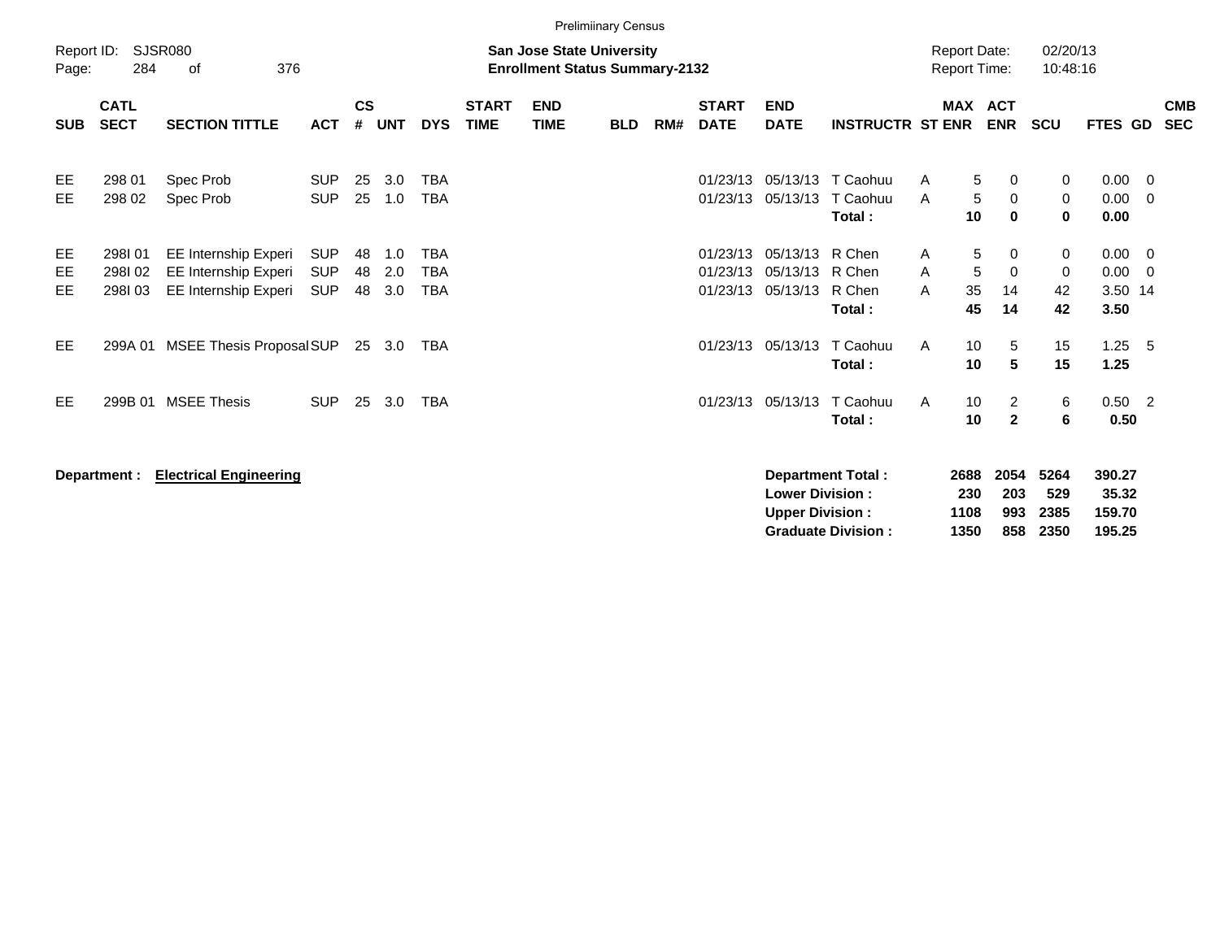Prelimiinary Census

Report ID: SJSR080

**San Jose State University**
**Enrollment Status Summary-2132**

Report Date: 02/20/13
Report Time: 10:48:16

| SUB | CATL SECT | SECTION TITTLE | ACT | CS # | UNT | DYS | START TIME | END TIME | BLD | RM# | START DATE | END DATE | INSTRUCTR | ST | MAX ENR | ACT ENR | SCU | FTES | GD | CMB SEC |
|---|---|---|---|---|---|---|---|---|---|---|---|---|---|---|---|---|---|---|---|---|
| EE | 298 01 | Spec Prob | SUP | 25 | 3.0 | TBA | | | | | 01/23/13 | 05/13/13 | T Caohuu | A | 5 | 0 | 0 | 0.00 | 0 | |
| EE | 298 02 | Spec Prob | SUP | 25 | 1.0 | TBA | | | | | 01/23/13 | 05/13/13 | T Caohuu | A | 5 | 0 | 0 | 0.00 | 0 | |
| | | | | | | | | | | | | | **Total :** | | **10** | **0** | **0** | **0.00** | | |
| EE | 298I 01 | EE Internship Experi | SUP | 48 | 1.0 | TBA | | | | | 01/23/13 | 05/13/13 | R Chen | A | 5 | 0 | 0 | 0.00 | 0 | |
| EE | 298I 02 | EE Internship Experi | SUP | 48 | 2.0 | TBA | | | | | 01/23/13 | 05/13/13 | R Chen | A | 5 | 0 | 0 | 0.00 | 0 | |
| EE | 298I 03 | EE Internship Experi | SUP | 48 | 3.0 | TBA | | | | | 01/23/13 | 05/13/13 | R Chen | A | 35 | 14 | 42 | 3.50 | 14 | |
| | | | | | | | | | | | | | **Total :** | | **45** | **14** | **42** | **3.50** | | |
| EE | 299A 01 | MSEE Thesis Proposal | SUP | 25 | 3.0 | TBA | | | | | 01/23/13 | 05/13/13 | T Caohuu | A | 10 | 5 | 15 | 1.25 | 5 | |
| | | | | | | | | | | | | | **Total :** | | **10** | **5** | **15** | **1.25** | | |
| EE | 299B 01 | MSEE Thesis | SUP | 25 | 3.0 | TBA | | | | | 01/23/13 | 05/13/13 | T Caohuu | A | 10 | 2 | 6 | 0.50 | 2 | |
| | | | | | | | | | | | | | **Total :** | | **10** | **2** | **6** | **0.50** | | |

**Department : Electrical Engineering**

| | MAX ENR | ACT ENR | SCU | FTES |
|---|---|---|---|---|
| **Department Total :** | **2688** | **2054** | **5264** | **390.27** |
| **Lower Division :** | **230** | **203** | **529** | **35.32** |
| **Upper Division :** | **1108** | **993** | **2385** | **159.70** |
| **Graduate Division :** | **1350** | **858** | **2350** | **195.25** |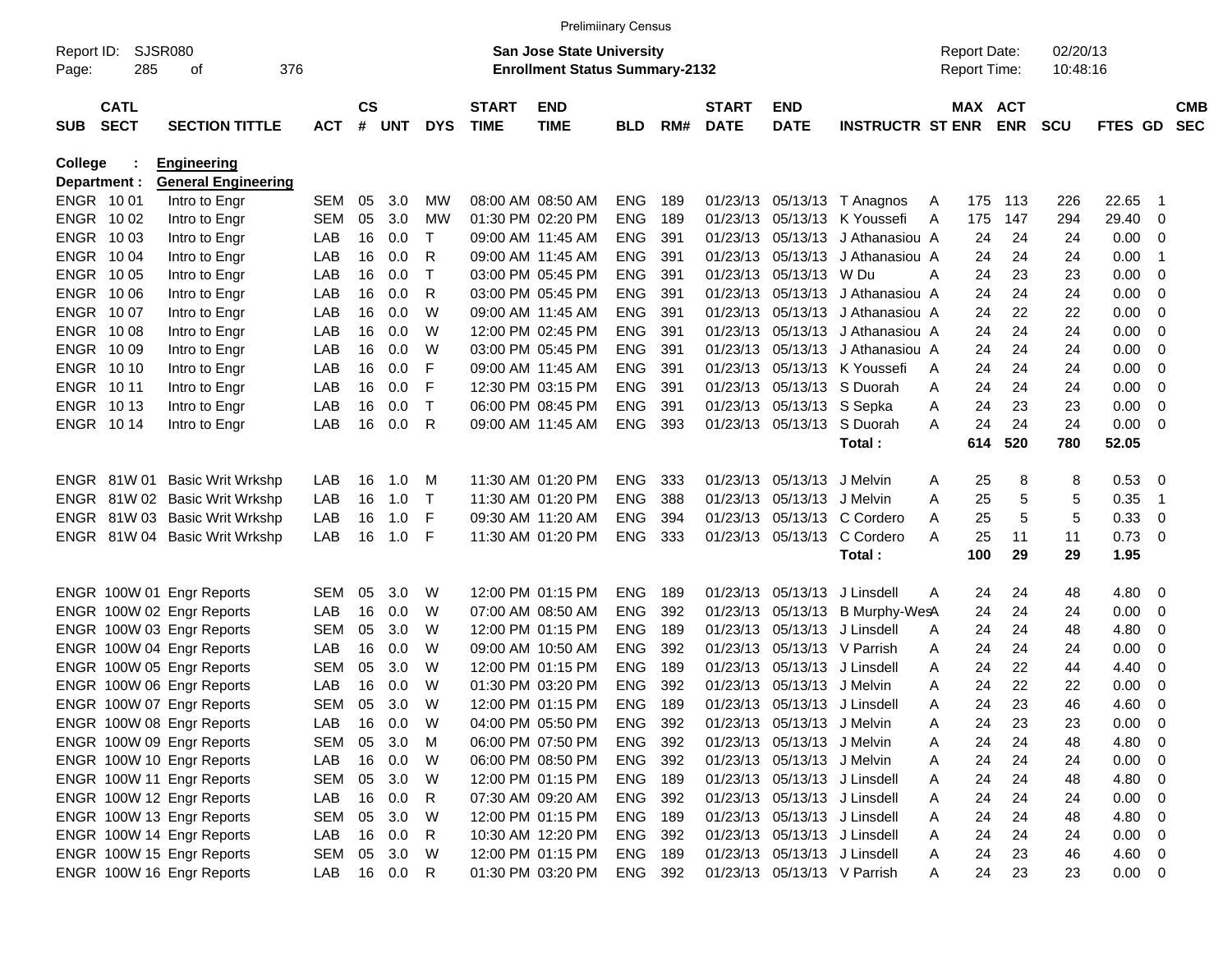Preliminary Census

Report ID: SJSR080

**San Jose State University**
**Enrollment Status Summary-2132**

Report Date: 02/20/13
Report Time: 10:48:16

**College : Engineering**
**Department : General Engineering**

| SUB | CATL SECT | SECTION TITTLE | ACT | CS # | UNT | DYS | START TIME | END TIME | BLD | RM# | START DATE | END DATE | INSTRUCTR | ST | MAX ENR | ACT ENR | SCU | FTES | GD | CMB SEC |
|---|---|---|---|---|---|---|---|---|---|---|---|---|---|---|---|---|---|---|---|---|
| ENGR | 10 01 | Intro to Engr | SEM | 05 | 3.0 | MW | 08:00 AM | 08:50 AM | ENG | 189 | 01/23/13 | 05/13/13 | T Anagnos | A | 175 | 113 | 226 | 22.65 | 1 | |
| ENGR | 10 02 | Intro to Engr | SEM | 05 | 3.0 | MW | 01:30 PM | 02:20 PM | ENG | 189 | 01/23/13 | 05/13/13 | K Youssefi | A | 175 | 147 | 294 | 29.40 | 0 | |
| ENGR | 10 03 | Intro to Engr | LAB | 16 | 0.0 | T | 09:00 AM | 11:45 AM | ENG | 391 | 01/23/13 | 05/13/13 | J Athanasiou | A | 24 | 24 | 24 | 0.00 | 0 | |
| ENGR | 10 04 | Intro to Engr | LAB | 16 | 0.0 | R | 09:00 AM | 11:45 AM | ENG | 391 | 01/23/13 | 05/13/13 | J Athanasiou | A | 24 | 24 | 24 | 0.00 | 1 | |
| ENGR | 10 05 | Intro to Engr | LAB | 16 | 0.0 | T | 03:00 PM | 05:45 PM | ENG | 391 | 01/23/13 | 05/13/13 | W Du | A | 24 | 23 | 23 | 0.00 | 0 | |
| ENGR | 10 06 | Intro to Engr | LAB | 16 | 0.0 | R | 03:00 PM | 05:45 PM | ENG | 391 | 01/23/13 | 05/13/13 | J Athanasiou | A | 24 | 24 | 24 | 0.00 | 0 | |
| ENGR | 10 07 | Intro to Engr | LAB | 16 | 0.0 | W | 09:00 AM | 11:45 AM | ENG | 391 | 01/23/13 | 05/13/13 | J Athanasiou | A | 24 | 22 | 22 | 0.00 | 0 | |
| ENGR | 10 08 | Intro to Engr | LAB | 16 | 0.0 | W | 12:00 PM | 02:45 PM | ENG | 391 | 01/23/13 | 05/13/13 | J Athanasiou | A | 24 | 24 | 24 | 0.00 | 0 | |
| ENGR | 10 09 | Intro to Engr | LAB | 16 | 0.0 | W | 03:00 PM | 05:45 PM | ENG | 391 | 01/23/13 | 05/13/13 | J Athanasiou | A | 24 | 24 | 24 | 0.00 | 0 | |
| ENGR | 10 10 | Intro to Engr | LAB | 16 | 0.0 | F | 09:00 AM | 11:45 AM | ENG | 391 | 01/23/13 | 05/13/13 | K Youssefi | A | 24 | 24 | 24 | 0.00 | 0 | |
| ENGR | 10 11 | Intro to Engr | LAB | 16 | 0.0 | F | 12:30 PM | 03:15 PM | ENG | 391 | 01/23/13 | 05/13/13 | S Duorah | A | 24 | 24 | 24 | 0.00 | 0 | |
| ENGR | 10 13 | Intro to Engr | LAB | 16 | 0.0 | T | 06:00 PM | 08:45 PM | ENG | 391 | 01/23/13 | 05/13/13 | S Sepka | A | 24 | 23 | 23 | 0.00 | 0 | |
| ENGR | 10 14 | Intro to Engr | LAB | 16 | 0.0 | R | 09:00 AM | 11:45 AM | ENG | 393 | 01/23/13 | 05/13/13 | S Duorah | A | 24 | 24 | 24 | 0.00 | 0 | |
| | | | | | | | | | | | | | **Total :** | | **614** | **520** | **780** | **52.05** | | |
| ENGR | 81W 01 | Basic Writ Wrkshp | LAB | 16 | 1.0 | M | 11:30 AM | 01:20 PM | ENG | 333 | 01/23/13 | 05/13/13 | J Melvin | A | 25 | 8 | 8 | 0.53 | 0 | |
| ENGR | 81W 02 | Basic Writ Wrkshp | LAB | 16 | 1.0 | T | 11:30 AM | 01:20 PM | ENG | 388 | 01/23/13 | 05/13/13 | J Melvin | A | 25 | 5 | 5 | 0.35 | 1 | |
| ENGR | 81W 03 | Basic Writ Wrkshp | LAB | 16 | 1.0 | F | 09:30 AM | 11:20 AM | ENG | 394 | 01/23/13 | 05/13/13 | C Cordero | A | 25 | 5 | 5 | 0.33 | 0 | |
| ENGR | 81W 04 | Basic Writ Wrkshp | LAB | 16 | 1.0 | F | 11:30 AM | 01:20 PM | ENG | 333 | 01/23/13 | 05/13/13 | C Cordero | A | 25 | 11 | 11 | 0.73 | 0 | |
| | | | | | | | | | | | | | **Total :** | | **100** | **29** | **29** | **1.95** | | |
| ENGR | 100W 01 | Engr Reports | SEM | 05 | 3.0 | W | 12:00 PM | 01:15 PM | ENG | 189 | 01/23/13 | 05/13/13 | J Linsdell | A | 24 | 24 | 48 | 4.80 | 0 | |
| ENGR | 100W 02 | Engr Reports | LAB | 16 | 0.0 | W | 07:00 AM | 08:50 AM | ENG | 392 | 01/23/13 | 05/13/13 | B Murphy-Wes | A | 24 | 24 | 24 | 0.00 | 0 | |
| ENGR | 100W 03 | Engr Reports | SEM | 05 | 3.0 | W | 12:00 PM | 01:15 PM | ENG | 189 | 01/23/13 | 05/13/13 | J Linsdell | A | 24 | 24 | 48 | 4.80 | 0 | |
| ENGR | 100W 04 | Engr Reports | LAB | 16 | 0.0 | W | 09:00 AM | 10:50 AM | ENG | 392 | 01/23/13 | 05/13/13 | V Parrish | A | 24 | 24 | 24 | 0.00 | 0 | |
| ENGR | 100W 05 | Engr Reports | SEM | 05 | 3.0 | W | 12:00 PM | 01:15 PM | ENG | 189 | 01/23/13 | 05/13/13 | J Linsdell | A | 24 | 22 | 44 | 4.40 | 0 | |
| ENGR | 100W 06 | Engr Reports | LAB | 16 | 0.0 | W | 01:30 PM | 03:20 PM | ENG | 392 | 01/23/13 | 05/13/13 | J Melvin | A | 24 | 22 | 22 | 0.00 | 0 | |
| ENGR | 100W 07 | Engr Reports | SEM | 05 | 3.0 | W | 12:00 PM | 01:15 PM | ENG | 189 | 01/23/13 | 05/13/13 | J Linsdell | A | 24 | 23 | 46 | 4.60 | 0 | |
| ENGR | 100W 08 | Engr Reports | LAB | 16 | 0.0 | W | 04:00 PM | 05:50 PM | ENG | 392 | 01/23/13 | 05/13/13 | J Melvin | A | 24 | 23 | 23 | 0.00 | 0 | |
| ENGR | 100W 09 | Engr Reports | SEM | 05 | 3.0 | M | 06:00 PM | 07:50 PM | ENG | 392 | 01/23/13 | 05/13/13 | J Melvin | A | 24 | 24 | 48 | 4.80 | 0 | |
| ENGR | 100W 10 | Engr Reports | LAB | 16 | 0.0 | W | 06:00 PM | 08:50 PM | ENG | 392 | 01/23/13 | 05/13/13 | J Melvin | A | 24 | 24 | 24 | 0.00 | 0 | |
| ENGR | 100W 11 | Engr Reports | SEM | 05 | 3.0 | W | 12:00 PM | 01:15 PM | ENG | 189 | 01/23/13 | 05/13/13 | J Linsdell | A | 24 | 24 | 48 | 4.80 | 0 | |
| ENGR | 100W 12 | Engr Reports | LAB | 16 | 0.0 | R | 07:30 AM | 09:20 AM | ENG | 392 | 01/23/13 | 05/13/13 | J Linsdell | A | 24 | 24 | 24 | 0.00 | 0 | |
| ENGR | 100W 13 | Engr Reports | SEM | 05 | 3.0 | W | 12:00 PM | 01:15 PM | ENG | 189 | 01/23/13 | 05/13/13 | J Linsdell | A | 24 | 24 | 48 | 4.80 | 0 | |
| ENGR | 100W 14 | Engr Reports | LAB | 16 | 0.0 | R | 10:30 AM | 12:20 PM | ENG | 392 | 01/23/13 | 05/13/13 | J Linsdell | A | 24 | 24 | 24 | 0.00 | 0 | |
| ENGR | 100W 15 | Engr Reports | SEM | 05 | 3.0 | W | 12:00 PM | 01:15 PM | ENG | 189 | 01/23/13 | 05/13/13 | J Linsdell | A | 24 | 23 | 46 | 4.60 | 0 | |
| ENGR | 100W 16 | Engr Reports | LAB | 16 | 0.0 | R | 01:30 PM | 03:20 PM | ENG | 392 | 01/23/13 | 05/13/13 | V Parrish | A | 24 | 23 | 23 | 0.00 | 0 | |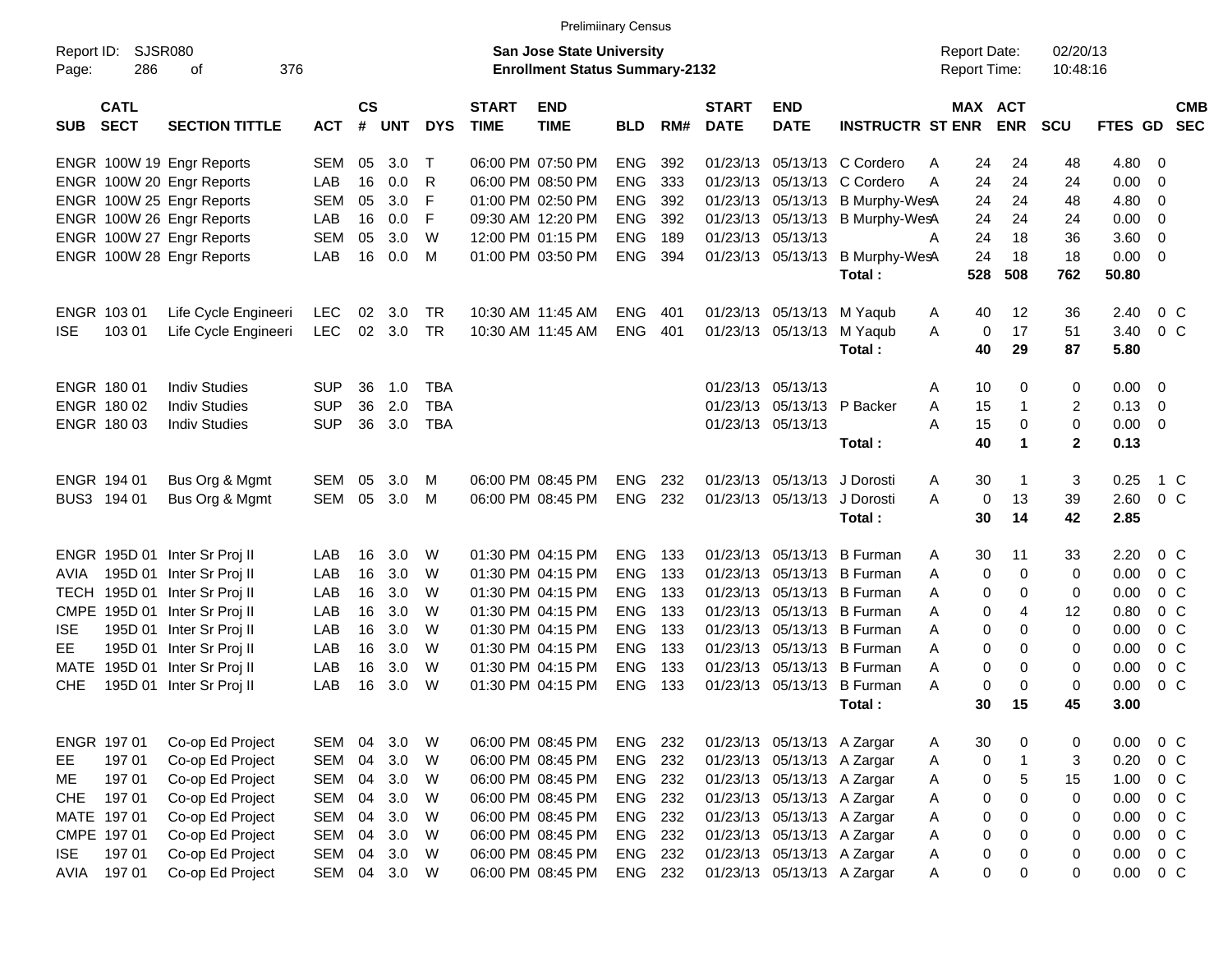Preliminary Census

Report ID: SJSR080

**San Jose State University**
**Enrollment Status Summary-2132**

Report Date: 02/20/13
Report Time: 10:48:16

| SUB | CATL SECT | SECTION TITTLE | ACT | CS # | UNT | DYS | START TIME | END TIME | BLD | RM# | START DATE | END DATE | INSTRUCTR | ST | MAX ENR | ACT ENR | SCU | FTES | GD | CMB SEC |
|---|---|---|---|---|---|---|---|---|---|---|---|---|---|---|---|---|---|---|---|---|
| ENGR | 100W 19 | Engr Reports | SEM | 05 | 3.0 | T | 06:00 PM | 07:50 PM | ENG | 392 | 01/23/13 | 05/13/13 | C Cordero | A | 24 | 24 | 48 | 4.80 | 0 | |
| ENGR | 100W 20 | Engr Reports | LAB | 16 | 0.0 | R | 06:00 PM | 08:50 PM | ENG | 333 | 01/23/13 | 05/13/13 | C Cordero | A | 24 | 24 | 24 | 0.00 | 0 | |
| ENGR | 100W 25 | Engr Reports | SEM | 05 | 3.0 | F | 01:00 PM | 02:50 PM | ENG | 392 | 01/23/13 | 05/13/13 | B Murphy-Wes | A | 24 | 24 | 48 | 4.80 | 0 | |
| ENGR | 100W 26 | Engr Reports | LAB | 16 | 0.0 | F | 09:30 AM | 12:20 PM | ENG | 392 | 01/23/13 | 05/13/13 | B Murphy-Wes | A | 24 | 24 | 24 | 0.00 | 0 | |
| ENGR | 100W 27 | Engr Reports | SEM | 05 | 3.0 | W | 12:00 PM | 01:15 PM | ENG | 189 | 01/23/13 | 05/13/13 | | A | 24 | 18 | 36 | 3.60 | 0 | |
| ENGR | 100W 28 | Engr Reports | LAB | 16 | 0.0 | M | 01:00 PM | 03:50 PM | ENG | 394 | 01/23/13 | 05/13/13 | B Murphy-Wes | A | 24 | 18 | 18 | 0.00 | 0 | |
| | | | | | | | | | | | | | **Total :** | | **528** | **508** | **762** | **50.80** | | |
| ENGR | 103 01 | Life Cycle Engineeri | LEC | 02 | 3.0 | TR | 10:30 AM | 11:45 AM | ENG | 401 | 01/23/13 | 05/13/13 | M Yaqub | A | 40 | 12 | 36 | 2.40 | 0 | C |
| ISE | 103 01 | Life Cycle Engineeri | LEC | 02 | 3.0 | TR | 10:30 AM | 11:45 AM | ENG | 401 | 01/23/13 | 05/13/13 | M Yaqub | A | 0 | 17 | 51 | 3.40 | 0 | C |
| | | | | | | | | | | | | | **Total :** | | **40** | **29** | **87** | **5.80** | | |
| ENGR | 180 01 | Indiv Studies | SUP | 36 | 1.0 | TBA | | | | | 01/23/13 | 05/13/13 | | A | 10 | 0 | 0 | 0.00 | 0 | |
| ENGR | 180 02 | Indiv Studies | SUP | 36 | 2.0 | TBA | | | | | 01/23/13 | 05/13/13 | P Backer | A | 15 | 1 | 2 | 0.13 | 0 | |
| ENGR | 180 03 | Indiv Studies | SUP | 36 | 3.0 | TBA | | | | | 01/23/13 | 05/13/13 | | A | 15 | 0 | 0 | 0.00 | 0 | |
| | | | | | | | | | | | | | **Total :** | | **40** | **1** | **2** | **0.13** | | |
| ENGR | 194 01 | Bus Org & Mgmt | SEM | 05 | 3.0 | M | 06:00 PM | 08:45 PM | ENG | 232 | 01/23/13 | 05/13/13 | J Dorosti | A | 30 | 1 | 3 | 0.25 | 1 | C |
| BUS3 | 194 01 | Bus Org & Mgmt | SEM | 05 | 3.0 | M | 06:00 PM | 08:45 PM | ENG | 232 | 01/23/13 | 05/13/13 | J Dorosti | A | 0 | 13 | 39 | 2.60 | 0 | C |
| | | | | | | | | | | | | | **Total :** | | **30** | **14** | **42** | **2.85** | | |
| ENGR | 195D 01 | Inter Sr Proj II | LAB | 16 | 3.0 | W | 01:30 PM | 04:15 PM | ENG | 133 | 01/23/13 | 05/13/13 | B Furman | A | 30 | 11 | 33 | 2.20 | 0 | C |
| AVIA | 195D 01 | Inter Sr Proj II | LAB | 16 | 3.0 | W | 01:30 PM | 04:15 PM | ENG | 133 | 01/23/13 | 05/13/13 | B Furman | A | 0 | 0 | 0 | 0.00 | 0 | C |
| TECH | 195D 01 | Inter Sr Proj II | LAB | 16 | 3.0 | W | 01:30 PM | 04:15 PM | ENG | 133 | 01/23/13 | 05/13/13 | B Furman | A | 0 | 0 | 0 | 0.00 | 0 | C |
| CMPE | 195D 01 | Inter Sr Proj II | LAB | 16 | 3.0 | W | 01:30 PM | 04:15 PM | ENG | 133 | 01/23/13 | 05/13/13 | B Furman | A | 0 | 4 | 12 | 0.80 | 0 | C |
| ISE | 195D 01 | Inter Sr Proj II | LAB | 16 | 3.0 | W | 01:30 PM | 04:15 PM | ENG | 133 | 01/23/13 | 05/13/13 | B Furman | A | 0 | 0 | 0 | 0.00 | 0 | C |
| EE | 195D 01 | Inter Sr Proj II | LAB | 16 | 3.0 | W | 01:30 PM | 04:15 PM | ENG | 133 | 01/23/13 | 05/13/13 | B Furman | A | 0 | 0 | 0 | 0.00 | 0 | C |
| MATE | 195D 01 | Inter Sr Proj II | LAB | 16 | 3.0 | W | 01:30 PM | 04:15 PM | ENG | 133 | 01/23/13 | 05/13/13 | B Furman | A | 0 | 0 | 0 | 0.00 | 0 | C |
| CHE | 195D 01 | Inter Sr Proj II | LAB | 16 | 3.0 | W | 01:30 PM | 04:15 PM | ENG | 133 | 01/23/13 | 05/13/13 | B Furman | A | 0 | 0 | 0 | 0.00 | 0 | C |
| | | | | | | | | | | | | | **Total :** | | **30** | **15** | **45** | **3.00** | | |
| ENGR | 197 01 | Co-op Ed Project | SEM | 04 | 3.0 | W | 06:00 PM | 08:45 PM | ENG | 232 | 01/23/13 | 05/13/13 | A Zargar | A | 30 | 0 | 0 | 0.00 | 0 | C |
| EE | 197 01 | Co-op Ed Project | SEM | 04 | 3.0 | W | 06:00 PM | 08:45 PM | ENG | 232 | 01/23/13 | 05/13/13 | A Zargar | A | 0 | 1 | 3 | 0.20 | 0 | C |
| ME | 197 01 | Co-op Ed Project | SEM | 04 | 3.0 | W | 06:00 PM | 08:45 PM | ENG | 232 | 01/23/13 | 05/13/13 | A Zargar | A | 0 | 5 | 15 | 1.00 | 0 | C |
| CHE | 197 01 | Co-op Ed Project | SEM | 04 | 3.0 | W | 06:00 PM | 08:45 PM | ENG | 232 | 01/23/13 | 05/13/13 | A Zargar | A | 0 | 0 | 0 | 0.00 | 0 | C |
| MATE | 197 01 | Co-op Ed Project | SEM | 04 | 3.0 | W | 06:00 PM | 08:45 PM | ENG | 232 | 01/23/13 | 05/13/13 | A Zargar | A | 0 | 0 | 0 | 0.00 | 0 | C |
| CMPE | 197 01 | Co-op Ed Project | SEM | 04 | 3.0 | W | 06:00 PM | 08:45 PM | ENG | 232 | 01/23/13 | 05/13/13 | A Zargar | A | 0 | 0 | 0 | 0.00 | 0 | C |
| ISE | 197 01 | Co-op Ed Project | SEM | 04 | 3.0 | W | 06:00 PM | 08:45 PM | ENG | 232 | 01/23/13 | 05/13/13 | A Zargar | A | 0 | 0 | 0 | 0.00 | 0 | C |
| AVIA | 197 01 | Co-op Ed Project | SEM | 04 | 3.0 | W | 06:00 PM | 08:45 PM | ENG | 232 | 01/23/13 | 05/13/13 | A Zargar | A | 0 | 0 | 0 | 0.00 | 0 | C |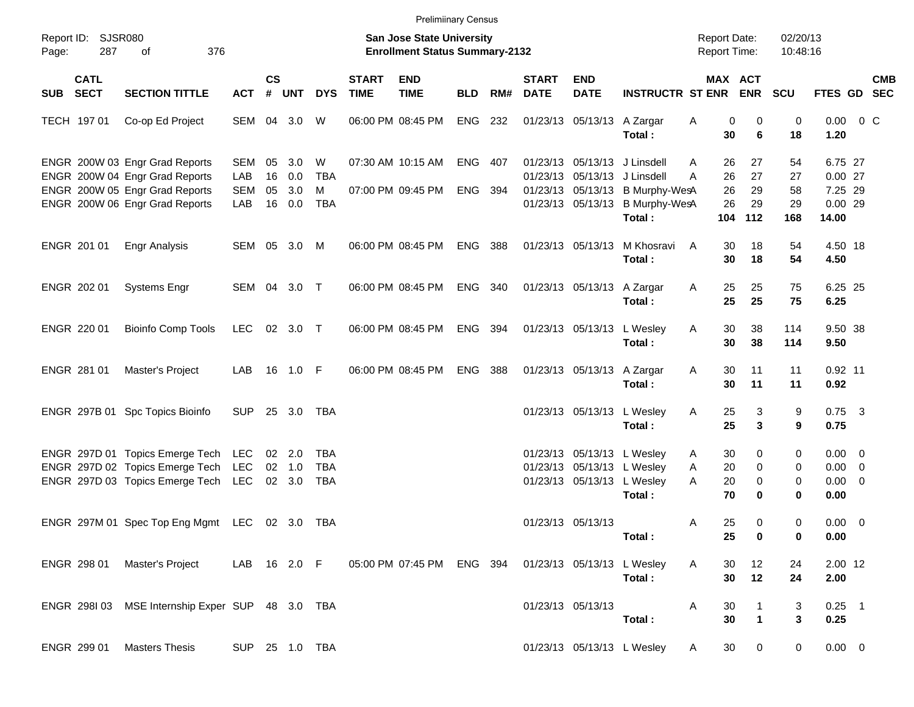Preliminary Census

Report ID: SJSR080
Page: 287 of 376

**San Jose State University**
**Enrollment Status Summary-2132**

Report Date: 02/20/13
Report Time: 10:48:16

| SUB | CATL SECT | SECTION TITTLE | ACT | CS # | UNT | DYS | START TIME | END TIME | BLD | RM# | START DATE | END DATE | INSTRUCTR | ST | MAX ENR | ACT ENR | SCU | FTES | GD | CMB SEC |
|---|---|---|---|---|---|---|---|---|---|---|---|---|---|---|---|---|---|---|---|---|
| TECH | 197 01 | Co-op Ed Project | SEM | 04 | 3.0 | W | 06:00 PM | 08:45 PM | ENG | 232 | 01/23/13 | 05/13/13 | A Zargar | A | 0 | 0 | 0 | 0.00 | 0 | C |
| | | | | | | | | | | | | | **Total :** | | **30** | **6** | **18** | **1.20** | | |
| ENGR | 200W 03 | Engr Grad Reports | SEM | 05 | 3.0 | W | 07:30 AM | 10:15 AM | ENG | 407 | 01/23/13 | 05/13/13 | J Linsdell | A | 26 | 27 | 54 | 6.75 | 27 | |
| ENGR | 200W 04 | Engr Grad Reports | LAB | 16 | 0.0 | TBA | | | | | 01/23/13 | 05/13/13 | J Linsdell | A | 26 | 27 | 27 | 0.00 | 27 | |
| ENGR | 200W 05 | Engr Grad Reports | SEM | 05 | 3.0 | M | 07:00 PM | 09:45 PM | ENG | 394 | 01/23/13 | 05/13/13 | B Murphy-Wes | A | 26 | 29 | 58 | 7.25 | 29 | |
| ENGR | 200W 06 | Engr Grad Reports | LAB | 16 | 0.0 | TBA | | | | | 01/23/13 | 05/13/13 | B Murphy-Wes | A | 26 | 29 | 29 | 0.00 | 29 | |
| | | | | | | | | | | | | | **Total :** | | **104** | **112** | **168** | **14.00** | | |
| ENGR | 201 01 | Engr Analysis | SEM | 05 | 3.0 | M | 06:00 PM | 08:45 PM | ENG | 388 | 01/23/13 | 05/13/13 | M Khosravi | A | 30 | 18 | 54 | 4.50 | 18 | |
| | | | | | | | | | | | | | **Total :** | | **30** | **18** | **54** | **4.50** | | |
| ENGR | 202 01 | Systems Engr | SEM | 04 | 3.0 | T | 06:00 PM | 08:45 PM | ENG | 340 | 01/23/13 | 05/13/13 | A Zargar | A | 25 | 25 | 75 | 6.25 | 25 | |
| | | | | | | | | | | | | | **Total :** | | **25** | **25** | **75** | **6.25** | | |
| ENGR | 220 01 | Bioinfo Comp Tools | LEC | 02 | 3.0 | T | 06:00 PM | 08:45 PM | ENG | 394 | 01/23/13 | 05/13/13 | L Wesley | A | 30 | 38 | 114 | 9.50 | 38 | |
| | | | | | | | | | | | | | **Total :** | | **30** | **38** | **114** | **9.50** | | |
| ENGR | 281 01 | Master's Project | LAB | 16 | 1.0 | F | 06:00 PM | 08:45 PM | ENG | 388 | 01/23/13 | 05/13/13 | A Zargar | A | 30 | 11 | 11 | 0.92 | 11 | |
| | | | | | | | | | | | | | **Total :** | | **30** | **11** | **11** | **0.92** | | |
| ENGR | 297B 01 | Spc Topics Bioinfo | SUP | 25 | 3.0 | TBA | | | | | 01/23/13 | 05/13/13 | L Wesley | A | 25 | 3 | 9 | 0.75 | 3 | |
| | | | | | | | | | | | | | **Total :** | | **25** | **3** | **9** | **0.75** | | |
| ENGR | 297D 01 | Topics Emerge Tech | LEC | 02 | 2.0 | TBA | | | | | 01/23/13 | 05/13/13 | L Wesley | A | 30 | 0 | 0 | 0.00 | 0 | |
| ENGR | 297D 02 | Topics Emerge Tech | LEC | 02 | 1.0 | TBA | | | | | 01/23/13 | 05/13/13 | L Wesley | A | 20 | 0 | 0 | 0.00 | 0 | |
| ENGR | 297D 03 | Topics Emerge Tech | LEC | 02 | 3.0 | TBA | | | | | 01/23/13 | 05/13/13 | L Wesley | A | 20 | 0 | 0 | 0.00 | 0 | |
| | | | | | | | | | | | | | **Total :** | | **70** | **0** | **0** | **0.00** | | |
| ENGR | 297M 01 | Spec Top Eng Mgmt | LEC | 02 | 3.0 | TBA | | | | | 01/23/13 | 05/13/13 | | A | 25 | 0 | 0 | 0.00 | 0 | |
| | | | | | | | | | | | | | **Total :** | | **25** | **0** | **0** | **0.00** | | |
| ENGR | 298 01 | Master's Project | LAB | 16 | 2.0 | F | 05:00 PM | 07:45 PM | ENG | 394 | 01/23/13 | 05/13/13 | L Wesley | A | 30 | 12 | 24 | 2.00 | 12 | |
| | | | | | | | | | | | | | **Total :** | | **30** | **12** | **24** | **2.00** | | |
| ENGR | 298I 03 | MSE Internship Exper | SUP | 48 | 3.0 | TBA | | | | | 01/23/13 | 05/13/13 | | A | 30 | 1 | 3 | 0.25 | 1 | |
| | | | | | | | | | | | | | **Total :** | | **30** | **1** | **3** | **0.25** | | |
| ENGR | 299 01 | Masters Thesis | SUP | 25 | 1.0 | TBA | | | | | 01/23/13 | 05/13/13 | L Wesley | A | 30 | 0 | 0 | 0.00 | 0 | |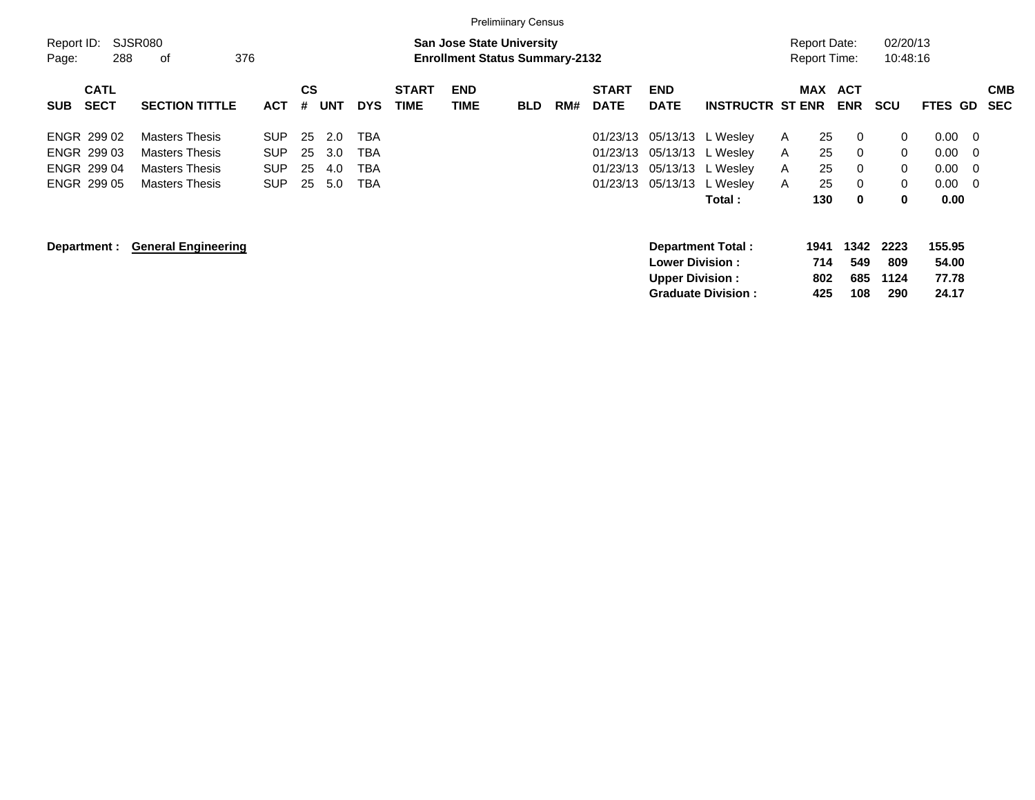Preliminary Census

Report ID: SJSR080

**San Jose State University**
**Enrollment Status Summary-2132**

Report Date: 02/20/13
Report Time: 10:48:16

| SUB | CATL SECT | SECTION TITTLE | ACT | CS # | UNT | DYS | START TIME | END TIME | BLD | RM# | START DATE | END DATE | INSTRUCTR | ST | MAX ENR | ACT ENR | SCU | FTES | GD | CMB SEC |
|---|---|---|---|---|---|---|---|---|---|---|---|---|---|---|---|---|---|---|---|---|
| ENGR | 299 02 | Masters Thesis | SUP | 25 | 2.0 | TBA | | | | | 01/23/13 | 05/13/13 | L Wesley | A | 25 | 0 | 0 | 0.00 | 0 | |
| ENGR | 299 03 | Masters Thesis | SUP | 25 | 3.0 | TBA | | | | | 01/23/13 | 05/13/13 | L Wesley | A | 25 | 0 | 0 | 0.00 | 0 | |
| ENGR | 299 04 | Masters Thesis | SUP | 25 | 4.0 | TBA | | | | | 01/23/13 | 05/13/13 | L Wesley | A | 25 | 0 | 0 | 0.00 | 0 | |
| ENGR | 299 05 | Masters Thesis | SUP | 25 | 5.0 | TBA | | | | | 01/23/13 | 05/13/13 | L Wesley | A | 25 | 0 | 0 | 0.00 | 0 | |
| | | | | | | | | | | | | | **Total :** | | **130** | **0** | **0** | **0.00** | | |

**Department :** **General Engineering**

| | MAX ENR | ACT ENR | SCU | FTES |
|---|---|---|---|---|
| **Department Total :** | **1941** | **1342** | **2223** | **155.95** |
| **Lower Division :** | **714** | **549** | **809** | **54.00** |
| **Upper Division :** | **802** | **685** | **1124** | **77.78** |
| **Graduate Division :** | **425** | **108** | **290** | **24.17** |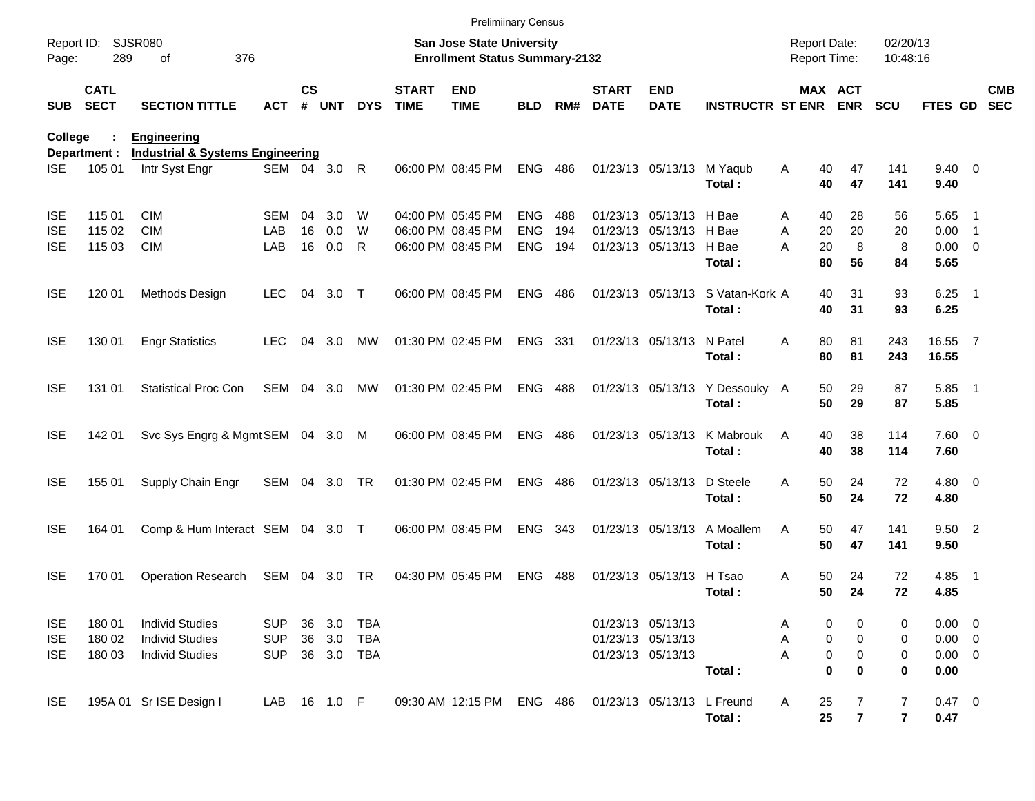Preliminary Census

Report ID: SJSR080
Page: 289 of 376

**San Jose State University**
**Enrollment Status Summary-2132**

Report Date: 02/20/13
Report Time: 10:48:16

**College : Engineering**
**Department : Industrial & Systems Engineering**

| SUB | CATL SECT | SECTION TITTLE | ACT | CS # | UNT | DYS | START TIME | END TIME | BLD | RM# | START DATE | END DATE | INSTRUCTR | ST | MAX ENR | ACT ENR | SCU | FTES | GD | CMB SEC |
|---|---|---|---|---|---|---|---|---|---|---|---|---|---|---|---|---|---|---|---|---|
| ISE | 105 01 | Intr Syst Engr | SEM | 04 | 3.0 | R | 06:00 PM | 08:45 PM | ENG | 486 | 01/23/13 | 05/13/13 | M Yaqub | A | 40 | 47 | 141 | 9.40 | 0 | |
| | | | | | | | | | | | | | **Total :** | | **40** | **47** | **141** | **9.40** | | |
| ISE | 115 01 | CIM | SEM | 04 | 3.0 | W | 04:00 PM | 05:45 PM | ENG | 488 | 01/23/13 | 05/13/13 | H Bae | A | 40 | 28 | 56 | 5.65 | 1 | |
| ISE | 115 02 | CIM | LAB | 16 | 0.0 | W | 06:00 PM | 08:45 PM | ENG | 194 | 01/23/13 | 05/13/13 | H Bae | A | 20 | 20 | 20 | 0.00 | 1 | |
| ISE | 115 03 | CIM | LAB | 16 | 0.0 | R | 06:00 PM | 08:45 PM | ENG | 194 | 01/23/13 | 05/13/13 | H Bae | A | 20 | 8 | 8 | 0.00 | 0 | |
| | | | | | | | | | | | | | **Total :** | | **80** | **56** | **84** | **5.65** | | |
| ISE | 120 01 | Methods Design | LEC | 04 | 3.0 | T | 06:00 PM | 08:45 PM | ENG | 486 | 01/23/13 | 05/13/13 | S Vatan-Kork | A | 40 | 31 | 93 | 6.25 | 1 | |
| | | | | | | | | | | | | | **Total :** | | **40** | **31** | **93** | **6.25** | | |
| ISE | 130 01 | Engr Statistics | LEC | 04 | 3.0 | MW | 01:30 PM | 02:45 PM | ENG | 331 | 01/23/13 | 05/13/13 | N Patel | A | 80 | 81 | 243 | 16.55 | 7 | |
| | | | | | | | | | | | | | **Total :** | | **80** | **81** | **243** | **16.55** | | |
| ISE | 131 01 | Statistical Proc Con | SEM | 04 | 3.0 | MW | 01:30 PM | 02:45 PM | ENG | 488 | 01/23/13 | 05/13/13 | Y Dessouky | A | 50 | 29 | 87 | 5.85 | 1 | |
| | | | | | | | | | | | | | **Total :** | | **50** | **29** | **87** | **5.85** | | |
| ISE | 142 01 | Svc Sys Engrg & Mgmt | SEM | 04 | 3.0 | M | 06:00 PM | 08:45 PM | ENG | 486 | 01/23/13 | 05/13/13 | K Mabrouk | A | 40 | 38 | 114 | 7.60 | 0 | |
| | | | | | | | | | | | | | **Total :** | | **40** | **38** | **114** | **7.60** | | |
| ISE | 155 01 | Supply Chain Engr | SEM | 04 | 3.0 | TR | 01:30 PM | 02:45 PM | ENG | 486 | 01/23/13 | 05/13/13 | D Steele | A | 50 | 24 | 72 | 4.80 | 0 | |
| | | | | | | | | | | | | | **Total :** | | **50** | **24** | **72** | **4.80** | | |
| ISE | 164 01 | Comp & Hum Interact | SEM | 04 | 3.0 | T | 06:00 PM | 08:45 PM | ENG | 343 | 01/23/13 | 05/13/13 | A Moallem | A | 50 | 47 | 141 | 9.50 | 2 | |
| | | | | | | | | | | | | | **Total :** | | **50** | **47** | **141** | **9.50** | | |
| ISE | 170 01 | Operation Research | SEM | 04 | 3.0 | TR | 04:30 PM | 05:45 PM | ENG | 488 | 01/23/13 | 05/13/13 | H Tsao | A | 50 | 24 | 72 | 4.85 | 1 | |
| | | | | | | | | | | | | | **Total :** | | **50** | **24** | **72** | **4.85** | | |
| ISE | 180 01 | Individ Studies | SUP | 36 | 3.0 | TBA | | | | | 01/23/13 | 05/13/13 | | A | 0 | 0 | 0 | 0.00 | 0 | |
| ISE | 180 02 | Individ Studies | SUP | 36 | 3.0 | TBA | | | | | 01/23/13 | 05/13/13 | | A | 0 | 0 | 0 | 0.00 | 0 | |
| ISE | 180 03 | Individ Studies | SUP | 36 | 3.0 | TBA | | | | | 01/23/13 | 05/13/13 | | A | 0 | 0 | 0 | 0.00 | 0 | |
| | | | | | | | | | | | | | **Total :** | | **0** | **0** | **0** | **0.00** | | |
| ISE | 195A 01 | Sr ISE Design I | LAB | 16 | 1.0 | F | 09:30 AM | 12:15 PM | ENG | 486 | 01/23/13 | 05/13/13 | L Freund | A | 25 | 7 | 7 | 0.47 | 0 | |
| | | | | | | | | | | | | | **Total :** | | **25** | **7** | **7** | **0.47** | | |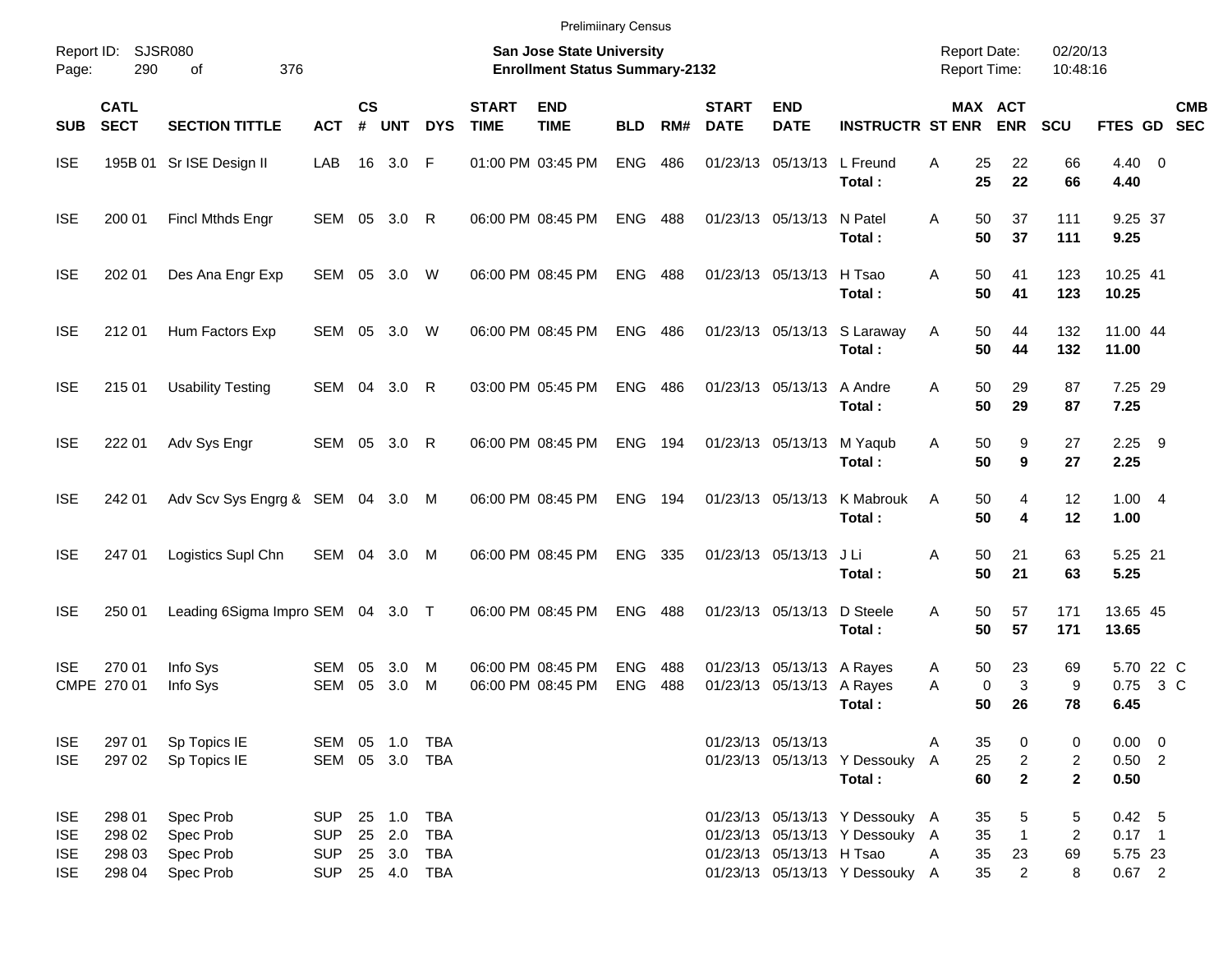Preliminary Census

Report ID: SJSR080

**San Jose State University**
**Enrollment Status Summary-2132**

Report Date: 02/20/13
Report Time: 10:48:16

| SUB | CATL SECT | SECTION TITTLE | ACT | CS # | UNT | DYS | START TIME | END TIME | BLD | RM# | START DATE | END DATE | INSTRUCTR | ST | MAX ENR | ACT ENR | SCU | FTES | GD | CMB SEC |
|---|---|---|---|---|---|---|---|---|---|---|---|---|---|---|---|---|---|---|---|---|
| ISE | 195B 01 | Sr ISE Design II | LAB | 16 | 3.0 | F | 01:00 PM | 03:45 PM | ENG | 486 | 01/23/13 | 05/13/13 | L Freund | A | 25 | 22 | 66 | 4.40 | 0 | |
| | | | | | | | | | | | | | **Total :** | | **25** | **22** | **66** | **4.40** | | |
| ISE | 200 01 | Fincl Mthds Engr | SEM | 05 | 3.0 | R | 06:00 PM | 08:45 PM | ENG | 488 | 01/23/13 | 05/13/13 | N Patel | A | 50 | 37 | 111 | 9.25 | 37 | |
| | | | | | | | | | | | | | **Total :** | | **50** | **37** | **111** | **9.25** | | |
| ISE | 202 01 | Des Ana Engr Exp | SEM | 05 | 3.0 | W | 06:00 PM | 08:45 PM | ENG | 488 | 01/23/13 | 05/13/13 | H Tsao | A | 50 | 41 | 123 | 10.25 | 41 | |
| | | | | | | | | | | | | | **Total :** | | **50** | **41** | **123** | **10.25** | | |
| ISE | 212 01 | Hum Factors Exp | SEM | 05 | 3.0 | W | 06:00 PM | 08:45 PM | ENG | 486 | 01/23/13 | 05/13/13 | S Laraway | A | 50 | 44 | 132 | 11.00 | 44 | |
| | | | | | | | | | | | | | **Total :** | | **50** | **44** | **132** | **11.00** | | |
| ISE | 215 01 | Usability Testing | SEM | 04 | 3.0 | R | 03:00 PM | 05:45 PM | ENG | 486 | 01/23/13 | 05/13/13 | A Andre | A | 50 | 29 | 87 | 7.25 | 29 | |
| | | | | | | | | | | | | | **Total :** | | **50** | **29** | **87** | **7.25** | | |
| ISE | 222 01 | Adv Sys Engr | SEM | 05 | 3.0 | R | 06:00 PM | 08:45 PM | ENG | 194 | 01/23/13 | 05/13/13 | M Yaqub | A | 50 | 9 | 27 | 2.25 | 9 | |
| | | | | | | | | | | | | | **Total :** | | **50** | **9** | **27** | **2.25** | | |
| ISE | 242 01 | Adv Scv Sys Engrg & | SEM | 04 | 3.0 | M | 06:00 PM | 08:45 PM | ENG | 194 | 01/23/13 | 05/13/13 | K Mabrouk | A | 50 | 4 | 12 | 1.00 | 4 | |
| | | | | | | | | | | | | | **Total :** | | **50** | **4** | **12** | **1.00** | | |
| ISE | 247 01 | Logistics Supl Chn | SEM | 04 | 3.0 | M | 06:00 PM | 08:45 PM | ENG | 335 | 01/23/13 | 05/13/13 | J Li | A | 50 | 21 | 63 | 5.25 | 21 | |
| | | | | | | | | | | | | | **Total :** | | **50** | **21** | **63** | **5.25** | | |
| ISE | 250 01 | Leading 6Sigma Impro | SEM | 04 | 3.0 | T | 06:00 PM | 08:45 PM | ENG | 488 | 01/23/13 | 05/13/13 | D Steele | A | 50 | 57 | 171 | 13.65 | 45 | |
| | | | | | | | | | | | | | **Total :** | | **50** | **57** | **171** | **13.65** | | |
| ISE | 270 01 | Info Sys | SEM | 05 | 3.0 | M | 06:00 PM | 08:45 PM | ENG | 488 | 01/23/13 | 05/13/13 | A Rayes | A | 50 | 23 | 69 | 5.70 | 22 | C |
| CMPE | 270 01 | Info Sys | SEM | 05 | 3.0 | M | 06:00 PM | 08:45 PM | ENG | 488 | 01/23/13 | 05/13/13 | A Rayes | A | 0 | 3 | 9 | 0.75 | 3 | C |
| | | | | | | | | | | | | | **Total :** | | **50** | **26** | **78** | **6.45** | | |
| ISE | 297 01 | Sp Topics IE | SEM | 05 | 1.0 | TBA | | | | | 01/23/13 | 05/13/13 | | A | 35 | 0 | 0 | 0.00 | 0 | |
| ISE | 297 02 | Sp Topics IE | SEM | 05 | 3.0 | TBA | | | | | 01/23/13 | 05/13/13 | Y Dessouky | A | 25 | 2 | 2 | 0.50 | 2 | |
| | | | | | | | | | | | | | **Total :** | | **60** | **2** | **2** | **0.50** | | |
| ISE | 298 01 | Spec Prob | SUP | 25 | 1.0 | TBA | | | | | 01/23/13 | 05/13/13 | Y Dessouky | A | 35 | 5 | 5 | 0.42 | 5 | |
| ISE | 298 02 | Spec Prob | SUP | 25 | 2.0 | TBA | | | | | 01/23/13 | 05/13/13 | Y Dessouky | A | 35 | 1 | 2 | 0.17 | 1 | |
| ISE | 298 03 | Spec Prob | SUP | 25 | 3.0 | TBA | | | | | 01/23/13 | 05/13/13 | H Tsao | A | 35 | 23 | 69 | 5.75 | 23 | |
| ISE | 298 04 | Spec Prob | SUP | 25 | 4.0 | TBA | | | | | 01/23/13 | 05/13/13 | Y Dessouky | A | 35 | 2 | 8 | 0.67 | 2 | |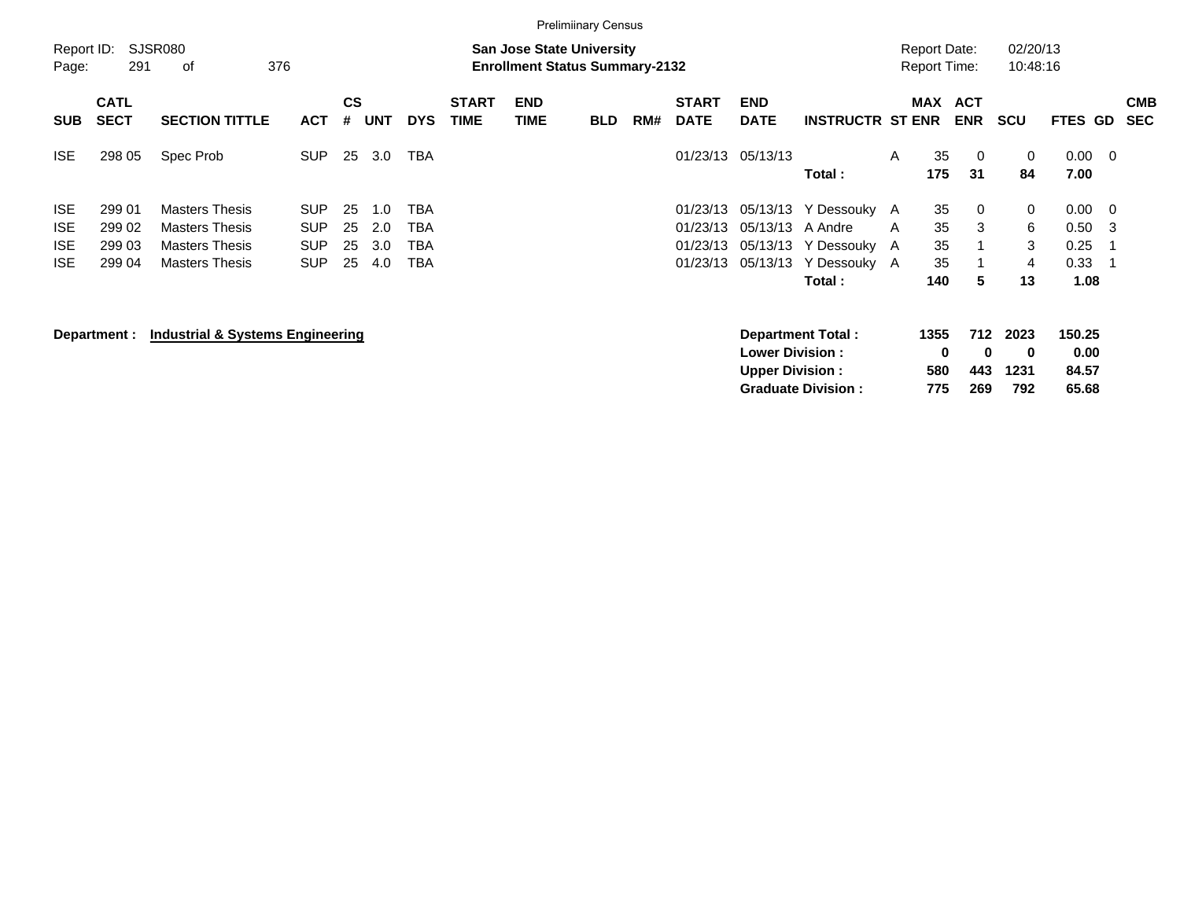Preliminary Census

Report ID: SJSR080

**San Jose State University**
**Enrollment Status Summary-2132**

Report Date: 02/20/13
Report Time: 10:48:16

| SUB | CATL SECT | SECTION TITTLE | ACT | CS # | UNT | DYS | START TIME | END TIME | BLD | RM# | START DATE | END DATE | INSTRUCTR | ST | MAX ENR | ACT ENR | SCU | FTES | GD | CMB SEC |
|---|---|---|---|---|---|---|---|---|---|---|---|---|---|---|---|---|---|---|---|---|
| ISE | 298 05 | Spec Prob | SUP | 25 | 3.0 | TBA | | | | | 01/23/13 | 05/13/13 | | A | 35 | 0 | 0 | 0.00 | 0 | |
| | | | | | | | | | | | | | **Total :** | | **175** | **31** | **84** | **7.00** | | |
| ISE | 299 01 | Masters Thesis | SUP | 25 | 1.0 | TBA | | | | | 01/23/13 | 05/13/13 | Y Dessouky | A | 35 | 0 | 0 | 0.00 | 0 | |
| ISE | 299 02 | Masters Thesis | SUP | 25 | 2.0 | TBA | | | | | 01/23/13 | 05/13/13 | A Andre | A | 35 | 3 | 6 | 0.50 | 3 | |
| ISE | 299 03 | Masters Thesis | SUP | 25 | 3.0 | TBA | | | | | 01/23/13 | 05/13/13 | Y Dessouky | A | 35 | 1 | 3 | 0.25 | 1 | |
| ISE | 299 04 | Masters Thesis | SUP | 25 | 4.0 | TBA | | | | | 01/23/13 | 05/13/13 | Y Dessouky | A | 35 | 1 | 4 | 0.33 | 1 | |
| | | | | | | | | | | | | | **Total :** | | **140** | **5** | **13** | **1.08** | | |

**Department : Industrial & Systems Engineering**

| | MAX ENR | ACT ENR | SCU | FTES |
|---|---|---|---|---|
| **Department Total :** | **1355** | **712** | **2023** | **150.25** |
| **Lower Division :** | **0** | **0** | **0** | **0.00** |
| **Upper Division :** | **580** | **443** | **1231** | **84.57** |
| **Graduate Division :** | **775** | **269** | **792** | **65.68** |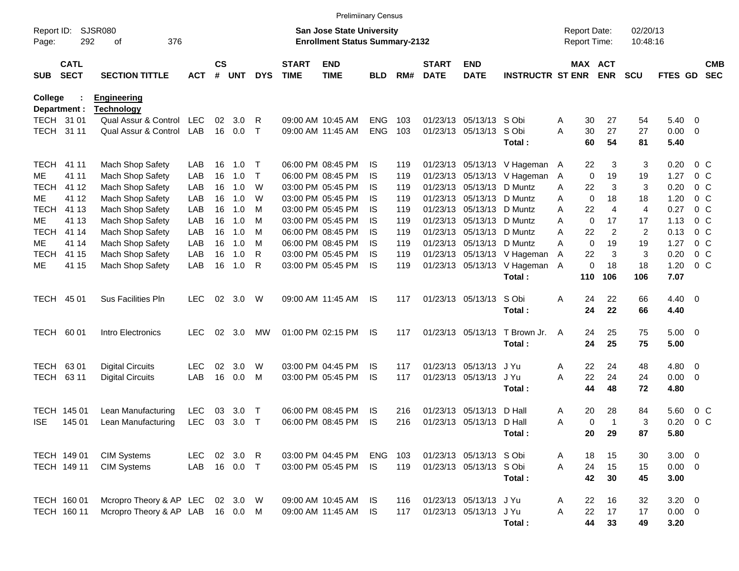Preliminary Census

Report ID: SJSR080 | **San Jose State University** | Report Date: 02/20/13
Page: 292 of 376 | **Enrollment Status Summary-2132** | Report Time: 10:48:16

| SUB | CATL SECT | SECTION TITTLE | ACT | CS # | UNT | DYS | START TIME | END TIME | BLD | RM# | START DATE | END DATE | INSTRUCTR | ST | MAX ENR | ACT ENR | SCU | FTES | GD | CMB SEC |
|---|---|---|---|---|---|---|---|---|---|---|---|---|---|---|---|---|---|---|---|---|
| **College :** | | **Engineering** | | | | | | | | | | | | | | | | | | |
| **Department :** | | **Technology** | | | | | | | | | | | | | | | | | | |
| TECH | 31 01 | Qual Assur & Control | LEC | 02 | 3.0 | R | 09:00 AM | 10:45 AM | ENG | 103 | 01/23/13 | 05/13/13 | S Obi | A | 30 | 27 | 54 | 5.40 | 0 | |
| TECH | 31 11 | Qual Assur & Control | LAB | 16 | 0.0 | T | 09:00 AM | 11:45 AM | ENG | 103 | 01/23/13 | 05/13/13 | S Obi | A | 30 | 27 | 27 | 0.00 | 0 | |
| | | | | | | | | | | | | | **Total :** | | **60** | **54** | **81** | **5.40** | | |
| TECH | 41 11 | Mach Shop Safety | LAB | 16 | 1.0 | T | 06:00 PM | 08:45 PM | IS | 119 | 01/23/13 | 05/13/13 | V Hageman | A | 22 | 3 | 3 | 0.20 | 0 | C |
| ME | 41 11 | Mach Shop Safety | LAB | 16 | 1.0 | T | 06:00 PM | 08:45 PM | IS | 119 | 01/23/13 | 05/13/13 | V Hageman | A | 0 | 19 | 19 | 1.27 | 0 | C |
| TECH | 41 12 | Mach Shop Safety | LAB | 16 | 1.0 | W | 03:00 PM | 05:45 PM | IS | 119 | 01/23/13 | 05/13/13 | D Muntz | A | 22 | 3 | 3 | 0.20 | 0 | C |
| ME | 41 12 | Mach Shop Safety | LAB | 16 | 1.0 | W | 03:00 PM | 05:45 PM | IS | 119 | 01/23/13 | 05/13/13 | D Muntz | A | 0 | 18 | 18 | 1.20 | 0 | C |
| TECH | 41 13 | Mach Shop Safety | LAB | 16 | 1.0 | M | 03:00 PM | 05:45 PM | IS | 119 | 01/23/13 | 05/13/13 | D Muntz | A | 22 | 4 | 4 | 0.27 | 0 | C |
| ME | 41 13 | Mach Shop Safety | LAB | 16 | 1.0 | M | 03:00 PM | 05:45 PM | IS | 119 | 01/23/13 | 05/13/13 | D Muntz | A | 0 | 17 | 17 | 1.13 | 0 | C |
| TECH | 41 14 | Mach Shop Safety | LAB | 16 | 1.0 | M | 06:00 PM | 08:45 PM | IS | 119 | 01/23/13 | 05/13/13 | D Muntz | A | 22 | 2 | 2 | 0.13 | 0 | C |
| ME | 41 14 | Mach Shop Safety | LAB | 16 | 1.0 | M | 06:00 PM | 08:45 PM | IS | 119 | 01/23/13 | 05/13/13 | D Muntz | A | 0 | 19 | 19 | 1.27 | 0 | C |
| TECH | 41 15 | Mach Shop Safety | LAB | 16 | 1.0 | R | 03:00 PM | 05:45 PM | IS | 119 | 01/23/13 | 05/13/13 | V Hageman | A | 22 | 3 | 3 | 0.20 | 0 | C |
| ME | 41 15 | Mach Shop Safety | LAB | 16 | 1.0 | R | 03:00 PM | 05:45 PM | IS | 119 | 01/23/13 | 05/13/13 | V Hageman | A | 0 | 18 | 18 | 1.20 | 0 | C |
| | | | | | | | | | | | | | **Total :** | | **110** | **106** | **106** | **7.07** | | |
| TECH | 45 01 | Sus Facilities Pln | LEC | 02 | 3.0 | W | 09:00 AM | 11:45 AM | IS | 117 | 01/23/13 | 05/13/13 | S Obi | A | 24 | 22 | 66 | 4.40 | 0 | |
| | | | | | | | | | | | | | **Total :** | | **24** | **22** | **66** | **4.40** | | |
| TECH | 60 01 | Intro Electronics | LEC | 02 | 3.0 | MW | 01:00 PM | 02:15 PM | IS | 117 | 01/23/13 | 05/13/13 | T Brown Jr. | A | 24 | 25 | 75 | 5.00 | 0 | |
| | | | | | | | | | | | | | **Total :** | | **24** | **25** | **75** | **5.00** | | |
| TECH | 63 01 | Digital Circuits | LEC | 02 | 3.0 | W | 03:00 PM | 04:45 PM | IS | 117 | 01/23/13 | 05/13/13 | J Yu | A | 22 | 24 | 48 | 4.80 | 0 | |
| TECH | 63 11 | Digital Circuits | LAB | 16 | 0.0 | M | 03:00 PM | 05:45 PM | IS | 117 | 01/23/13 | 05/13/13 | J Yu | A | 22 | 24 | 24 | 0.00 | 0 | |
| | | | | | | | | | | | | | **Total :** | | **44** | **48** | **72** | **4.80** | | |
| TECH | 145 01 | Lean Manufacturing | LEC | 03 | 3.0 | T | 06:00 PM | 08:45 PM | IS | 216 | 01/23/13 | 05/13/13 | D Hall | A | 20 | 28 | 84 | 5.60 | 0 | C |
| ISE | 145 01 | Lean Manufacturing | LEC | 03 | 3.0 | T | 06:00 PM | 08:45 PM | IS | 216 | 01/23/13 | 05/13/13 | D Hall | A | 0 | 1 | 3 | 0.20 | 0 | C |
| | | | | | | | | | | | | | **Total :** | | **20** | **29** | **87** | **5.80** | | |
| TECH | 149 01 | CIM Systems | LEC | 02 | 3.0 | R | 03:00 PM | 04:45 PM | ENG | 103 | 01/23/13 | 05/13/13 | S Obi | A | 18 | 15 | 30 | 3.00 | 0 | |
| TECH | 149 11 | CIM Systems | LAB | 16 | 0.0 | T | 03:00 PM | 05:45 PM | IS | 119 | 01/23/13 | 05/13/13 | S Obi | A | 24 | 15 | 15 | 0.00 | 0 | |
| | | | | | | | | | | | | | **Total :** | | **42** | **30** | **45** | **3.00** | | |
| TECH | 160 01 | Mcropro Theory & AP | LEC | 02 | 3.0 | W | 09:00 AM | 10:45 AM | IS | 116 | 01/23/13 | 05/13/13 | J Yu | A | 22 | 16 | 32 | 3.20 | 0 | |
| TECH | 160 11 | Mcropro Theory & AP | LAB | 16 | 0.0 | M | 09:00 AM | 11:45 AM | IS | 117 | 01/23/13 | 05/13/13 | J Yu | A | 22 | 17 | 17 | 0.00 | 0 | |
| | | | | | | | | | | | | | **Total :** | | **44** | **33** | **49** | **3.20** | | |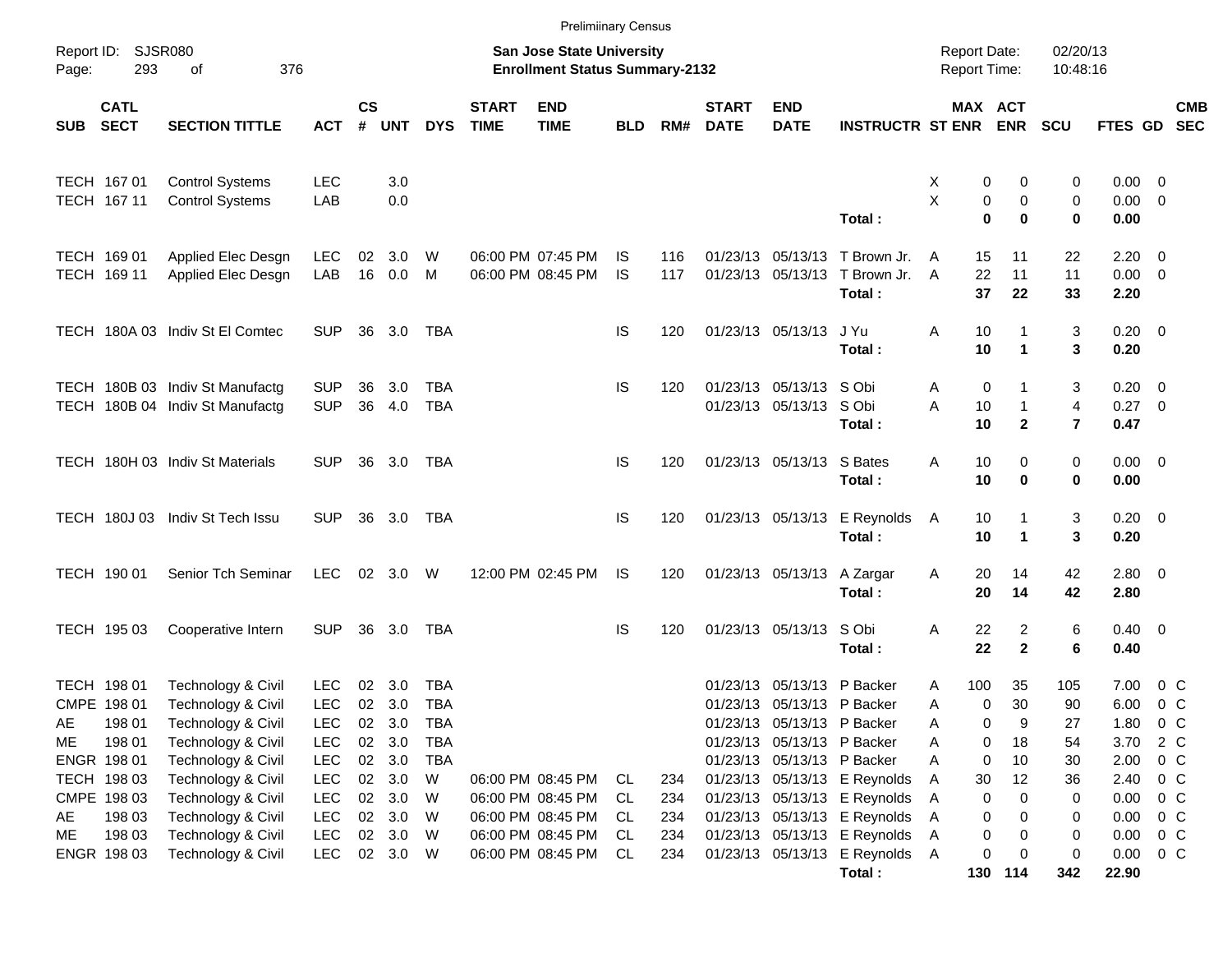Preliminary Census

Report ID: SJSR080
Page: 293 of 376

**San Jose State University**
**Enrollment Status Summary-2132**

Report Date: 02/20/13
Report Time: 10:48:16

| SUB | CATL SECT | SECTION TITTLE | ACT | CS # | UNT | DYS | START TIME | END TIME | BLD | RM# | START DATE | END DATE | INSTRUCTR | ST | MAX ENR | ACT ENR | SCU | FTES | GD | CMB SEC |
|---|---|---|---|---|---|---|---|---|---|---|---|---|---|---|---|---|---|---|---|---|
| TECH | 167 01 | Control Systems | LEC | | 3.0 | | | | | | | | | X | 0 | 0 | 0 | 0.00 | 0 | |
| TECH | 167 11 | Control Systems | LAB | | 0.0 | | | | | | | | | X | 0 | 0 | 0 | 0.00 | 0 | |
| | | | | | | | | | | | | | **Total :** | | **0** | **0** | **0** | **0.00** | | |
| TECH | 169 01 | Applied Elec Desgn | LEC | 02 | 3.0 | W | 06:00 PM | 07:45 PM | IS | 116 | 01/23/13 | 05/13/13 | T Brown Jr. | A | 15 | 11 | 22 | 2.20 | 0 | |
| TECH | 169 11 | Applied Elec Desgn | LAB | 16 | 0.0 | M | 06:00 PM | 08:45 PM | IS | 117 | 01/23/13 | 05/13/13 | T Brown Jr. | A | 22 | 11 | 11 | 0.00 | 0 | |
| | | | | | | | | | | | | | **Total :** | | **37** | **22** | **33** | **2.20** | | |
| TECH | 180A 03 | Indiv St El Comtec | SUP | 36 | 3.0 | TBA | | | IS | 120 | 01/23/13 | 05/13/13 | J Yu | A | 10 | 1 | 3 | 0.20 | 0 | |
| | | | | | | | | | | | | | **Total :** | | **10** | **1** | **3** | **0.20** | | |
| TECH | 180B 03 | Indiv St Manufactg | SUP | 36 | 3.0 | TBA | | | IS | 120 | 01/23/13 | 05/13/13 | S Obi | A | 0 | 1 | 3 | 0.20 | 0 | |
| TECH | 180B 04 | Indiv St Manufactg | SUP | 36 | 4.0 | TBA | | | | | 01/23/13 | 05/13/13 | S Obi | A | 10 | 1 | 4 | 0.27 | 0 | |
| | | | | | | | | | | | | | **Total :** | | **10** | **2** | **7** | **0.47** | | |
| TECH | 180H 03 | Indiv St Materials | SUP | 36 | 3.0 | TBA | | | IS | 120 | 01/23/13 | 05/13/13 | S Bates | A | 10 | 0 | 0 | 0.00 | 0 | |
| | | | | | | | | | | | | | **Total :** | | **10** | **0** | **0** | **0.00** | | |
| TECH | 180J 03 | Indiv St Tech Issu | SUP | 36 | 3.0 | TBA | | | IS | 120 | 01/23/13 | 05/13/13 | E Reynolds | A | 10 | 1 | 3 | 0.20 | 0 | |
| | | | | | | | | | | | | | **Total :** | | **10** | **1** | **3** | **0.20** | | |
| TECH | 190 01 | Senior Tch Seminar | LEC | 02 | 3.0 | W | 12:00 PM | 02:45 PM | IS | 120 | 01/23/13 | 05/13/13 | A Zargar | A | 20 | 14 | 42 | 2.80 | 0 | |
| | | | | | | | | | | | | | **Total :** | | **20** | **14** | **42** | **2.80** | | |
| TECH | 195 03 | Cooperative Intern | SUP | 36 | 3.0 | TBA | | | IS | 120 | 01/23/13 | 05/13/13 | S Obi | A | 22 | 2 | 6 | 0.40 | 0 | |
| | | | | | | | | | | | | | **Total :** | | **22** | **2** | **6** | **0.40** | | |
| TECH | 198 01 | Technology & Civil | LEC | 02 | 3.0 | TBA | | | | | 01/23/13 | 05/13/13 | P Backer | A | 100 | 35 | 105 | 7.00 | 0 | C |
| CMPE | 198 01 | Technology & Civil | LEC | 02 | 3.0 | TBA | | | | | 01/23/13 | 05/13/13 | P Backer | A | 0 | 30 | 90 | 6.00 | 0 | C |
| AE | 198 01 | Technology & Civil | LEC | 02 | 3.0 | TBA | | | | | 01/23/13 | 05/13/13 | P Backer | A | 0 | 9 | 27 | 1.80 | 0 | C |
| ME | 198 01 | Technology & Civil | LEC | 02 | 3.0 | TBA | | | | | 01/23/13 | 05/13/13 | P Backer | A | 0 | 18 | 54 | 3.70 | 2 | C |
| ENGR | 198 01 | Technology & Civil | LEC | 02 | 3.0 | TBA | | | | | 01/23/13 | 05/13/13 | P Backer | A | 0 | 10 | 30 | 2.00 | 0 | C |
| TECH | 198 03 | Technology & Civil | LEC | 02 | 3.0 | W | 06:00 PM | 08:45 PM | CL | 234 | 01/23/13 | 05/13/13 | E Reynolds | A | 30 | 12 | 36 | 2.40 | 0 | C |
| CMPE | 198 03 | Technology & Civil | LEC | 02 | 3.0 | W | 06:00 PM | 08:45 PM | CL | 234 | 01/23/13 | 05/13/13 | E Reynolds | A | 0 | 0 | 0 | 0.00 | 0 | C |
| AE | 198 03 | Technology & Civil | LEC | 02 | 3.0 | W | 06:00 PM | 08:45 PM | CL | 234 | 01/23/13 | 05/13/13 | E Reynolds | A | 0 | 0 | 0 | 0.00 | 0 | C |
| ME | 198 03 | Technology & Civil | LEC | 02 | 3.0 | W | 06:00 PM | 08:45 PM | CL | 234 | 01/23/13 | 05/13/13 | E Reynolds | A | 0 | 0 | 0 | 0.00 | 0 | C |
| ENGR | 198 03 | Technology & Civil | LEC | 02 | 3.0 | W | 06:00 PM | 08:45 PM | CL | 234 | 01/23/13 | 05/13/13 | E Reynolds | A | 0 | 0 | 0 | 0.00 | 0 | C |
| | | | | | | | | | | | | | **Total :** | | **130** | **114** | **342** | **22.90** | | |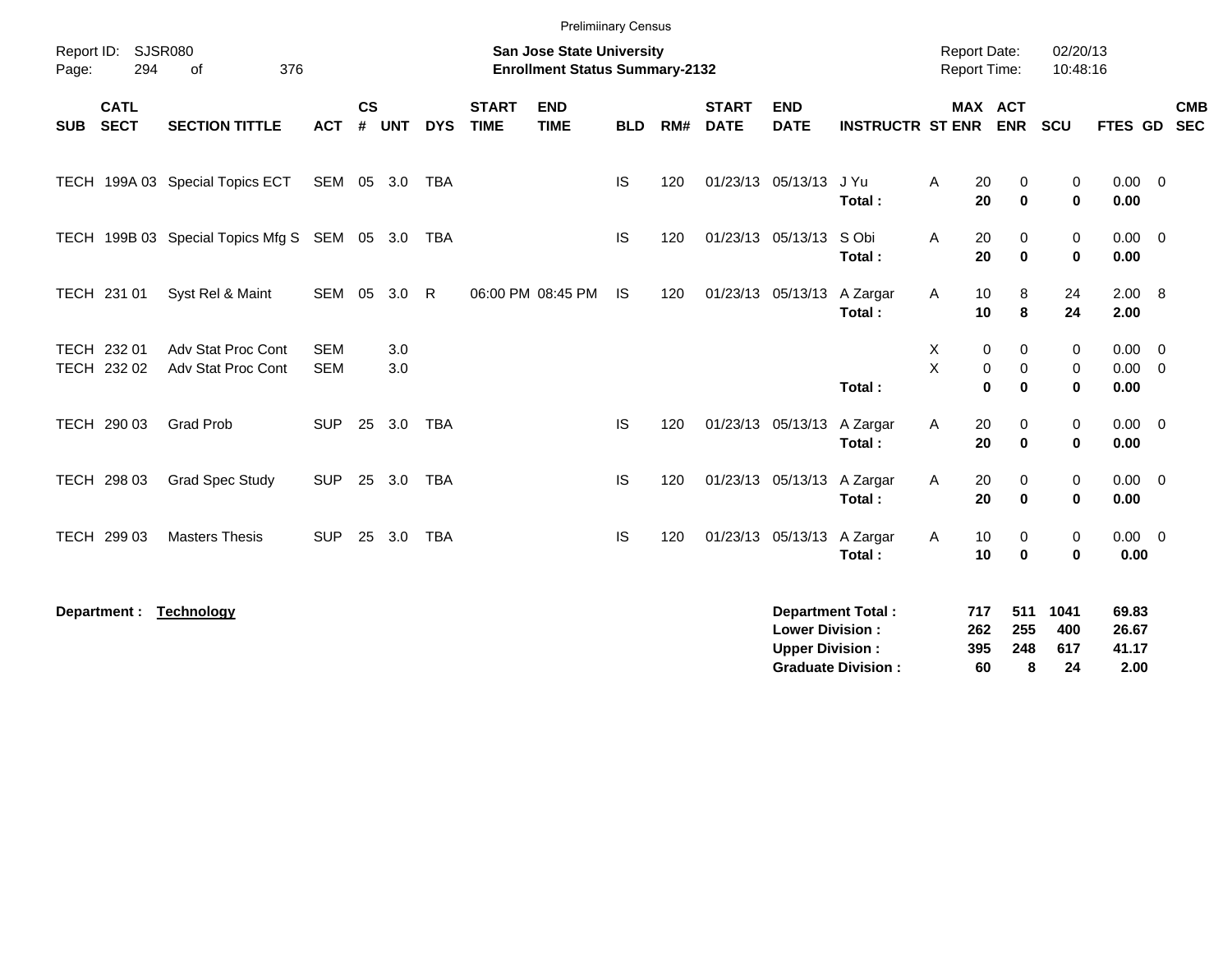Preliminary Census

Report ID: SJSR080
Page: 294 of 376

**San Jose State University**
**Enrollment Status Summary-2132**

Report Date: 02/20/13
Report Time: 10:48:16

| SUB | CATL SECT | SECTION TITTLE | ACT | CS # | UNT | DYS | START TIME | END TIME | BLD | RM# | START DATE | END DATE | INSTRUCTR | ST | MAX ENR | ACT ENR | SCU | FTES | GD | CMB SEC |
|---|---|---|---|---|---|---|---|---|---|---|---|---|---|---|---|---|---|---|---|---|
| TECH | 199A 03 | Special Topics ECT | SEM | 05 | 3.0 | TBA | | | IS | 120 | 01/23/13 | 05/13/13 | J Yu | A | 20 | 0 | 0 | 0.00 | 0 | |
| | | | | | | | | | | | | | **Total :** | | **20** | **0** | **0** | **0.00** | | |
| TECH | 199B 03 | Special Topics Mfg S | SEM | 05 | 3.0 | TBA | | | IS | 120 | 01/23/13 | 05/13/13 | S Obi | A | 20 | 0 | 0 | 0.00 | 0 | |
| | | | | | | | | | | | | | **Total :** | | **20** | **0** | **0** | **0.00** | | |
| TECH | 231 01 | Syst Rel & Maint | SEM | 05 | 3.0 | R | 06:00 PM | 08:45 PM | IS | 120 | 01/23/13 | 05/13/13 | A Zargar | A | 10 | 8 | 24 | 2.00 | 8 | |
| | | | | | | | | | | | | | **Total :** | | **10** | **8** | **24** | **2.00** | | |
| TECH | 232 01 | Adv Stat Proc Cont | SEM | | 3.0 | | | | | | | | | X | 0 | 0 | 0 | 0.00 | 0 | |
| TECH | 232 02 | Adv Stat Proc Cont | SEM | | 3.0 | | | | | | | | | X | 0 | 0 | 0 | 0.00 | 0 | |
| | | | | | | | | | | | | | **Total :** | | **0** | **0** | **0** | **0.00** | | |
| TECH | 290 03 | Grad Prob | SUP | 25 | 3.0 | TBA | | | IS | 120 | 01/23/13 | 05/13/13 | A Zargar | A | 20 | 0 | 0 | 0.00 | 0 | |
| | | | | | | | | | | | | | **Total :** | | **20** | **0** | **0** | **0.00** | | |
| TECH | 298 03 | Grad Spec Study | SUP | 25 | 3.0 | TBA | | | IS | 120 | 01/23/13 | 05/13/13 | A Zargar | A | 20 | 0 | 0 | 0.00 | 0 | |
| | | | | | | | | | | | | | **Total :** | | **20** | **0** | **0** | **0.00** | | |
| TECH | 299 03 | Masters Thesis | SUP | 25 | 3.0 | TBA | | | IS | 120 | 01/23/13 | 05/13/13 | A Zargar | A | 10 | 0 | 0 | 0.00 | 0 | |
| | | | | | | | | | | | | | **Total :** | | **10** | **0** | **0** | **0.00** | | |

**Department : Technology**

| | MAX ENR | ACT ENR | SCU | FTES |
|---|---|---|---|---|
| **Department Total :** | **717** | **511** | **1041** | **69.83** |
| **Lower Division :** | **262** | **255** | **400** | **26.67** |
| **Upper Division :** | **395** | **248** | **617** | **41.17** |
| **Graduate Division :** | **60** | **8** | **24** | **2.00** |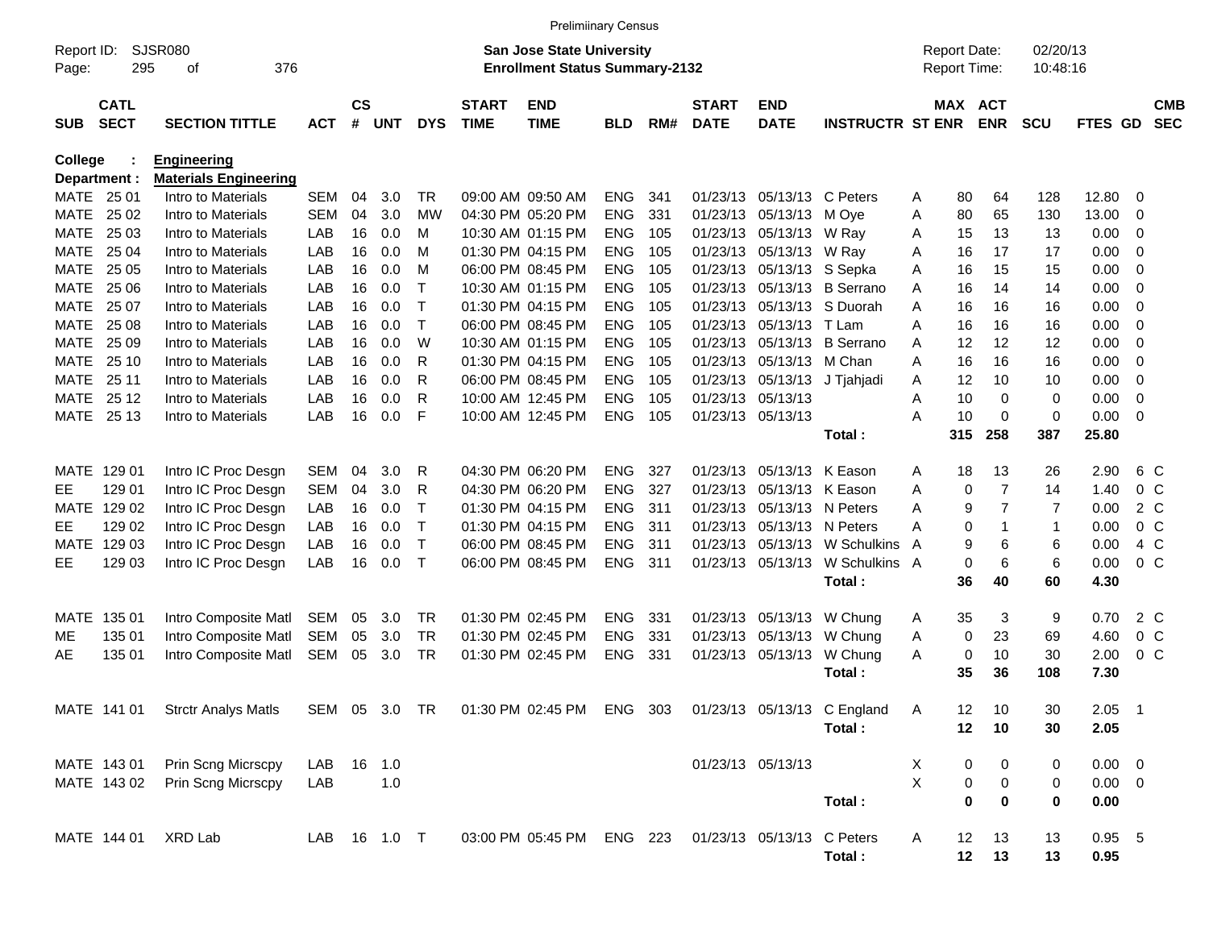Preliminary Census

Report ID: SJSR080
Page: 295 of 376

**San Jose State University**
**Enrollment Status Summary-2132**

Report Date: 02/20/13
Report Time: 10:48:16

**College : Engineering**
**Department : Materials Engineering**

| SUB | CATL SECT | SECTION TITTLE | ACT | CS # | UNT | DYS | START TIME | END TIME | BLD | RM# | START DATE | END DATE | INSTRUCTR | ST | MAX ENR | ACT ENR | SCU | FTES | GD | CMB SEC |
|---|---|---|---|---|---|---|---|---|---|---|---|---|---|---|---|---|---|---|---|---|
| MATE | 25 01 | Intro to Materials | SEM | 04 | 3.0 | TR | 09:00 AM | 09:50 AM | ENG | 341 | 01/23/13 | 05/13/13 | C Peters | A | 80 | 64 | 128 | 12.80 | 0 | |
| MATE | 25 02 | Intro to Materials | SEM | 04 | 3.0 | MW | 04:30 PM | 05:20 PM | ENG | 331 | 01/23/13 | 05/13/13 | M Oye | A | 80 | 65 | 130 | 13.00 | 0 | |
| MATE | 25 03 | Intro to Materials | LAB | 16 | 0.0 | M | 10:30 AM | 01:15 PM | ENG | 105 | 01/23/13 | 05/13/13 | W Ray | A | 15 | 13 | 13 | 0.00 | 0 | |
| MATE | 25 04 | Intro to Materials | LAB | 16 | 0.0 | M | 01:30 PM | 04:15 PM | ENG | 105 | 01/23/13 | 05/13/13 | W Ray | A | 16 | 17 | 17 | 0.00 | 0 | |
| MATE | 25 05 | Intro to Materials | LAB | 16 | 0.0 | M | 06:00 PM | 08:45 PM | ENG | 105 | 01/23/13 | 05/13/13 | S Sepka | A | 16 | 15 | 15 | 0.00 | 0 | |
| MATE | 25 06 | Intro to Materials | LAB | 16 | 0.0 | T | 10:30 AM | 01:15 PM | ENG | 105 | 01/23/13 | 05/13/13 | B Serrano | A | 16 | 14 | 14 | 0.00 | 0 | |
| MATE | 25 07 | Intro to Materials | LAB | 16 | 0.0 | T | 01:30 PM | 04:15 PM | ENG | 105 | 01/23/13 | 05/13/13 | S Duorah | A | 16 | 16 | 16 | 0.00 | 0 | |
| MATE | 25 08 | Intro to Materials | LAB | 16 | 0.0 | T | 06:00 PM | 08:45 PM | ENG | 105 | 01/23/13 | 05/13/13 | T Lam | A | 16 | 16 | 16 | 0.00 | 0 | |
| MATE | 25 09 | Intro to Materials | LAB | 16 | 0.0 | W | 10:30 AM | 01:15 PM | ENG | 105 | 01/23/13 | 05/13/13 | B Serrano | A | 12 | 12 | 12 | 0.00 | 0 | |
| MATE | 25 10 | Intro to Materials | LAB | 16 | 0.0 | R | 01:30 PM | 04:15 PM | ENG | 105 | 01/23/13 | 05/13/13 | M Chan | A | 16 | 16 | 16 | 0.00 | 0 | |
| MATE | 25 11 | Intro to Materials | LAB | 16 | 0.0 | R | 06:00 PM | 08:45 PM | ENG | 105 | 01/23/13 | 05/13/13 | J Tjahjadi | A | 12 | 10 | 10 | 0.00 | 0 | |
| MATE | 25 12 | Intro to Materials | LAB | 16 | 0.0 | R | 10:00 AM | 12:45 PM | ENG | 105 | 01/23/13 | 05/13/13 | | A | 10 | 0 | 0 | 0.00 | 0 | |
| MATE | 25 13 | Intro to Materials | LAB | 16 | 0.0 | F | 10:00 AM | 12:45 PM | ENG | 105 | 01/23/13 | 05/13/13 | | A | 10 | 0 | 0 | 0.00 | 0 | |
| | | | | | | | | | | | | | **Total :** | | **315** | **258** | **387** | **25.80** | | |
| MATE | 129 01 | Intro IC Proc Desgn | SEM | 04 | 3.0 | R | 04:30 PM | 06:20 PM | ENG | 327 | 01/23/13 | 05/13/13 | K Eason | A | 18 | 13 | 26 | 2.90 | 6 | C |
| EE | 129 01 | Intro IC Proc Desgn | SEM | 04 | 3.0 | R | 04:30 PM | 06:20 PM | ENG | 327 | 01/23/13 | 05/13/13 | K Eason | A | 0 | 7 | 14 | 1.40 | 0 | C |
| MATE | 129 02 | Intro IC Proc Desgn | LAB | 16 | 0.0 | T | 01:30 PM | 04:15 PM | ENG | 311 | 01/23/13 | 05/13/13 | N Peters | A | 9 | 7 | 7 | 0.00 | 2 | C |
| EE | 129 02 | Intro IC Proc Desgn | LAB | 16 | 0.0 | T | 01:30 PM | 04:15 PM | ENG | 311 | 01/23/13 | 05/13/13 | N Peters | A | 0 | 1 | 1 | 0.00 | 0 | C |
| MATE | 129 03 | Intro IC Proc Desgn | LAB | 16 | 0.0 | T | 06:00 PM | 08:45 PM | ENG | 311 | 01/23/13 | 05/13/13 | W Schulkins | A | 9 | 6 | 6 | 0.00 | 4 | C |
| EE | 129 03 | Intro IC Proc Desgn | LAB | 16 | 0.0 | T | 06:00 PM | 08:45 PM | ENG | 311 | 01/23/13 | 05/13/13 | W Schulkins | A | 0 | 6 | 6 | 0.00 | 0 | C |
| | | | | | | | | | | | | | **Total :** | | **36** | **40** | **60** | **4.30** | | |
| MATE | 135 01 | Intro Composite Matl | SEM | 05 | 3.0 | TR | 01:30 PM | 02:45 PM | ENG | 331 | 01/23/13 | 05/13/13 | W Chung | A | 35 | 3 | 9 | 0.70 | 2 | C |
| ME | 135 01 | Intro Composite Matl | SEM | 05 | 3.0 | TR | 01:30 PM | 02:45 PM | ENG | 331 | 01/23/13 | 05/13/13 | W Chung | A | 0 | 23 | 69 | 4.60 | 0 | C |
| AE | 135 01 | Intro Composite Matl | SEM | 05 | 3.0 | TR | 01:30 PM | 02:45 PM | ENG | 331 | 01/23/13 | 05/13/13 | W Chung | A | 0 | 10 | 30 | 2.00 | 0 | C |
| | | | | | | | | | | | | | **Total :** | | **35** | **36** | **108** | **7.30** | | |
| MATE | 141 01 | Strctr Analys Matls | SEM | 05 | 3.0 | TR | 01:30 PM | 02:45 PM | ENG | 303 | 01/23/13 | 05/13/13 | C England | A | 12 | 10 | 30 | 2.05 | 1 | |
| | | | | | | | | | | | | | **Total :** | | **12** | **10** | **30** | **2.05** | | |
| MATE | 143 01 | Prin Scng Micrscpy | LAB | 16 | 1.0 | | | | | | 01/23/13 | 05/13/13 | | X | 0 | 0 | 0 | 0.00 | 0 | |
| MATE | 143 02 | Prin Scng Micrscpy | LAB | | 1.0 | | | | | | | | | X | 0 | 0 | 0 | 0.00 | 0 | |
| | | | | | | | | | | | | | **Total :** | | **0** | **0** | **0** | **0.00** | | |
| MATE | 144 01 | XRD Lab | LAB | 16 | 1.0 | T | 03:00 PM | 05:45 PM | ENG | 223 | 01/23/13 | 05/13/13 | C Peters | A | 12 | 13 | 13 | 0.95 | 5 | |
| | | | | | | | | | | | | | **Total :** | | **12** | **13** | **13** | **0.95** | | |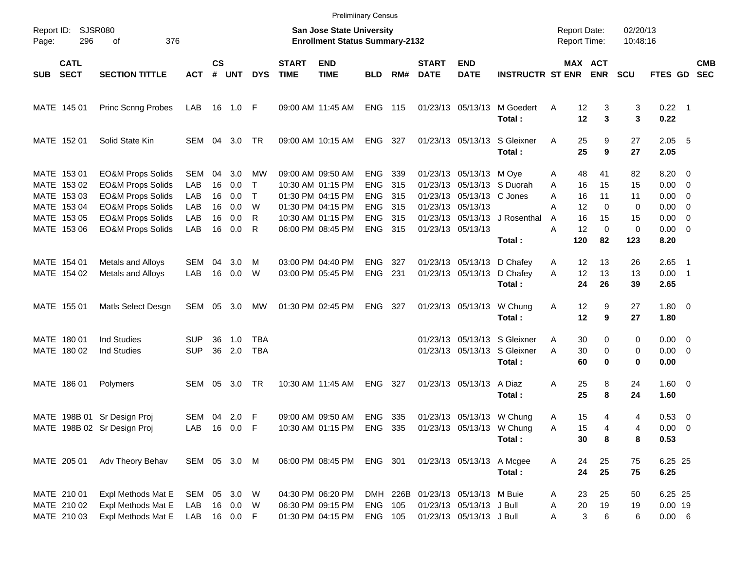Preliminary Census

Report ID: SJSR080
San Jose State University
Enrollment Status Summary-2132
Report Date: 02/20/13
Report Time: 10:48:16

| SUB | CATL SECT | SECTION TITTLE | ACT | CS # | UNT | DYS | START TIME | END TIME | BLD | RM# | START DATE | END DATE | INSTRUCTR | ST | MAX ENR | ACT ENR | SCU | FTES | GD | CMB SEC |
|---|---|---|---|---|---|---|---|---|---|---|---|---|---|---|---|---|---|---|---|---|
| MATE | 145 01 | Princ Scnng Probes | LAB | 16 | 1.0 | F | 09:00 AM | 11:45 AM | ENG | 115 | 01/23/13 | 05/13/13 | M Goedert | A | 12 | 3 | 3 | 0.22 | 1 | |
| | | | | | | | | | | | | | **Total :** | | **12** | **3** | **3** | **0.22** | | |
| MATE | 152 01 | Solid State Kin | SEM | 04 | 3.0 | TR | 09:00 AM | 10:15 AM | ENG | 327 | 01/23/13 | 05/13/13 | S Gleixner | A | 25 | 9 | 27 | 2.05 | 5 | |
| | | | | | | | | | | | | | **Total :** | | **25** | **9** | **27** | **2.05** | | |
| MATE | 153 01 | EO&M Props Solids | SEM | 04 | 3.0 | MW | 09:00 AM | 09:50 AM | ENG | 339 | 01/23/13 | 05/13/13 | M Oye | A | 48 | 41 | 82 | 8.20 | 0 | |
| MATE | 153 02 | EO&M Props Solids | LAB | 16 | 0.0 | T | 10:30 AM | 01:15 PM | ENG | 315 | 01/23/13 | 05/13/13 | S Duorah | A | 16 | 15 | 15 | 0.00 | 0 | |
| MATE | 153 03 | EO&M Props Solids | LAB | 16 | 0.0 | T | 01:30 PM | 04:15 PM | ENG | 315 | 01/23/13 | 05/13/13 | C Jones | A | 16 | 11 | 11 | 0.00 | 0 | |
| MATE | 153 04 | EO&M Props Solids | LAB | 16 | 0.0 | W | 01:30 PM | 04:15 PM | ENG | 315 | 01/23/13 | 05/13/13 | | A | 12 | 0 | 0 | 0.00 | 0 | |
| MATE | 153 05 | EO&M Props Solids | LAB | 16 | 0.0 | R | 10:30 AM | 01:15 PM | ENG | 315 | 01/23/13 | 05/13/13 | J Rosenthal | A | 16 | 15 | 15 | 0.00 | 0 | |
| MATE | 153 06 | EO&M Props Solids | LAB | 16 | 0.0 | R | 06:00 PM | 08:45 PM | ENG | 315 | 01/23/13 | 05/13/13 | | A | 12 | 0 | 0 | 0.00 | 0 | |
| | | | | | | | | | | | | | **Total :** | | **120** | **82** | **123** | **8.20** | | |
| MATE | 154 01 | Metals and Alloys | SEM | 04 | 3.0 | M | 03:00 PM | 04:40 PM | ENG | 327 | 01/23/13 | 05/13/13 | D Chafey | A | 12 | 13 | 26 | 2.65 | 1 | |
| MATE | 154 02 | Metals and Alloys | LAB | 16 | 0.0 | W | 03:00 PM | 05:45 PM | ENG | 231 | 01/23/13 | 05/13/13 | D Chafey | A | 12 | 13 | 13 | 0.00 | 1 | |
| | | | | | | | | | | | | | **Total :** | | **24** | **26** | **39** | **2.65** | | |
| MATE | 155 01 | Matls Select Desgn | SEM | 05 | 3.0 | MW | 01:30 PM | 02:45 PM | ENG | 327 | 01/23/13 | 05/13/13 | W Chung | A | 12 | 9 | 27 | 1.80 | 0 | |
| | | | | | | | | | | | | | **Total :** | | **12** | **9** | **27** | **1.80** | | |
| MATE | 180 01 | Ind Studies | SUP | 36 | 1.0 | TBA | | | | | 01/23/13 | 05/13/13 | S Gleixner | A | 30 | 0 | 0 | 0.00 | 0 | |
| MATE | 180 02 | Ind Studies | SUP | 36 | 2.0 | TBA | | | | | 01/23/13 | 05/13/13 | S Gleixner | A | 30 | 0 | 0 | 0.00 | 0 | |
| | | | | | | | | | | | | | **Total :** | | **60** | **0** | **0** | **0.00** | | |
| MATE | 186 01 | Polymers | SEM | 05 | 3.0 | TR | 10:30 AM | 11:45 AM | ENG | 327 | 01/23/13 | 05/13/13 | A Diaz | A | 25 | 8 | 24 | 1.60 | 0 | |
| | | | | | | | | | | | | | **Total :** | | **25** | **8** | **24** | **1.60** | | |
| MATE | 198B 01 | Sr Design Proj | SEM | 04 | 2.0 | F | 09:00 AM | 09:50 AM | ENG | 335 | 01/23/13 | 05/13/13 | W Chung | A | 15 | 4 | 4 | 0.53 | 0 | |
| MATE | 198B 02 | Sr Design Proj | LAB | 16 | 0.0 | F | 10:30 AM | 01:15 PM | ENG | 335 | 01/23/13 | 05/13/13 | W Chung | A | 15 | 4 | 4 | 0.00 | 0 | |
| | | | | | | | | | | | | | **Total :** | | **30** | **8** | **8** | **0.53** | | |
| MATE | 205 01 | Adv Theory Behav | SEM | 05 | 3.0 | M | 06:00 PM | 08:45 PM | ENG | 301 | 01/23/13 | 05/13/13 | A Mcgee | A | 24 | 25 | 75 | 6.25 | 25 | |
| | | | | | | | | | | | | | **Total :** | | **24** | **25** | **75** | **6.25** | | |
| MATE | 210 01 | Expl Methods Mat E | SEM | 05 | 3.0 | W | 04:30 PM | 06:20 PM | DMH | 226B | 01/23/13 | 05/13/13 | M Buie | A | 23 | 25 | 50 | 6.25 | 25 | |
| MATE | 210 02 | Expl Methods Mat E | LAB | 16 | 0.0 | W | 06:30 PM | 09:15 PM | ENG | 105 | 01/23/13 | 05/13/13 | J Bull | A | 20 | 19 | 19 | 0.00 | 19 | |
| MATE | 210 03 | Expl Methods Mat E | LAB | 16 | 0.0 | F | 01:30 PM | 04:15 PM | ENG | 105 | 01/23/13 | 05/13/13 | J Bull | A | 3 | 6 | 6 | 0.00 | 6 | |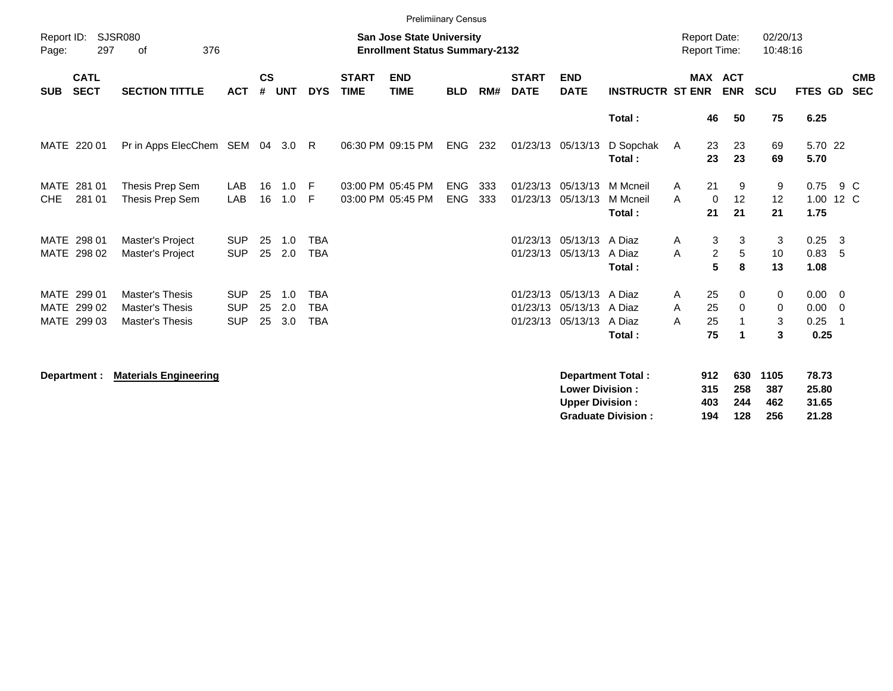Preliminary Census

Report ID: SJSR080

**San Jose State University**
**Enrollment Status Summary-2132**

Report Date: 02/20/13
Report Time: 10:48:16

| SUB | CATL SECT | SECTION TITTLE | ACT | CS # | UNT | DYS | START TIME | END TIME | BLD | RM# | START DATE | END DATE | INSTRUCTR | ST | MAX ENR | ACT ENR | SCU | FTES | GD | CMB SEC |
|---|---|---|---|---|---|---|---|---|---|---|---|---|---|---|---|---|---|---|---|---|
| | | | | | | | | | | | | | **Total :** | | **46** | **50** | **75** | **6.25** | | |
| MATE | 220 01 | Pr in Apps ElecChem | SEM | 04 | 3.0 | R | 06:30 PM | 09:15 PM | ENG | 232 | 01/23/13 | 05/13/13 | D Sopchak | A | 23 | 23 | 69 | 5.70 | 22 | |
| | | | | | | | | | | | | | **Total :** | | **23** | **23** | **69** | **5.70** | | |
| MATE | 281 01 | Thesis Prep Sem | LAB | 16 | 1.0 | F | 03:00 PM | 05:45 PM | ENG | 333 | 01/23/13 | 05/13/13 | M Mcneil | A | 21 | 9 | 9 | 0.75 | 9 | C |
| CHE | 281 01 | Thesis Prep Sem | LAB | 16 | 1.0 | F | 03:00 PM | 05:45 PM | ENG | 333 | 01/23/13 | 05/13/13 | M Mcneil | A | 0 | 12 | 12 | 1.00 | 12 | C |
| | | | | | | | | | | | | | **Total :** | | **21** | **21** | **21** | **1.75** | | |
| MATE | 298 01 | Master's Project | SUP | 25 | 1.0 | TBA | | | | | 01/23/13 | 05/13/13 | A Diaz | A | 3 | 3 | 3 | 0.25 | 3 | |
| MATE | 298 02 | Master's Project | SUP | 25 | 2.0 | TBA | | | | | 01/23/13 | 05/13/13 | A Diaz | A | 2 | 5 | 10 | 0.83 | 5 | |
| | | | | | | | | | | | | | **Total :** | | **5** | **8** | **13** | **1.08** | | |
| MATE | 299 01 | Master's Thesis | SUP | 25 | 1.0 | TBA | | | | | 01/23/13 | 05/13/13 | A Diaz | A | 25 | 0 | 0 | 0.00 | 0 | |
| MATE | 299 02 | Master's Thesis | SUP | 25 | 2.0 | TBA | | | | | 01/23/13 | 05/13/13 | A Diaz | A | 25 | 0 | 0 | 0.00 | 0 | |
| MATE | 299 03 | Master's Thesis | SUP | 25 | 3.0 | TBA | | | | | 01/23/13 | 05/13/13 | A Diaz | A | 25 | 1 | 3 | 0.25 | 1 | |
| | | | | | | | | | | | | | **Total :** | | **75** | **1** | **3** | **0.25** | | |

**Department :** **Materials Engineering**

| | MAX ENR | ACT ENR | SCU | FTES |
|---|---|---|---|---|
| **Department Total :** | **912** | **630** | **1105** | **78.73** |
| **Lower Division :** | **315** | **258** | **387** | **25.80** |
| **Upper Division :** | **403** | **244** | **462** | **31.65** |
| **Graduate Division :** | **194** | **128** | **256** | **21.28** |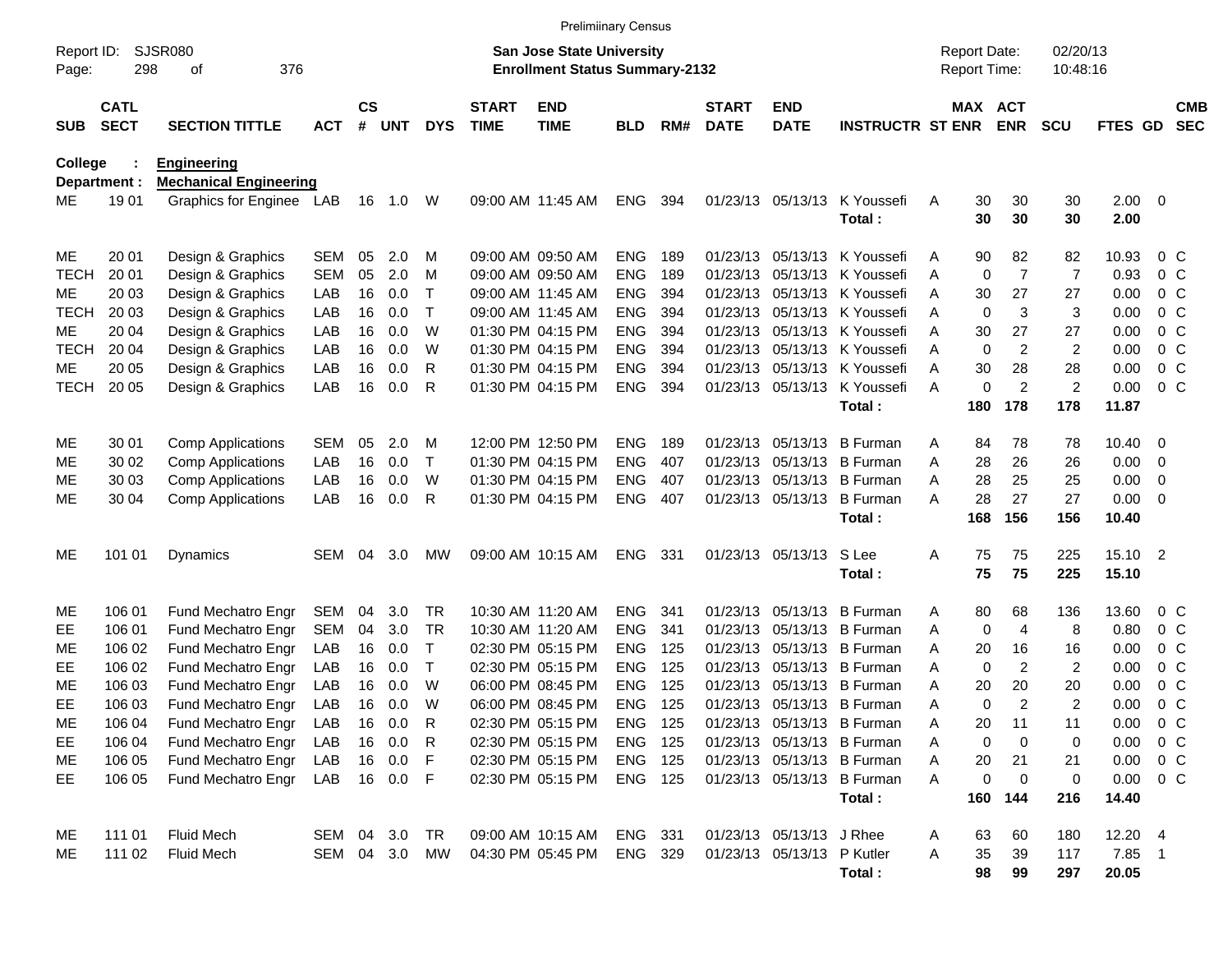Preliminary Census

Report ID: SJSR080
Page: 298 of 376

**San Jose State University**
**Enrollment Status Summary-2132**

Report Date: 02/20/13
Report Time: 10:48:16

**College : Engineering**
**Department : Mechanical Engineering**

| SUB | CATL SECT | SECTION TITTLE | ACT | CS # | UNT | DYS | START TIME | END TIME | BLD | RM# | START DATE | END DATE | INSTRUCTR | ST | MAX ENR | ACT ENR | SCU | FTES | GD | CMB SEC |
|---|---|---|---|---|---|---|---|---|---|---|---|---|---|---|---|---|---|---|---|---|
| ME | 19 01 | Graphics for Enginee | LAB | 16 | 1.0 | W | 09:00 AM | 11:45 AM | ENG | 394 | 01/23/13 | 05/13/13 | K Youssefi | A | 30 | 30 | 30 | 2.00 | 0 | |
| | | | | | | | | | | | | | Total : | | 30 | 30 | 30 | 2.00 | | |
| ME | 20 01 | Design & Graphics | SEM | 05 | 2.0 | M | 09:00 AM | 09:50 AM | ENG | 189 | 01/23/13 | 05/13/13 | K Youssefi | A | 90 | 82 | 82 | 10.93 | 0 | C |
| TECH | 20 01 | Design & Graphics | SEM | 05 | 2.0 | M | 09:00 AM | 09:50 AM | ENG | 189 | 01/23/13 | 05/13/13 | K Youssefi | A | 0 | 7 | 7 | 0.93 | 0 | C |
| ME | 20 03 | Design & Graphics | LAB | 16 | 0.0 | T | 09:00 AM | 11:45 AM | ENG | 394 | 01/23/13 | 05/13/13 | K Youssefi | A | 30 | 27 | 27 | 0.00 | 0 | C |
| TECH | 20 03 | Design & Graphics | LAB | 16 | 0.0 | T | 09:00 AM | 11:45 AM | ENG | 394 | 01/23/13 | 05/13/13 | K Youssefi | A | 0 | 3 | 3 | 0.00 | 0 | C |
| ME | 20 04 | Design & Graphics | LAB | 16 | 0.0 | W | 01:30 PM | 04:15 PM | ENG | 394 | 01/23/13 | 05/13/13 | K Youssefi | A | 30 | 27 | 27 | 0.00 | 0 | C |
| TECH | 20 04 | Design & Graphics | LAB | 16 | 0.0 | W | 01:30 PM | 04:15 PM | ENG | 394 | 01/23/13 | 05/13/13 | K Youssefi | A | 0 | 2 | 2 | 0.00 | 0 | C |
| ME | 20 05 | Design & Graphics | LAB | 16 | 0.0 | R | 01:30 PM | 04:15 PM | ENG | 394 | 01/23/13 | 05/13/13 | K Youssefi | A | 30 | 28 | 28 | 0.00 | 0 | C |
| TECH | 20 05 | Design & Graphics | LAB | 16 | 0.0 | R | 01:30 PM | 04:15 PM | ENG | 394 | 01/23/13 | 05/13/13 | K Youssefi | A | 0 | 2 | 2 | 0.00 | 0 | C |
| | | | | | | | | | | | | | Total : | | 180 | 178 | 178 | 11.87 | | |
| ME | 30 01 | Comp Applications | SEM | 05 | 2.0 | M | 12:00 PM | 12:50 PM | ENG | 189 | 01/23/13 | 05/13/13 | B Furman | A | 84 | 78 | 78 | 10.40 | 0 | |
| ME | 30 02 | Comp Applications | LAB | 16 | 0.0 | T | 01:30 PM | 04:15 PM | ENG | 407 | 01/23/13 | 05/13/13 | B Furman | A | 28 | 26 | 26 | 0.00 | 0 | |
| ME | 30 03 | Comp Applications | LAB | 16 | 0.0 | W | 01:30 PM | 04:15 PM | ENG | 407 | 01/23/13 | 05/13/13 | B Furman | A | 28 | 25 | 25 | 0.00 | 0 | |
| ME | 30 04 | Comp Applications | LAB | 16 | 0.0 | R | 01:30 PM | 04:15 PM | ENG | 407 | 01/23/13 | 05/13/13 | B Furman | A | 28 | 27 | 27 | 0.00 | 0 | |
| | | | | | | | | | | | | | Total : | | 168 | 156 | 156 | 10.40 | | |
| ME | 101 01 | Dynamics | SEM | 04 | 3.0 | MW | 09:00 AM | 10:15 AM | ENG | 331 | 01/23/13 | 05/13/13 | S Lee | A | 75 | 75 | 225 | 15.10 | 2 | |
| | | | | | | | | | | | | | Total : | | 75 | 75 | 225 | 15.10 | | |
| ME | 106 01 | Fund Mechatro Engr | SEM | 04 | 3.0 | TR | 10:30 AM | 11:20 AM | ENG | 341 | 01/23/13 | 05/13/13 | B Furman | A | 80 | 68 | 136 | 13.60 | 0 | C |
| EE | 106 01 | Fund Mechatro Engr | SEM | 04 | 3.0 | TR | 10:30 AM | 11:20 AM | ENG | 341 | 01/23/13 | 05/13/13 | B Furman | A | 0 | 4 | 8 | 0.80 | 0 | C |
| ME | 106 02 | Fund Mechatro Engr | LAB | 16 | 0.0 | T | 02:30 PM | 05:15 PM | ENG | 125 | 01/23/13 | 05/13/13 | B Furman | A | 20 | 16 | 16 | 0.00 | 0 | C |
| EE | 106 02 | Fund Mechatro Engr | LAB | 16 | 0.0 | T | 02:30 PM | 05:15 PM | ENG | 125 | 01/23/13 | 05/13/13 | B Furman | A | 0 | 2 | 2 | 0.00 | 0 | C |
| ME | 106 03 | Fund Mechatro Engr | LAB | 16 | 0.0 | W | 06:00 PM | 08:45 PM | ENG | 125 | 01/23/13 | 05/13/13 | B Furman | A | 20 | 20 | 20 | 0.00 | 0 | C |
| EE | 106 03 | Fund Mechatro Engr | LAB | 16 | 0.0 | W | 06:00 PM | 08:45 PM | ENG | 125 | 01/23/13 | 05/13/13 | B Furman | A | 0 | 2 | 2 | 0.00 | 0 | C |
| ME | 106 04 | Fund Mechatro Engr | LAB | 16 | 0.0 | R | 02:30 PM | 05:15 PM | ENG | 125 | 01/23/13 | 05/13/13 | B Furman | A | 20 | 11 | 11 | 0.00 | 0 | C |
| EE | 106 04 | Fund Mechatro Engr | LAB | 16 | 0.0 | R | 02:30 PM | 05:15 PM | ENG | 125 | 01/23/13 | 05/13/13 | B Furman | A | 0 | 0 | 0 | 0.00 | 0 | C |
| ME | 106 05 | Fund Mechatro Engr | LAB | 16 | 0.0 | F | 02:30 PM | 05:15 PM | ENG | 125 | 01/23/13 | 05/13/13 | B Furman | A | 20 | 21 | 21 | 0.00 | 0 | C |
| EE | 106 05 | Fund Mechatro Engr | LAB | 16 | 0.0 | F | 02:30 PM | 05:15 PM | ENG | 125 | 01/23/13 | 05/13/13 | B Furman | A | 0 | 0 | 0 | 0.00 | 0 | C |
| | | | | | | | | | | | | | Total : | | 160 | 144 | 216 | 14.40 | | |
| ME | 111 01 | Fluid Mech | SEM | 04 | 3.0 | TR | 09:00 AM | 10:15 AM | ENG | 331 | 01/23/13 | 05/13/13 | J Rhee | A | 63 | 60 | 180 | 12.20 | 4 | |
| ME | 111 02 | Fluid Mech | SEM | 04 | 3.0 | MW | 04:30 PM | 05:45 PM | ENG | 329 | 01/23/13 | 05/13/13 | P Kutler | A | 35 | 39 | 117 | 7.85 | 1 | |
| | | | | | | | | | | | | | Total : | | 98 | 99 | 297 | 20.05 | | |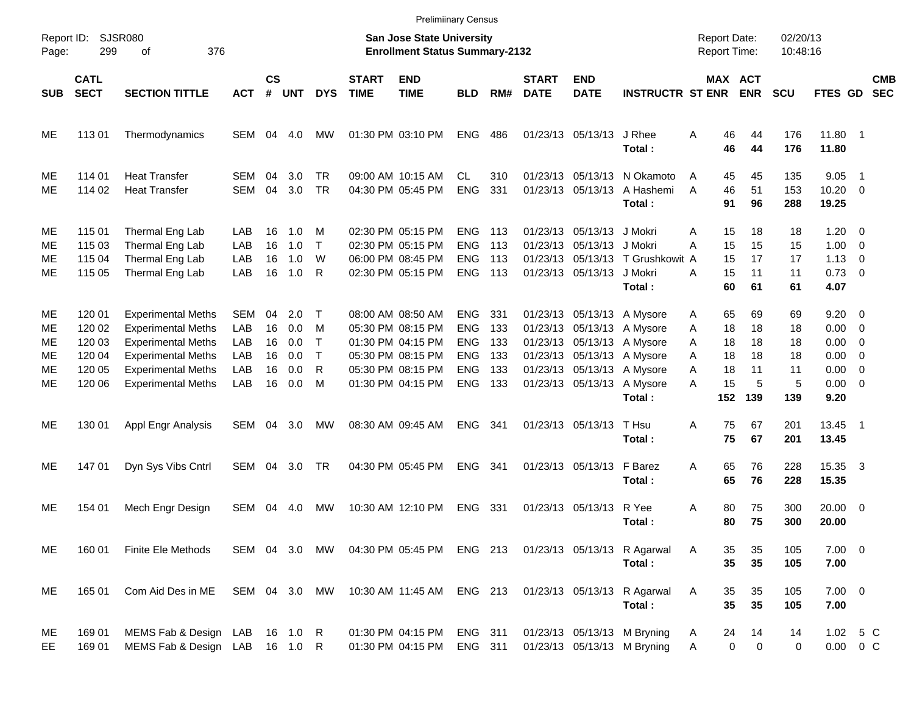Preliminary Census

Report ID: SJSR080

**San Jose State University**
**Enrollment Status Summary-2132**

Report Date: 02/20/13
Report Time: 10:48:16

| SUB | CATL SECT | SECTION TITTLE | ACT | CS # | UNT | DYS | START TIME | END TIME | BLD | RM# | START DATE | END DATE | INSTRUCTR | ST | MAX ENR | ACT ENR | SCU | FTES | GD | CMB SEC |
|---|---|---|---|---|---|---|---|---|---|---|---|---|---|---|---|---|---|---|---|---|
| ME | 113 01 | Thermodynamics | SEM | 04 | 4.0 | MW | 01:30 PM | 03:10 PM | ENG | 486 | 01/23/13 | 05/13/13 | J Rhee | A | 46 | 44 | 176 | 11.80 | 1 | |
| | | | | | | | | | | | | | **Total :** | | **46** | **44** | **176** | **11.80** | | |
| ME | 114 01 | Heat Transfer | SEM | 04 | 3.0 | TR | 09:00 AM | 10:15 AM | CL | 310 | 01/23/13 | 05/13/13 | N Okamoto | A | 45 | 45 | 135 | 9.05 | 1 | |
| ME | 114 02 | Heat Transfer | SEM | 04 | 3.0 | TR | 04:30 PM | 05:45 PM | ENG | 331 | 01/23/13 | 05/13/13 | A Hashemi | A | 46 | 51 | 153 | 10.20 | 0 | |
| | | | | | | | | | | | | | **Total :** | | **91** | **96** | **288** | **19.25** | | |
| ME | 115 01 | Thermal Eng Lab | LAB | 16 | 1.0 | M | 02:30 PM | 05:15 PM | ENG | 113 | 01/23/13 | 05/13/13 | J Mokri | A | 15 | 18 | 18 | 1.20 | 0 | |
| ME | 115 03 | Thermal Eng Lab | LAB | 16 | 1.0 | T | 02:30 PM | 05:15 PM | ENG | 113 | 01/23/13 | 05/13/13 | J Mokri | A | 15 | 15 | 15 | 1.00 | 0 | |
| ME | 115 04 | Thermal Eng Lab | LAB | 16 | 1.0 | W | 06:00 PM | 08:45 PM | ENG | 113 | 01/23/13 | 05/13/13 | T Grushkowit | A | 15 | 17 | 17 | 1.13 | 0 | |
| ME | 115 05 | Thermal Eng Lab | LAB | 16 | 1.0 | R | 02:30 PM | 05:15 PM | ENG | 113 | 01/23/13 | 05/13/13 | J Mokri | A | 15 | 11 | 11 | 0.73 | 0 | |
| | | | | | | | | | | | | | **Total :** | | **60** | **61** | **61** | **4.07** | | |
| ME | 120 01 | Experimental Meths | SEM | 04 | 2.0 | T | 08:00 AM | 08:50 AM | ENG | 331 | 01/23/13 | 05/13/13 | A Mysore | A | 65 | 69 | 69 | 9.20 | 0 | |
| ME | 120 02 | Experimental Meths | LAB | 16 | 0.0 | M | 05:30 PM | 08:15 PM | ENG | 133 | 01/23/13 | 05/13/13 | A Mysore | A | 18 | 18 | 18 | 0.00 | 0 | |
| ME | 120 03 | Experimental Meths | LAB | 16 | 0.0 | T | 01:30 PM | 04:15 PM | ENG | 133 | 01/23/13 | 05/13/13 | A Mysore | A | 18 | 18 | 18 | 0.00 | 0 | |
| ME | 120 04 | Experimental Meths | LAB | 16 | 0.0 | T | 05:30 PM | 08:15 PM | ENG | 133 | 01/23/13 | 05/13/13 | A Mysore | A | 18 | 18 | 18 | 0.00 | 0 | |
| ME | 120 05 | Experimental Meths | LAB | 16 | 0.0 | R | 05:30 PM | 08:15 PM | ENG | 133 | 01/23/13 | 05/13/13 | A Mysore | A | 18 | 11 | 11 | 0.00 | 0 | |
| ME | 120 06 | Experimental Meths | LAB | 16 | 0.0 | M | 01:30 PM | 04:15 PM | ENG | 133 | 01/23/13 | 05/13/13 | A Mysore | A | 15 | 5 | 5 | 0.00 | 0 | |
| | | | | | | | | | | | | | **Total :** | | **152** | **139** | **139** | **9.20** | | |
| ME | 130 01 | Appl Engr Analysis | SEM | 04 | 3.0 | MW | 08:30 AM | 09:45 AM | ENG | 341 | 01/23/13 | 05/13/13 | T Hsu | A | 75 | 67 | 201 | 13.45 | 1 | |
| | | | | | | | | | | | | | **Total :** | | **75** | **67** | **201** | **13.45** | | |
| ME | 147 01 | Dyn Sys Vibs Cntrl | SEM | 04 | 3.0 | TR | 04:30 PM | 05:45 PM | ENG | 341 | 01/23/13 | 05/13/13 | F Barez | A | 65 | 76 | 228 | 15.35 | 3 | |
| | | | | | | | | | | | | | **Total :** | | **65** | **76** | **228** | **15.35** | | |
| ME | 154 01 | Mech Engr Design | SEM | 04 | 4.0 | MW | 10:30 AM | 12:10 PM | ENG | 331 | 01/23/13 | 05/13/13 | R Yee | A | 80 | 75 | 300 | 20.00 | 0 | |
| | | | | | | | | | | | | | **Total :** | | **80** | **75** | **300** | **20.00** | | |
| ME | 160 01 | Finite Ele Methods | SEM | 04 | 3.0 | MW | 04:30 PM | 05:45 PM | ENG | 213 | 01/23/13 | 05/13/13 | R Agarwal | A | 35 | 35 | 105 | 7.00 | 0 | |
| | | | | | | | | | | | | | **Total :** | | **35** | **35** | **105** | **7.00** | | |
| ME | 165 01 | Com Aid Des in ME | SEM | 04 | 3.0 | MW | 10:30 AM | 11:45 AM | ENG | 213 | 01/23/13 | 05/13/13 | R Agarwal | A | 35 | 35 | 105 | 7.00 | 0 | |
| | | | | | | | | | | | | | **Total :** | | **35** | **35** | **105** | **7.00** | | |
| ME | 169 01 | MEMS Fab & Design | LAB | 16 | 1.0 | R | 01:30 PM | 04:15 PM | ENG | 311 | 01/23/13 | 05/13/13 | M Bryning | A | 24 | 14 | 14 | 1.02 | 5 | C |
| EE | 169 01 | MEMS Fab & Design | LAB | 16 | 1.0 | R | 01:30 PM | 04:15 PM | ENG | 311 | 01/23/13 | 05/13/13 | M Bryning | A | 0 | 0 | 0 | 0.00 | 0 | C |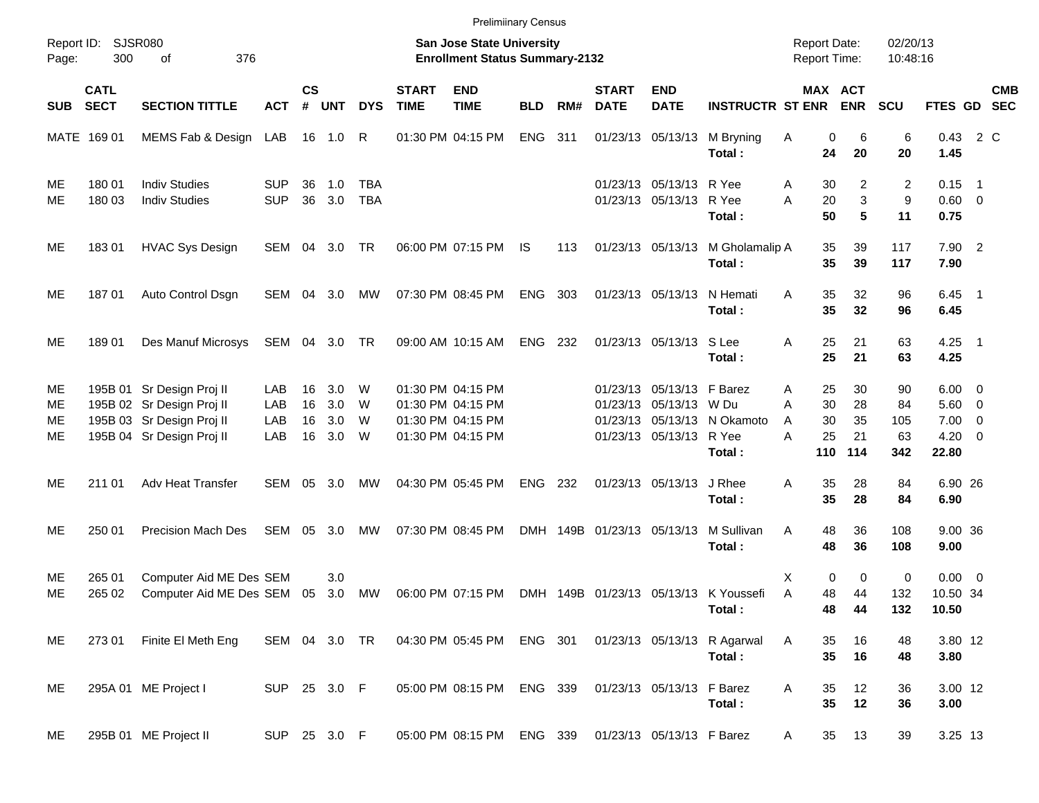Preliminary Census

Report ID: SJSR080
Page: 300 of 376

**San Jose State University**
**Enrollment Status Summary-2132**

Report Date: 02/20/13
Report Time: 10:48:16

| SUB | CATL SECT | SECTION TITTLE | ACT | CS # | UNT | DYS | START TIME | END TIME | BLD | RM# | START DATE | END DATE | INSTRUCTR | ST | MAX ENR | ACT ENR | SCU | FTES | GD | CMB SEC |
|---|---|---|---|---|---|---|---|---|---|---|---|---|---|---|---|---|---|---|---|---|
| MATE | 169 01 | MEMS Fab & Design | LAB | 16 | 1.0 | R | 01:30 PM | 04:15 PM | ENG | 311 | 01/23/13 | 05/13/13 | M Bryning | A | 0 | 6 | 6 | 0.43 | 2 | C |
| | | | | | | | | | | | | | **Total :** | | **24** | **20** | **20** | **1.45** | | |
| ME | 180 01 | Indiv Studies | SUP | 36 | 1.0 | TBA | | | | | 01/23/13 | 05/13/13 | R Yee | A | 30 | 2 | 2 | 0.15 | 1 | |
| ME | 180 03 | Indiv Studies | SUP | 36 | 3.0 | TBA | | | | | 01/23/13 | 05/13/13 | R Yee | A | 20 | 3 | 9 | 0.60 | 0 | |
| | | | | | | | | | | | | | **Total :** | | **50** | **5** | **11** | **0.75** | | |
| ME | 183 01 | HVAC Sys Design | SEM | 04 | 3.0 | TR | 06:00 PM | 07:15 PM | IS | 113 | 01/23/13 | 05/13/13 | M Gholamalip | A | 35 | 39 | 117 | 7.90 | 2 | |
| | | | | | | | | | | | | | **Total :** | | **35** | **39** | **117** | **7.90** | | |
| ME | 187 01 | Auto Control Dsgn | SEM | 04 | 3.0 | MW | 07:30 PM | 08:45 PM | ENG | 303 | 01/23/13 | 05/13/13 | N Hemati | A | 35 | 32 | 96 | 6.45 | 1 | |
| | | | | | | | | | | | | | **Total :** | | **35** | **32** | **96** | **6.45** | | |
| ME | 189 01 | Des Manuf Microsys | SEM | 04 | 3.0 | TR | 09:00 AM | 10:15 AM | ENG | 232 | 01/23/13 | 05/13/13 | S Lee | A | 25 | 21 | 63 | 4.25 | 1 | |
| | | | | | | | | | | | | | **Total :** | | **25** | **21** | **63** | **4.25** | | |
| ME | 195B 01 | Sr Design Proj II | LAB | 16 | 3.0 | W | 01:30 PM | 04:15 PM | | | 01/23/13 | 05/13/13 | F Barez | A | 25 | 30 | 90 | 6.00 | 0 | |
| ME | 195B 02 | Sr Design Proj II | LAB | 16 | 3.0 | W | 01:30 PM | 04:15 PM | | | 01/23/13 | 05/13/13 | W Du | A | 30 | 28 | 84 | 5.60 | 0 | |
| ME | 195B 03 | Sr Design Proj II | LAB | 16 | 3.0 | W | 01:30 PM | 04:15 PM | | | 01/23/13 | 05/13/13 | N Okamoto | A | 30 | 35 | 105 | 7.00 | 0 | |
| ME | 195B 04 | Sr Design Proj II | LAB | 16 | 3.0 | W | 01:30 PM | 04:15 PM | | | 01/23/13 | 05/13/13 | R Yee | A | 25 | 21 | 63 | 4.20 | 0 | |
| | | | | | | | | | | | | | **Total :** | | **110** | **114** | **342** | **22.80** | | |
| ME | 211 01 | Adv Heat Transfer | SEM | 05 | 3.0 | MW | 04:30 PM | 05:45 PM | ENG | 232 | 01/23/13 | 05/13/13 | J Rhee | A | 35 | 28 | 84 | 6.90 | 26 | |
| | | | | | | | | | | | | | **Total :** | | **35** | **28** | **84** | **6.90** | | |
| ME | 250 01 | Precision Mach Des | SEM | 05 | 3.0 | MW | 07:30 PM | 08:45 PM | DMH | 149B | 01/23/13 | 05/13/13 | M Sullivan | A | 48 | 36 | 108 | 9.00 | 36 | |
| | | | | | | | | | | | | | **Total :** | | **48** | **36** | **108** | **9.00** | | |
| ME | 265 01 | Computer Aid ME Des | SEM | | 3.0 | | | | | | | | | X | 0 | 0 | 0 | 0.00 | 0 | |
| ME | 265 02 | Computer Aid ME Des | SEM | 05 | 3.0 | MW | 06:00 PM | 07:15 PM | DMH | 149B | 01/23/13 | 05/13/13 | K Youssefi | A | 48 | 44 | 132 | 10.50 | 34 | |
| | | | | | | | | | | | | | **Total :** | | **48** | **44** | **132** | **10.50** | | |
| ME | 273 01 | Finite El Meth Eng | SEM | 04 | 3.0 | TR | 04:30 PM | 05:45 PM | ENG | 301 | 01/23/13 | 05/13/13 | R Agarwal | A | 35 | 16 | 48 | 3.80 | 12 | |
| | | | | | | | | | | | | | **Total :** | | **35** | **16** | **48** | **3.80** | | |
| ME | 295A 01 | ME Project I | SUP | 25 | 3.0 | F | 05:00 PM | 08:15 PM | ENG | 339 | 01/23/13 | 05/13/13 | F Barez | A | 35 | 12 | 36 | 3.00 | 12 | |
| | | | | | | | | | | | | | **Total :** | | **35** | **12** | **36** | **3.00** | | |
| ME | 295B 01 | ME Project II | SUP | 25 | 3.0 | F | 05:00 PM | 08:15 PM | ENG | 339 | 01/23/13 | 05/13/13 | F Barez | A | 35 | 13 | 39 | 3.25 | 13 | |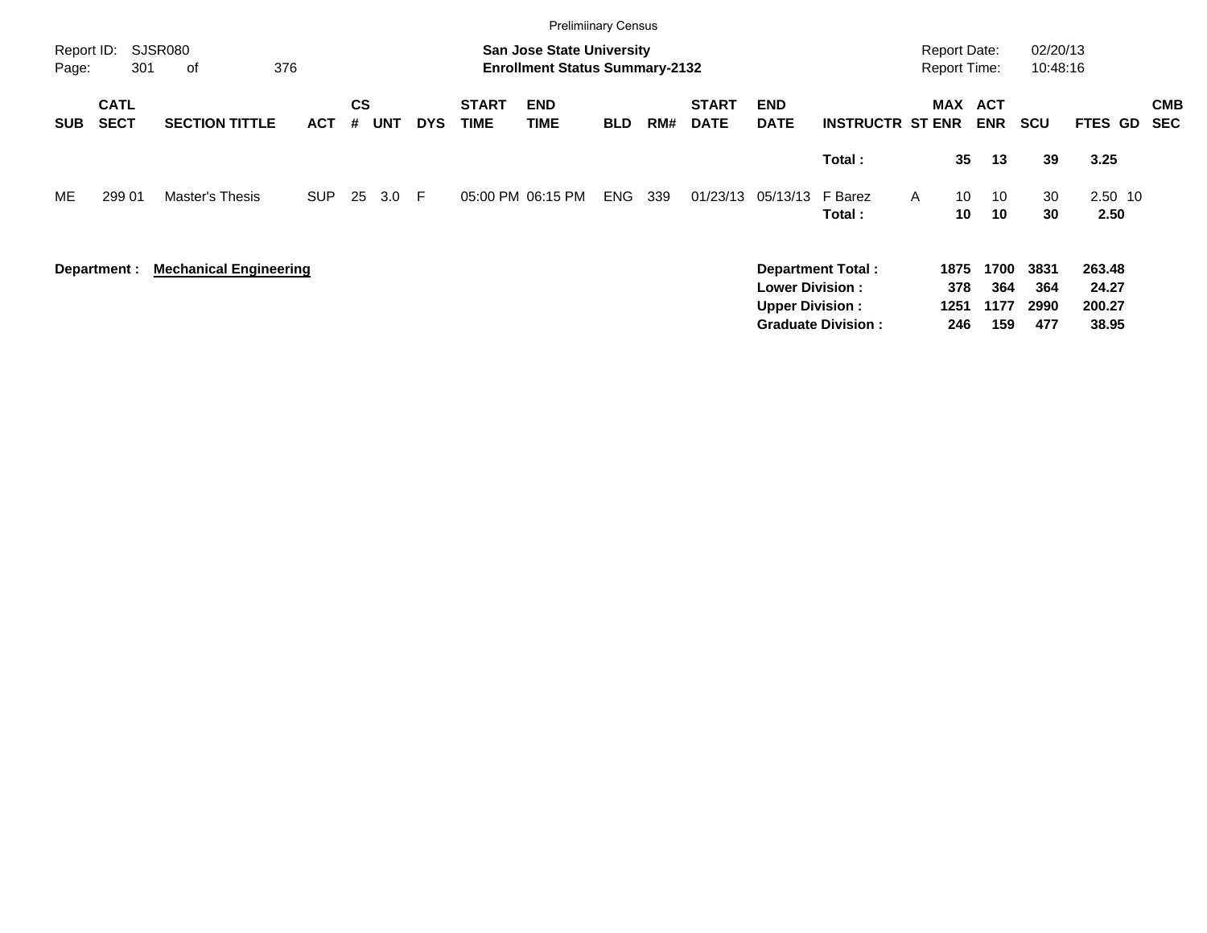Prelimiinary Census

Report ID: SJSR080

**San Jose State University**
**Enrollment Status Summary-2132**

Report Date: 02/20/13
Report Time: 10:48:16

| SUB | CATL SECT | SECTION TITTLE | ACT | CS # | UNT | DYS | START TIME | END TIME | BLD | RM# | START DATE | END DATE | INSTRUCTR | ST | MAX ENR | ACT ENR | SCU | FTES | GD | CMB SEC |
|---|---|---|---|---|---|---|---|---|---|---|---|---|---|---|---|---|---|---|---|---|
| | | | | | | | | | | | | | **Total :** | | **35** | **13** | **39** | **3.25** | | |
| ME | 299 01 | Master's Thesis | SUP | 25 | 3.0 | F | 05:00 PM | 06:15 PM | ENG | 339 | 01/23/13 | 05/13/13 | F Barez | A | 10 | 10 | 30 | 2.50 | 10 | |
| | | | | | | | | | | | | | **Total :** | | **10** | **10** | **30** | **2.50** | | |

**Department :** **Mechanical Engineering**

| | MAX ENR | ACT ENR | SCU | FTES |
|---|---|---|---|---|
| **Department Total :** | **1875** | **1700** | **3831** | **263.48** |
| **Lower Division :** | **378** | **364** | **364** | **24.27** |
| **Upper Division :** | **1251** | **1177** | **2990** | **200.27** |
| **Graduate Division :** | **246** | **159** | **477** | **38.95** |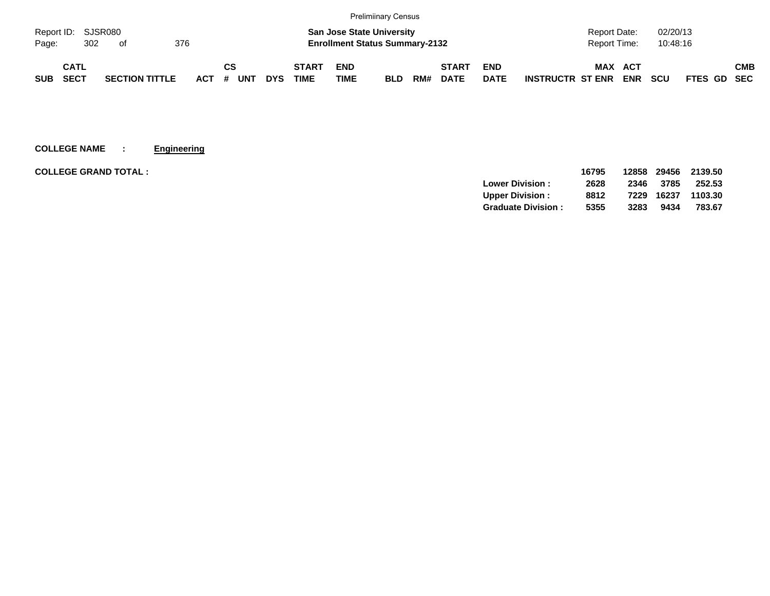Prelimiinary Census

Report ID: SJSR080

**San Jose State University**
**Enrollment Status Summary-2132**

Report Date: 02/20/13
Report Time: 10:48:16

| SUB | CATL SECT | SECTION TITTLE | ACT | CS # | UNT | DYS | START TIME | END TIME | BLD | RM# | START DATE | END DATE | INSTRUCTR | MAX ST ENR | ACT ENR | SCU | FTES | GD | CMB SEC |
|---|---|---|---|---|---|---|---|---|---|---|---|---|---|---|---|---|---|---|---|

**COLLEGE NAME : Engineering**

**COLLEGE GRAND TOTAL :**

| | MAX ST ENR | ACT ENR | SCU | FTES |
|---|---|---|---|---|
| | **16795** | **12858** | **29456** | **2139.50** |
| **Lower Division :** | **2628** | **2346** | **3785** | **252.53** |
| **Upper Division :** | **8812** | **7229** | **16237** | **1103.30** |
| **Graduate Division :** | **5355** | **3283** | **9434** | **783.67** |